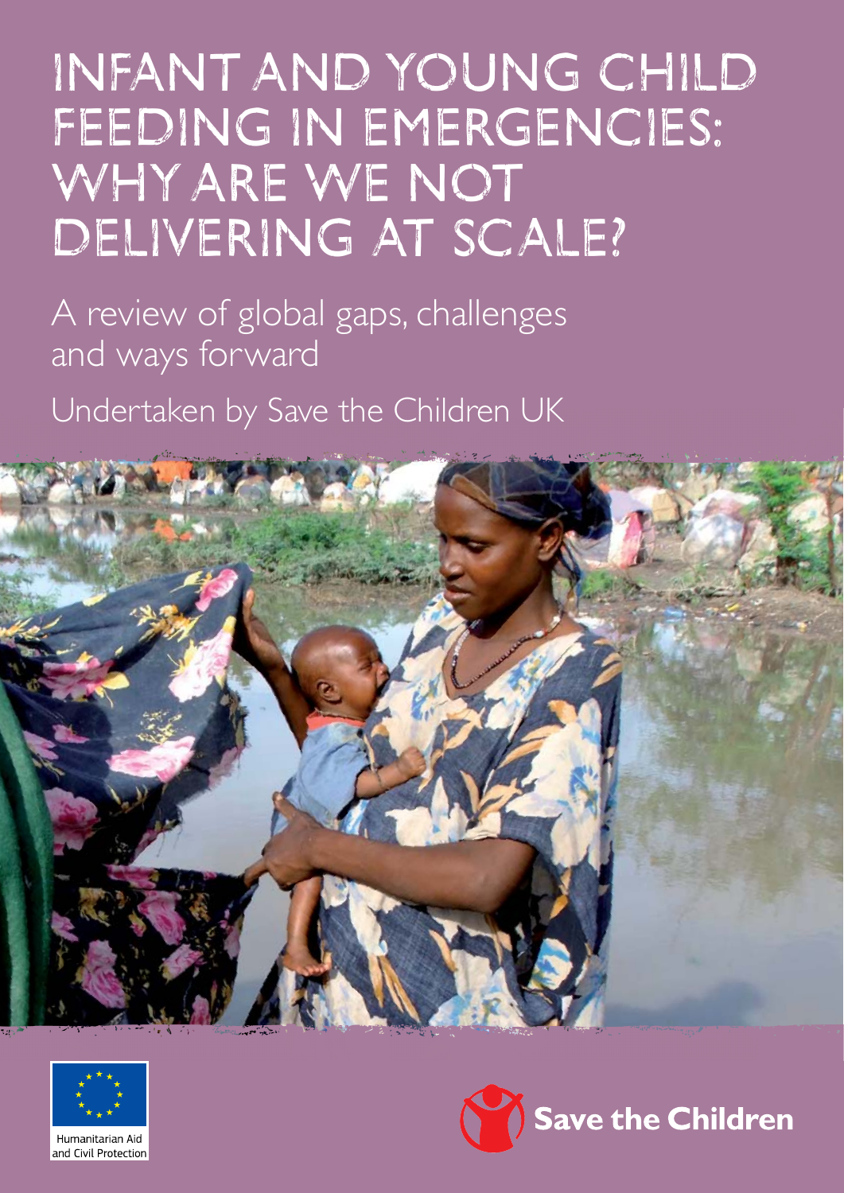# INFANT AND YOUNG CHILD FEEDING IN EMERGENCIES: WHY ARE WE NOT DELIVERING AT SCALE?

A review of global gaps, challenges and ways forward

Undertaken by Save the Children UK

Humanitarian Aid and Civil Protection

Save the Children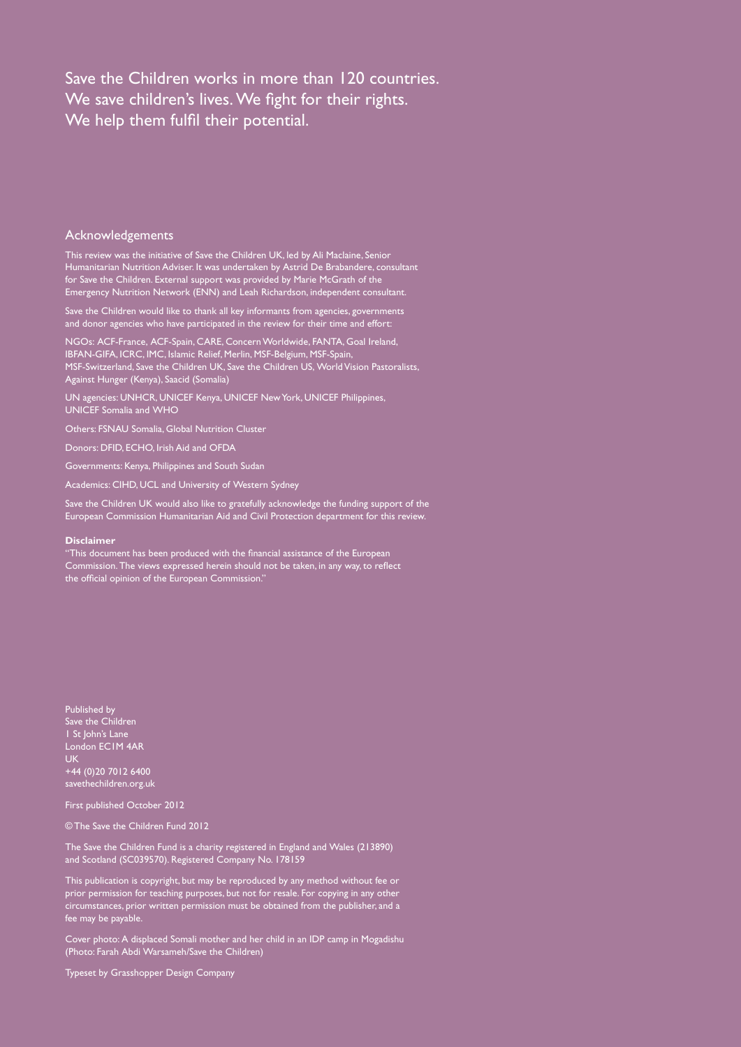Save the Children works in more than 120 countries.
We save children's lives. We fight for their rights.
We help them fulfil their potential.

## Acknowledgements

This review was the initiative of Save the Children UK, led by Ali Maclaine, Senior Humanitarian Nutrition Adviser. It was undertaken by Astrid De Brabandere, consultant for Save the Children. External support was provided by Marie McGrath of the Emergency Nutrition Network (ENN) and Leah Richardson, independent consultant.

Save the Children would like to thank all key informants from agencies, governments and donor agencies who have participated in the review for their time and effort:

NGOs: ACF-France, ACF-Spain, CARE, Concern Worldwide, FANTA, Goal Ireland, IBFAN-GIFA, ICRC, IMC, Islamic Relief, Merlin, MSF-Belgium, MSF-Spain, MSF-Switzerland, Save the Children UK, Save the Children US, World Vision Pastoralists, Against Hunger (Kenya), Saacid (Somalia)

UN agencies: UNHCR, UNICEF Kenya, UNICEF New York, UNICEF Philippines, UNICEF Somalia and WHO

Others: FSNAU Somalia, Global Nutrition Cluster

Donors: DFID, ECHO, Irish Aid and OFDA

Governments: Kenya, Philippines and South Sudan

Academics: CIHD, UCL and University of Western Sydney

Save the Children UK would also like to gratefully acknowledge the funding support of the European Commission Humanitarian Aid and Civil Protection department for this review.

**Disclaimer**
"This document has been produced with the financial assistance of the European Commission. The views expressed herein should not be taken, in any way, to reflect the official opinion of the European Commission."

Published by
Save the Children
1 St John's Lane
London EC1M 4AR
UK
+44 (0)20 7012 6400
savethechildren.org.uk

First published October 2012

© The Save the Children Fund 2012

The Save the Children Fund is a charity registered in England and Wales (213890) and Scotland (SC039570). Registered Company No. 178159

This publication is copyright, but may be reproduced by any method without fee or prior permission for teaching purposes, but not for resale. For copying in any other circumstances, prior written permission must be obtained from the publisher, and a fee may be payable.

Cover photo: A displaced Somali mother and her child in an IDP camp in Mogadishu (Photo: Farah Abdi Warsameh/Save the Children)

Typeset by Grasshopper Design Company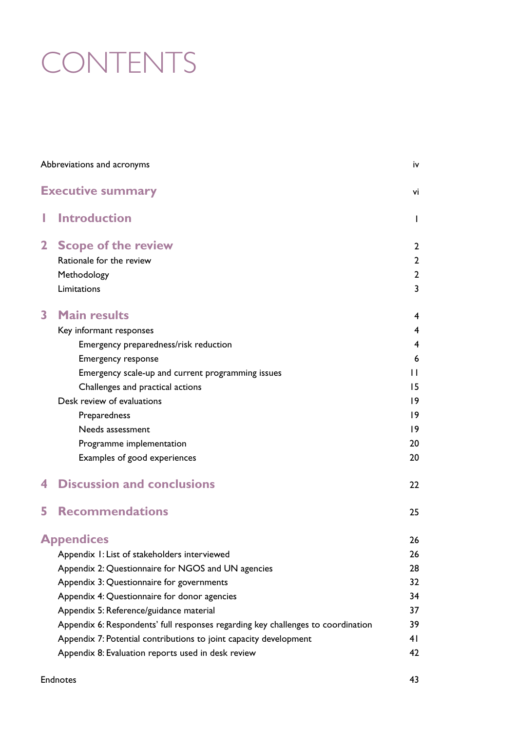# CONTENTS

| | |
|---|---|
| Abbreviations and acronyms | iv |
| **Executive summary** | vi |
| **1 Introduction** | 1 |
| **2 Scope of the review** | 2 |
| Rationale for the review | 2 |
| Methodology | 2 |
| Limitations | 3 |
| **3 Main results** | 4 |
| Key informant responses | 4 |
| Emergency preparedness/risk reduction | 4 |
| Emergency response | 6 |
| Emergency scale-up and current programming issues | 11 |
| Challenges and practical actions | 15 |
| Desk review of evaluations | 19 |
| Preparedness | 19 |
| Needs assessment | 19 |
| Programme implementation | 20 |
| Examples of good experiences | 20 |
| **4 Discussion and conclusions** | 22 |
| **5 Recommendations** | 25 |
| **Appendices** | 26 |
| Appendix 1: List of stakeholders interviewed | 26 |
| Appendix 2: Questionnaire for NGOS and UN agencies | 28 |
| Appendix 3: Questionnaire for governments | 32 |
| Appendix 4: Questionnaire for donor agencies | 34 |
| Appendix 5: Reference/guidance material | 37 |
| Appendix 6: Respondents' full responses regarding key challenges to coordination | 39 |
| Appendix 7: Potential contributions to joint capacity development | 41 |
| Appendix 8: Evaluation reports used in desk review | 42 |
| Endnotes | 43 |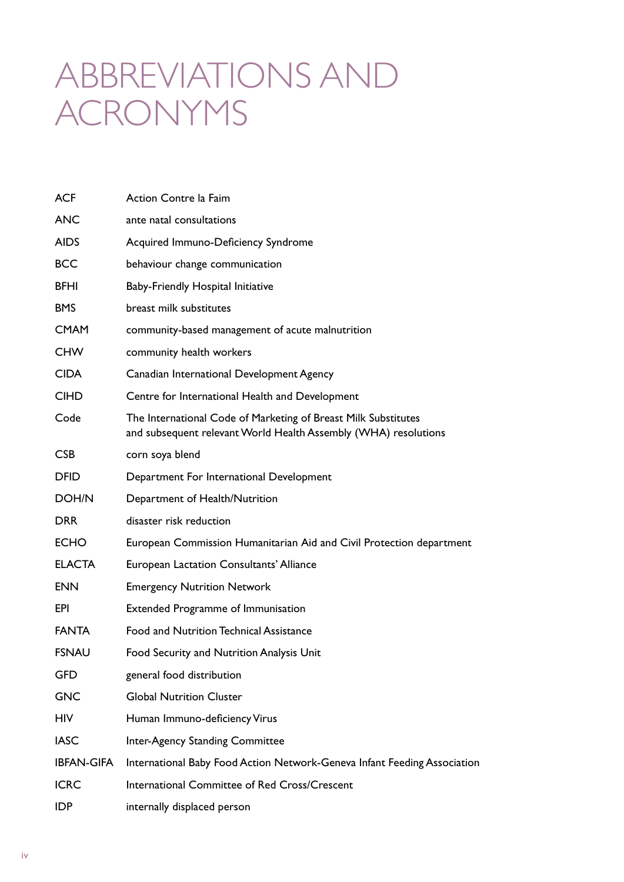# ABBREVIATIONS AND ACRONYMS

| | |
|---|---|
| ACF | Action Contre la Faim |
| ANC | ante natal consultations |
| AIDS | Acquired Immuno-Deficiency Syndrome |
| BCC | behaviour change communication |
| BFHI | Baby-Friendly Hospital Initiative |
| BMS | breast milk substitutes |
| CMAM | community-based management of acute malnutrition |
| CHW | community health workers |
| CIDA | Canadian International Development Agency |
| CIHD | Centre for International Health and Development |
| Code | The International Code of Marketing of Breast Milk Substitutes and subsequent relevant World Health Assembly (WHA) resolutions |
| CSB | corn soya blend |
| DFID | Department For International Development |
| DOH/N | Department of Health/Nutrition |
| DRR | disaster risk reduction |
| ECHO | European Commission Humanitarian Aid and Civil Protection department |
| ELACTA | European Lactation Consultants' Alliance |
| ENN | Emergency Nutrition Network |
| EPI | Extended Programme of Immunisation |
| FANTA | Food and Nutrition Technical Assistance |
| FSNAU | Food Security and Nutrition Analysis Unit |
| GFD | general food distribution |
| GNC | Global Nutrition Cluster |
| HIV | Human Immuno-deficiency Virus |
| IASC | Inter-Agency Standing Committee |
| IBFAN-GIFA | International Baby Food Action Network-Geneva Infant Feeding Association |
| ICRC | International Committee of Red Cross/Crescent |
| IDP | internally displaced person |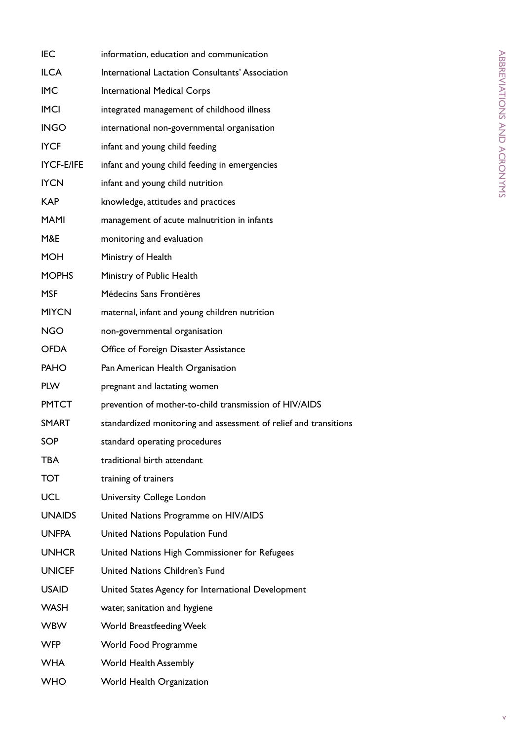| | |
|---|---|
| IEC | information, education and communication |
| ILCA | International Lactation Consultants' Association |
| IMC | International Medical Corps |
| IMCI | integrated management of childhood illness |
| INGO | international non-governmental organisation |
| IYCF | infant and young child feeding |
| IYCF-E/IFE | infant and young child feeding in emergencies |
| IYCN | infant and young child nutrition |
| KAP | knowledge, attitudes and practices |
| MAMI | management of acute malnutrition in infants |
| M&E | monitoring and evaluation |
| MOH | Ministry of Health |
| MOPHS | Ministry of Public Health |
| MSF | Médecins Sans Frontières |
| MIYCN | maternal, infant and young children nutrition |
| NGO | non-governmental organisation |
| OFDA | Office of Foreign Disaster Assistance |
| PAHO | Pan American Health Organisation |
| PLW | pregnant and lactating women |
| PMTCT | prevention of mother-to-child transmission of HIV/AIDS |
| SMART | standardized monitoring and assessment of relief and transitions |
| SOP | standard operating procedures |
| TBA | traditional birth attendant |
| TOT | training of trainers |
| UCL | University College London |
| UNAIDS | United Nations Programme on HIV/AIDS |
| UNFPA | United Nations Population Fund |
| UNHCR | United Nations High Commissioner for Refugees |
| UNICEF | United Nations Children's Fund |
| USAID | United States Agency for International Development |
| WASH | water, sanitation and hygiene |
| WBW | World Breastfeeding Week |
| WFP | World Food Programme |
| WHA | World Health Assembly |
| WHO | World Health Organization |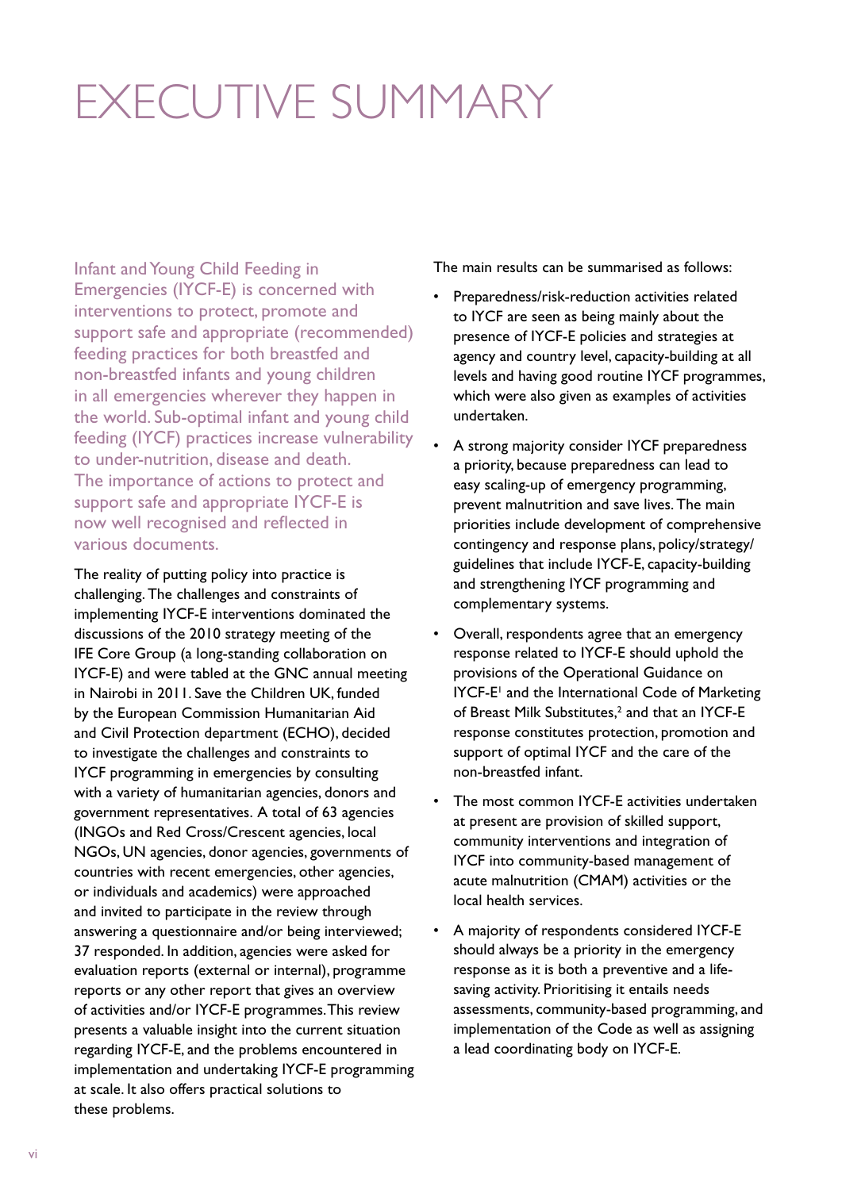# EXECUTIVE SUMMARY

Infant and Young Child Feeding in Emergencies (IYCF-E) is concerned with interventions to protect, promote and support safe and appropriate (recommended) feeding practices for both breastfed and non-breastfed infants and young children in all emergencies wherever they happen in the world. Sub-optimal infant and young child feeding (IYCF) practices increase vulnerability to under-nutrition, disease and death. The importance of actions to protect and support safe and appropriate IYCF-E is now well recognised and reflected in various documents.

The reality of putting policy into practice is challenging. The challenges and constraints of implementing IYCF-E interventions dominated the discussions of the 2010 strategy meeting of the IFE Core Group (a long-standing collaboration on IYCF-E) and were tabled at the GNC annual meeting in Nairobi in 2011. Save the Children UK, funded by the European Commission Humanitarian Aid and Civil Protection department (ECHO), decided to investigate the challenges and constraints to IYCF programming in emergencies by consulting with a variety of humanitarian agencies, donors and government representatives. A total of 63 agencies (INGOs and Red Cross/Crescent agencies, local NGOs, UN agencies, donor agencies, governments of countries with recent emergencies, other agencies, or individuals and academics) were approached and invited to participate in the review through answering a questionnaire and/or being interviewed; 37 responded. In addition, agencies were asked for evaluation reports (external or internal), programme reports or any other report that gives an overview of activities and/or IYCF-E programmes. This review presents a valuable insight into the current situation regarding IYCF-E, and the problems encountered in implementation and undertaking IYCF-E programming at scale. It also offers practical solutions to these problems.

The main results can be summarised as follows:

- Preparedness/risk-reduction activities related to IYCF are seen as being mainly about the presence of IYCF-E policies and strategies at agency and country level, capacity-building at all levels and having good routine IYCF programmes, which were also given as examples of activities undertaken.
- A strong majority consider IYCF preparedness a priority, because preparedness can lead to easy scaling-up of emergency programming, prevent malnutrition and save lives. The main priorities include development of comprehensive contingency and response plans, policy/strategy/guidelines that include IYCF-E, capacity-building and strengthening IYCF programming and complementary systems.
- Overall, respondents agree that an emergency response related to IYCF-E should uphold the provisions of the Operational Guidance on IYCF-E[1] and the International Code of Marketing of Breast Milk Substitutes,[2] and that an IYCF-E response constitutes protection, promotion and support of optimal IYCF and the care of the non-breastfed infant.
- The most common IYCF-E activities undertaken at present are provision of skilled support, community interventions and integration of IYCF into community-based management of acute malnutrition (CMAM) activities or the local health services.
- A majority of respondents considered IYCF-E should always be a priority in the emergency response as it is both a preventive and a life-saving activity. Prioritising it entails needs assessments, community-based programming, and implementation of the Code as well as assigning a lead coordinating body on IYCF-E.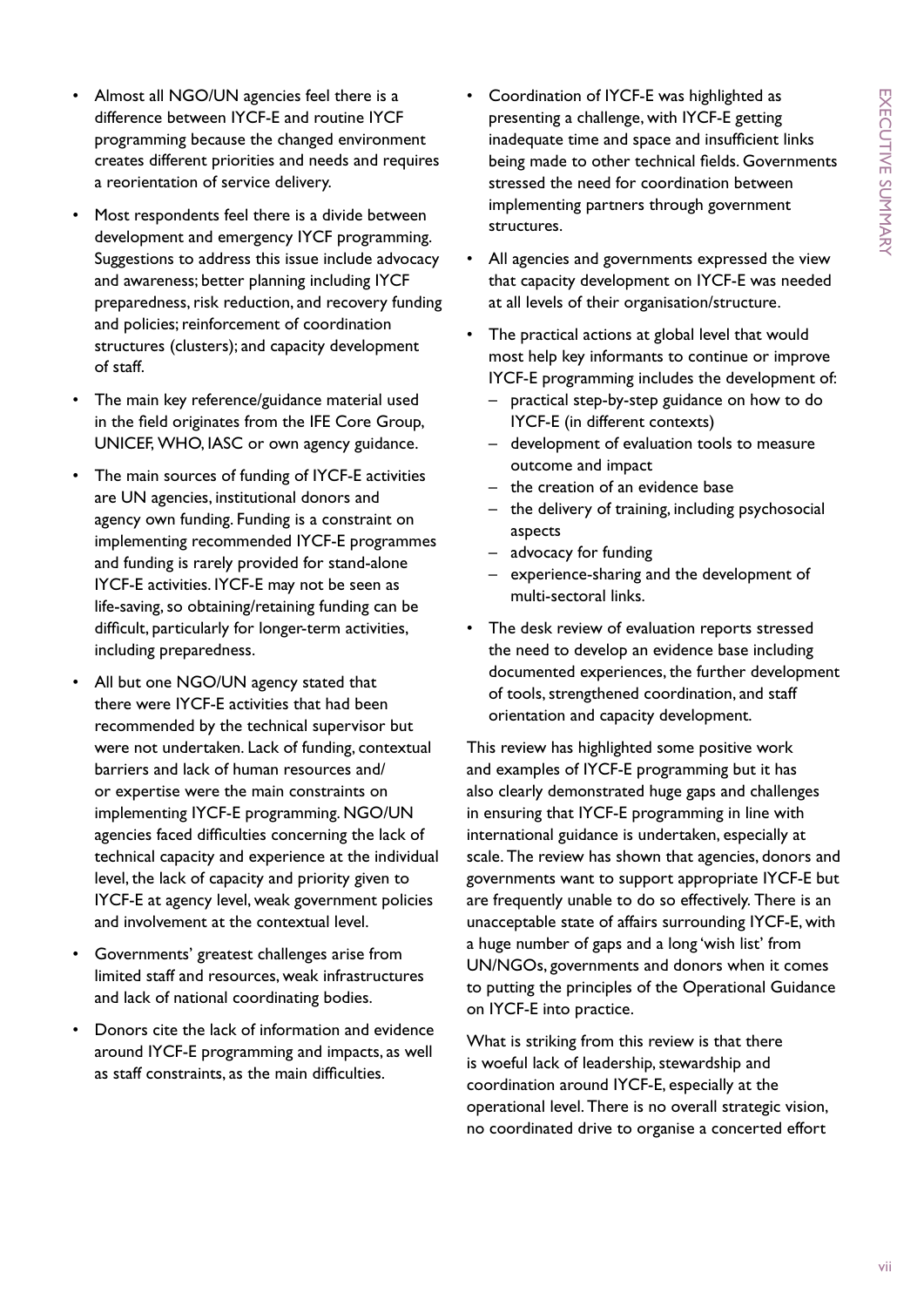- Almost all NGO/UN agencies feel there is a difference between IYCF-E and routine IYCF programming because the changed environment creates different priorities and needs and requires a reorientation of service delivery.
- Most respondents feel there is a divide between development and emergency IYCF programming. Suggestions to address this issue include advocacy and awareness; better planning including IYCF preparedness, risk reduction, and recovery funding and policies; reinforcement of coordination structures (clusters); and capacity development of staff.
- The main key reference/guidance material used in the field originates from the IFE Core Group, UNICEF, WHO, IASC or own agency guidance.
- The main sources of funding of IYCF-E activities are UN agencies, institutional donors and agency own funding. Funding is a constraint on implementing recommended IYCF-E programmes and funding is rarely provided for stand-alone IYCF-E activities. IYCF-E may not be seen as life-saving, so obtaining/retaining funding can be difficult, particularly for longer-term activities, including preparedness.
- All but one NGO/UN agency stated that there were IYCF-E activities that had been recommended by the technical supervisor but were not undertaken. Lack of funding, contextual barriers and lack of human resources and/or expertise were the main constraints on implementing IYCF-E programming. NGO/UN agencies faced difficulties concerning the lack of technical capacity and experience at the individual level, the lack of capacity and priority given to IYCF-E at agency level, weak government policies and involvement at the contextual level.
- Governments' greatest challenges arise from limited staff and resources, weak infrastructures and lack of national coordinating bodies.
- Donors cite the lack of information and evidence around IYCF-E programming and impacts, as well as staff constraints, as the main difficulties.
- Coordination of IYCF-E was highlighted as presenting a challenge, with IYCF-E getting inadequate time and space and insufficient links being made to other technical fields. Governments stressed the need for coordination between implementing partners through government structures.
- All agencies and governments expressed the view that capacity development on IYCF-E was needed at all levels of their organisation/structure.
- The practical actions at global level that would most help key informants to continue or improve IYCF-E programming includes the development of:
  - practical step-by-step guidance on how to do IYCF-E (in different contexts)
  - development of evaluation tools to measure outcome and impact
  - the creation of an evidence base
  - the delivery of training, including psychosocial aspects
  - advocacy for funding
  - experience-sharing and the development of multi-sectoral links.
- The desk review of evaluation reports stressed the need to develop an evidence base including documented experiences, the further development of tools, strengthened coordination, and staff orientation and capacity development.

This review has highlighted some positive work and examples of IYCF-E programming but it has also clearly demonstrated huge gaps and challenges in ensuring that IYCF-E programming in line with international guidance is undertaken, especially at scale. The review has shown that agencies, donors and governments want to support appropriate IYCF-E but are frequently unable to do so effectively. There is an unacceptable state of affairs surrounding IYCF-E, with a huge number of gaps and a long 'wish list' from UN/NGOs, governments and donors when it comes to putting the principles of the Operational Guidance on IYCF-E into practice.

What is striking from this review is that there is woeful lack of leadership, stewardship and coordination around IYCF-E, especially at the operational level. There is no overall strategic vision, no coordinated drive to organise a concerted effort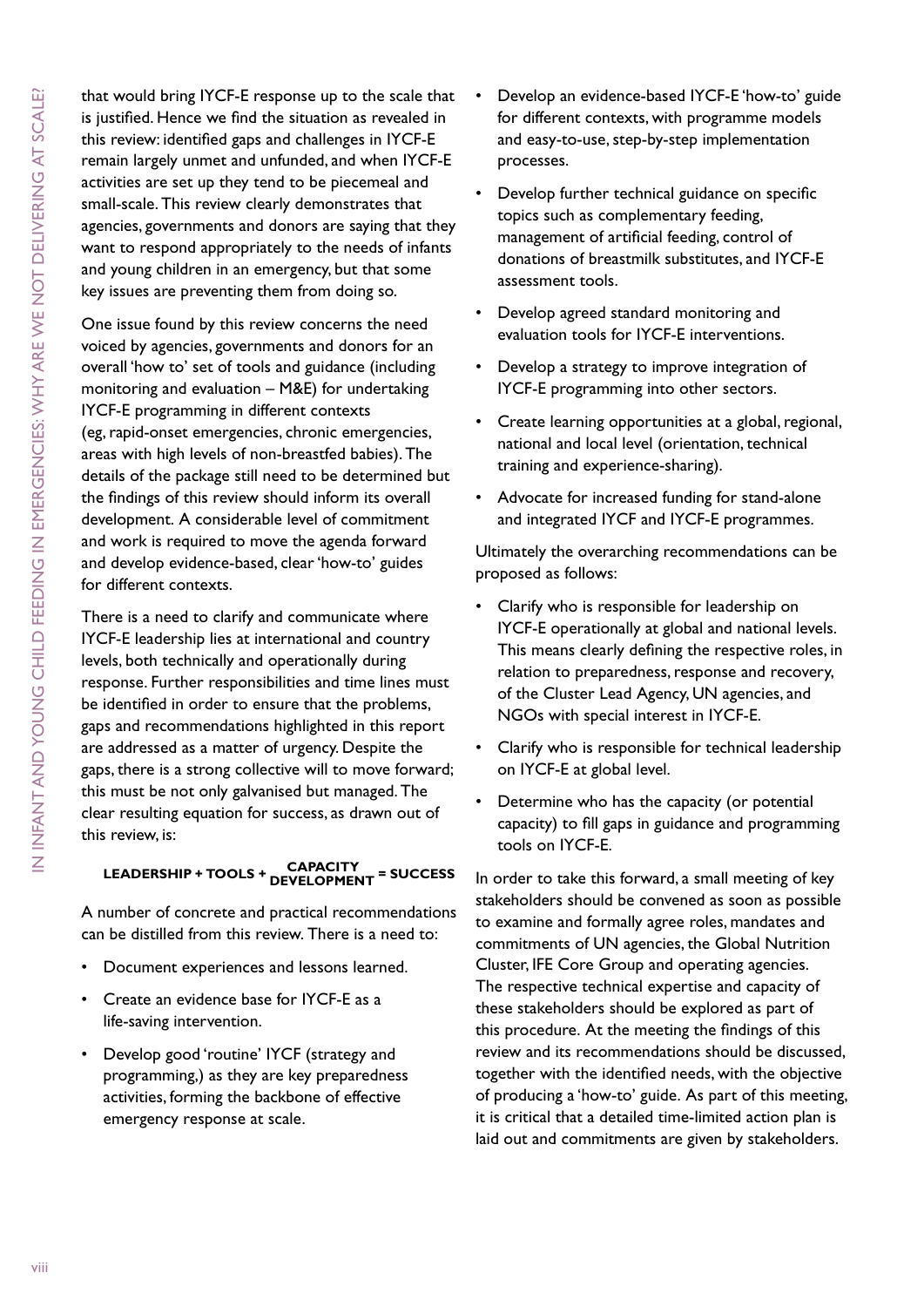that would bring IYCF-E response up to the scale that is justified. Hence we find the situation as revealed in this review: identified gaps and challenges in IYCF-E remain largely unmet and unfunded, and when IYCF-E activities are set up they tend to be piecemeal and small-scale. This review clearly demonstrates that agencies, governments and donors are saying that they want to respond appropriately to the needs of infants and young children in an emergency, but that some key issues are preventing them from doing so.

One issue found by this review concerns the need voiced by agencies, governments and donors for an overall 'how to' set of tools and guidance (including monitoring and evaluation – M&E) for undertaking IYCF-E programming in different contexts (eg, rapid-onset emergencies, chronic emergencies, areas with high levels of non-breastfed babies). The details of the package still need to be determined but the findings of this review should inform its overall development. A considerable level of commitment and work is required to move the agenda forward and develop evidence-based, clear 'how-to' guides for different contexts.

There is a need to clarify and communicate where IYCF-E leadership lies at international and country levels, both technically and operationally during response. Further responsibilities and time lines must be identified in order to ensure that the problems, gaps and recommendations highlighted in this report are addressed as a matter of urgency. Despite the gaps, there is a strong collective will to move forward; this must be not only galvanised but managed. The clear resulting equation for success, as drawn out of this review, is:

$$\textbf{LEADERSHIP + TOOLS + } \frac{\textbf{CAPACITY}}{\textbf{DEVELOPMENT}} \textbf{ = SUCCESS}$$

A number of concrete and practical recommendations can be distilled from this review. There is a need to:

- Document experiences and lessons learned.
- Create an evidence base for IYCF-E as a life-saving intervention.
- Develop good 'routine' IYCF (strategy and programming,) as they are key preparedness activities, forming the backbone of effective emergency response at scale.
- Develop an evidence-based IYCF-E 'how-to' guide for different contexts, with programme models and easy-to-use, step-by-step implementation processes.
- Develop further technical guidance on specific topics such as complementary feeding, management of artificial feeding, control of donations of breastmilk substitutes, and IYCF-E assessment tools.
- Develop agreed standard monitoring and evaluation tools for IYCF-E interventions.
- Develop a strategy to improve integration of IYCF-E programming into other sectors.
- Create learning opportunities at a global, regional, national and local level (orientation, technical training and experience-sharing).
- Advocate for increased funding for stand-alone and integrated IYCF and IYCF-E programmes.

Ultimately the overarching recommendations can be proposed as follows:

- Clarify who is responsible for leadership on IYCF-E operationally at global and national levels. This means clearly defining the respective roles, in relation to preparedness, response and recovery, of the Cluster Lead Agency, UN agencies, and NGOs with special interest in IYCF-E.
- Clarify who is responsible for technical leadership on IYCF-E at global level.
- Determine who has the capacity (or potential capacity) to fill gaps in guidance and programming tools on IYCF-E.

In order to take this forward, a small meeting of key stakeholders should be convened as soon as possible to examine and formally agree roles, mandates and commitments of UN agencies, the Global Nutrition Cluster, IFE Core Group and operating agencies. The respective technical expertise and capacity of these stakeholders should be explored as part of this procedure. At the meeting the findings of this review and its recommendations should be discussed, together with the identified needs, with the objective of producing a 'how-to' guide. As part of this meeting, it is critical that a detailed time-limited action plan is laid out and commitments are given by stakeholders.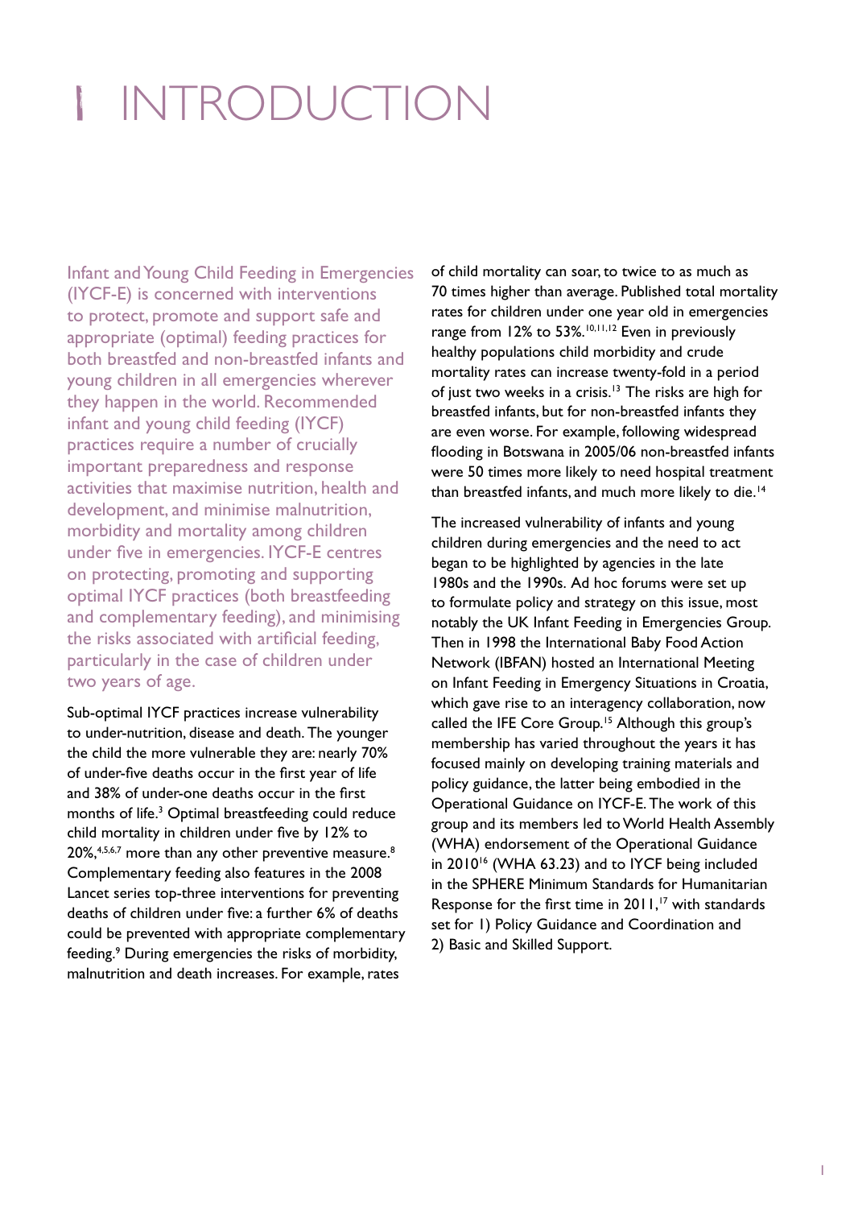# 1 INTRODUCTION

Infant and Young Child Feeding in Emergencies (IYCF-E) is concerned with interventions to protect, promote and support safe and appropriate (optimal) feeding practices for both breastfed and non-breastfed infants and young children in all emergencies wherever they happen in the world. Recommended infant and young child feeding (IYCF) practices require a number of crucially important preparedness and response activities that maximise nutrition, health and development, and minimise malnutrition, morbidity and mortality among children under five in emergencies. IYCF-E centres on protecting, promoting and supporting optimal IYCF practices (both breastfeeding and complementary feeding), and minimising the risks associated with artificial feeding, particularly in the case of children under two years of age.

Sub-optimal IYCF practices increase vulnerability to under-nutrition, disease and death. The younger the child the more vulnerable they are: nearly 70% of under-five deaths occur in the first year of life and 38% of under-one deaths occur in the first months of life.[3] Optimal breastfeeding could reduce child mortality in children under five by 12% to 20%,[4,5,6,7] more than any other preventive measure.[8] Complementary feeding also features in the 2008 Lancet series top-three interventions for preventing deaths of children under five: a further 6% of deaths could be prevented with appropriate complementary feeding.[9] During emergencies the risks of morbidity, malnutrition and death increases. For example, rates of child mortality can soar, to twice to as much as 70 times higher than average. Published total mortality rates for children under one year old in emergencies range from 12% to 53%.[10,11,12] Even in previously healthy populations child morbidity and crude mortality rates can increase twenty-fold in a period of just two weeks in a crisis.[13] The risks are high for breastfed infants, but for non-breastfed infants they are even worse. For example, following widespread flooding in Botswana in 2005/06 non-breastfed infants were 50 times more likely to need hospital treatment than breastfed infants, and much more likely to die.[14]

The increased vulnerability of infants and young children during emergencies and the need to act began to be highlighted by agencies in the late 1980s and the 1990s. Ad hoc forums were set up to formulate policy and strategy on this issue, most notably the UK Infant Feeding in Emergencies Group. Then in 1998 the International Baby Food Action Network (IBFAN) hosted an International Meeting on Infant Feeding in Emergency Situations in Croatia, which gave rise to an interagency collaboration, now called the IFE Core Group.[15] Although this group's membership has varied throughout the years it has focused mainly on developing training materials and policy guidance, the latter being embodied in the Operational Guidance on IYCF-E. The work of this group and its members led to World Health Assembly (WHA) endorsement of the Operational Guidance in 2010[16] (WHA 63.23) and to IYCF being included in the SPHERE Minimum Standards for Humanitarian Response for the first time in 2011,[17] with standards set for 1) Policy Guidance and Coordination and 2) Basic and Skilled Support.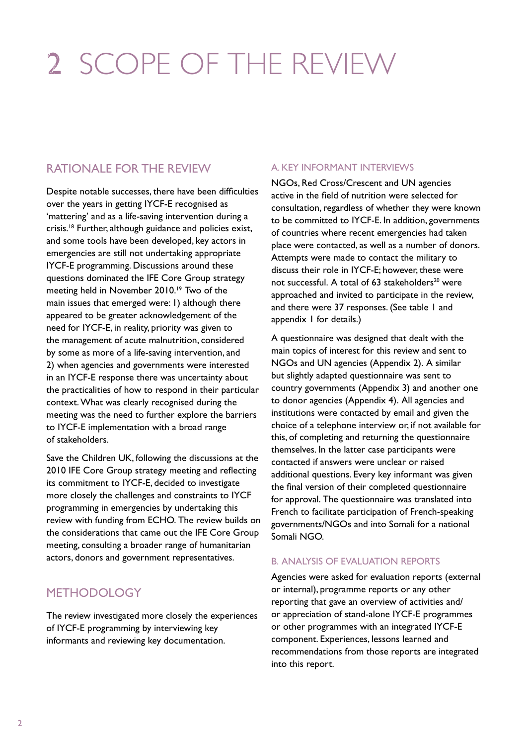# 2 SCOPE OF THE REVIEW

## RATIONALE FOR THE REVIEW

Despite notable successes, there have been difficulties over the years in getting IYCF-E recognised as 'mattering' and as a life-saving intervention during a crisis.[18] Further, although guidance and policies exist, and some tools have been developed, key actors in emergencies are still not undertaking appropriate IYCF-E programming. Discussions around these questions dominated the IFE Core Group strategy meeting held in November 2010.[19] Two of the main issues that emerged were: 1) although there appeared to be greater acknowledgement of the need for IYCF-E, in reality, priority was given to the management of acute malnutrition, considered by some as more of a life-saving intervention, and 2) when agencies and governments were interested in an IYCF-E response there was uncertainty about the practicalities of how to respond in their particular context. What was clearly recognised during the meeting was the need to further explore the barriers to IYCF-E implementation with a broad range of stakeholders.

Save the Children UK, following the discussions at the 2010 IFE Core Group strategy meeting and reflecting its commitment to IYCF-E, decided to investigate more closely the challenges and constraints to IYCF programming in emergencies by undertaking this review with funding from ECHO. The review builds on the considerations that came out the IFE Core Group meeting, consulting a broader range of humanitarian actors, donors and government representatives.

## METHODOLOGY

The review investigated more closely the experiences of IYCF-E programming by interviewing key informants and reviewing key documentation.

### A. KEY INFORMANT INTERVIEWS

NGOs, Red Cross/Crescent and UN agencies active in the field of nutrition were selected for consultation, regardless of whether they were known to be committed to IYCF-E. In addition, governments of countries where recent emergencies had taken place were contacted, as well as a number of donors. Attempts were made to contact the military to discuss their role in IYCF-E; however, these were not successful. A total of 63 stakeholders[20] were approached and invited to participate in the review, and there were 37 responses. (See table 1 and appendix 1 for details.)

A questionnaire was designed that dealt with the main topics of interest for this review and sent to NGOs and UN agencies (Appendix 2). A similar but slightly adapted questionnaire was sent to country governments (Appendix 3) and another one to donor agencies (Appendix 4). All agencies and institutions were contacted by email and given the choice of a telephone interview or, if not available for this, of completing and returning the questionnaire themselves. In the latter case participants were contacted if answers were unclear or raised additional questions. Every key informant was given the final version of their completed questionnaire for approval. The questionnaire was translated into French to facilitate participation of French-speaking governments/NGOs and into Somali for a national Somali NGO.

### B. ANALYSIS OF EVALUATION REPORTS

Agencies were asked for evaluation reports (external or internal), programme reports or any other reporting that gave an overview of activities and/or appreciation of stand-alone IYCF-E programmes or other programmes with an integrated IYCF-E component. Experiences, lessons learned and recommendations from those reports are integrated into this report.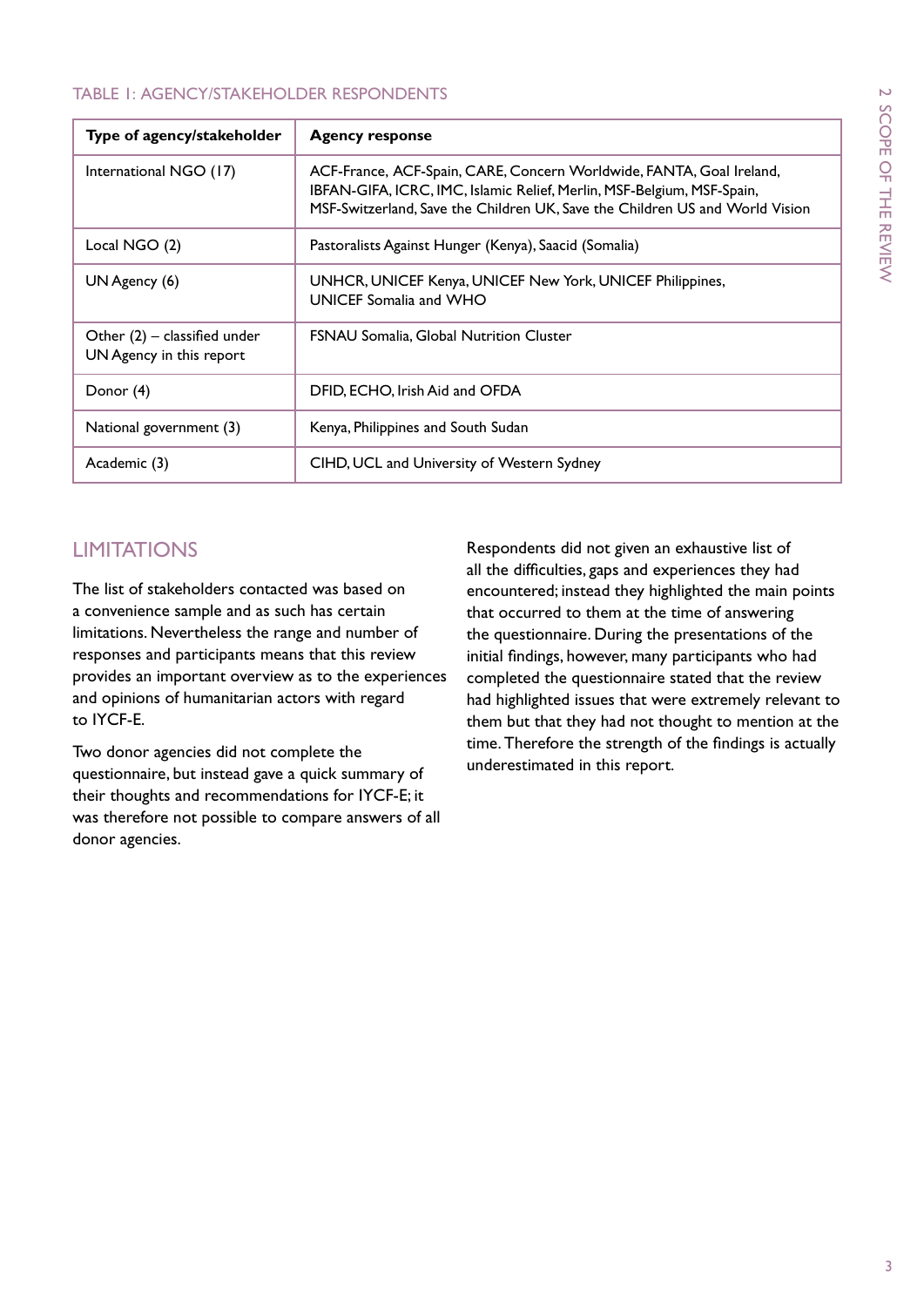TABLE 1: AGENCY/STAKEHOLDER RESPONDENTS

| Type of agency/stakeholder | Agency response |
| --- | --- |
| International NGO (17) | ACF-France, ACF-Spain, CARE, Concern Worldwide, FANTA, Goal Ireland, IBFAN-GIFA, ICRC, IMC, Islamic Relief, Merlin, MSF-Belgium, MSF-Spain, MSF-Switzerland, Save the Children UK, Save the Children US and World Vision |
| Local NGO (2) | Pastoralists Against Hunger (Kenya), Saacid (Somalia) |
| UN Agency (6) | UNHCR, UNICEF Kenya, UNICEF New York, UNICEF Philippines, UNICEF Somalia and WHO |
| Other (2) – classified under UN Agency in this report | FSNAU Somalia, Global Nutrition Cluster |
| Donor (4) | DFID, ECHO, Irish Aid and OFDA |
| National government (3) | Kenya, Philippines and South Sudan |
| Academic (3) | CIHD, UCL and University of Western Sydney |

## LIMITATIONS

The list of stakeholders contacted was based on a convenience sample and as such has certain limitations. Nevertheless the range and number of responses and participants means that this review provides an important overview as to the experiences and opinions of humanitarian actors with regard to IYCF-E.

Two donor agencies did not complete the questionnaire, but instead gave a quick summary of their thoughts and recommendations for IYCF-E; it was therefore not possible to compare answers of all donor agencies.

Respondents did not given an exhaustive list of all the difficulties, gaps and experiences they had encountered; instead they highlighted the main points that occurred to them at the time of answering the questionnaire. During the presentations of the initial findings, however, many participants who had completed the questionnaire stated that the review had highlighted issues that were extremely relevant to them but that they had not thought to mention at the time. Therefore the strength of the findings is actually underestimated in this report.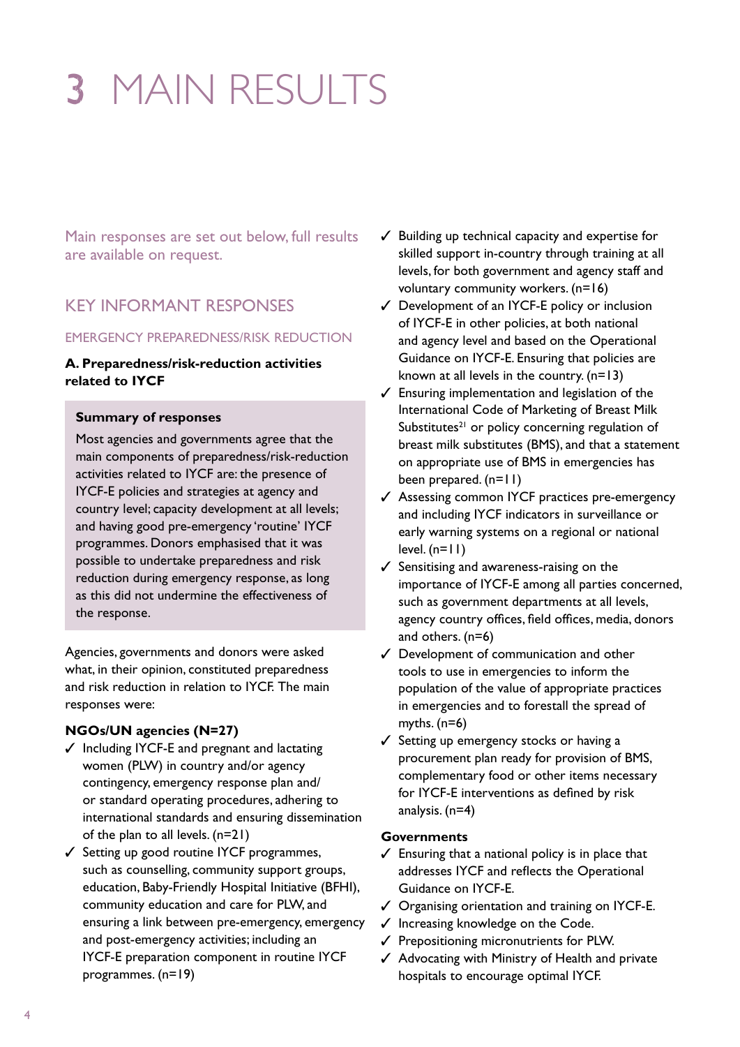# 3 MAIN RESULTS

Main responses are set out below, full results are available on request.

## KEY INFORMANT RESPONSES

### EMERGENCY PREPAREDNESS/RISK REDUCTION

**A. Preparedness/risk-reduction activities related to IYCF**

> **Summary of responses**
>
> Most agencies and governments agree that the main components of preparedness/risk-reduction activities related to IYCF are: the presence of IYCF-E policies and strategies at agency and country level; capacity development at all levels; and having good pre-emergency 'routine' IYCF programmes. Donors emphasised that it was possible to undertake preparedness and risk reduction during emergency response, as long as this did not undermine the effectiveness of the response.

Agencies, governments and donors were asked what, in their opinion, constituted preparedness and risk reduction in relation to IYCF. The main responses were:

**NGOs/UN agencies (N=27)**

- ✓ Including IYCF-E and pregnant and lactating women (PLW) in country and/or agency contingency, emergency response plan and/or standard operating procedures, adhering to international standards and ensuring dissemination of the plan to all levels. (n=21)
- ✓ Setting up good routine IYCF programmes, such as counselling, community support groups, education, Baby-Friendly Hospital Initiative (BFHI), community education and care for PLW, and ensuring a link between pre-emergency, emergency and post-emergency activities; including an IYCF-E preparation component in routine IYCF programmes. (n=19)
- ✓ Building up technical capacity and expertise for skilled support in-country through training at all levels, for both government and agency staff and voluntary community workers. (n=16)
- ✓ Development of an IYCF-E policy or inclusion of IYCF-E in other policies, at both national and agency level and based on the Operational Guidance on IYCF-E. Ensuring that policies are known at all levels in the country. (n=13)
- ✓ Ensuring implementation and legislation of the International Code of Marketing of Breast Milk Substitutes[21] or policy concerning regulation of breast milk substitutes (BMS), and that a statement on appropriate use of BMS in emergencies has been prepared. (n=11)
- ✓ Assessing common IYCF practices pre-emergency and including IYCF indicators in surveillance or early warning systems on a regional or national level. (n=11)
- ✓ Sensitising and awareness-raising on the importance of IYCF-E among all parties concerned, such as government departments at all levels, agency country offices, field offices, media, donors and others. (n=6)
- ✓ Development of communication and other tools to use in emergencies to inform the population of the value of appropriate practices in emergencies and to forestall the spread of myths. (n=6)
- ✓ Setting up emergency stocks or having a procurement plan ready for provision of BMS, complementary food or other items necessary for IYCF-E interventions as defined by risk analysis. (n=4)

**Governments**

- ✓ Ensuring that a national policy is in place that addresses IYCF and reflects the Operational Guidance on IYCF-E.
- ✓ Organising orientation and training on IYCF-E.
- ✓ Increasing knowledge on the Code.
- ✓ Prepositioning micronutrients for PLW.
- ✓ Advocating with Ministry of Health and private hospitals to encourage optimal IYCF.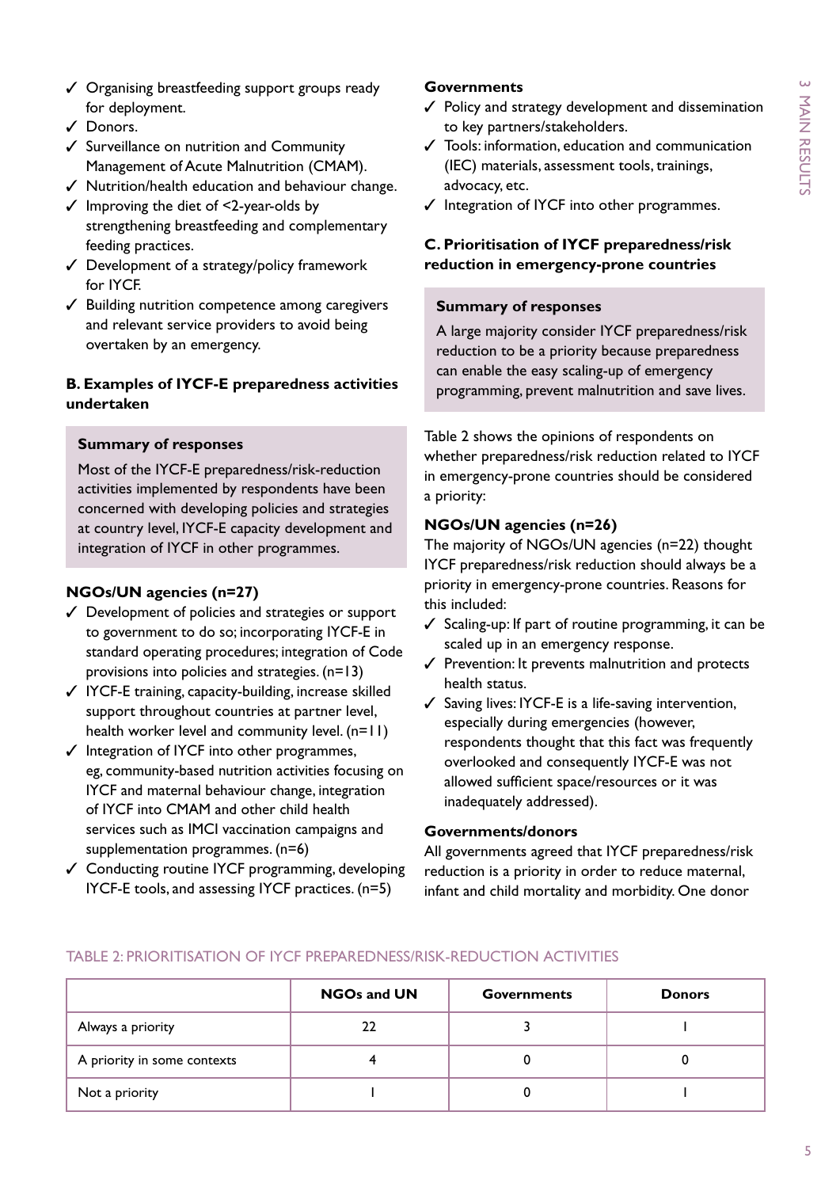- ✓ Organising breastfeeding support groups ready for deployment.
- ✓ Donors.
- ✓ Surveillance on nutrition and Community Management of Acute Malnutrition (CMAM).
- ✓ Nutrition/health education and behaviour change.
- ✓ Improving the diet of <2-year-olds by strengthening breastfeeding and complementary feeding practices.
- ✓ Development of a strategy/policy framework for IYCF.
- ✓ Building nutrition competence among caregivers and relevant service providers to avoid being overtaken by an emergency.

### B. Examples of IYCF-E preparedness activities undertaken

**Summary of responses**

Most of the IYCF-E preparedness/risk-reduction activities implemented by respondents have been concerned with developing policies and strategies at country level, IYCF-E capacity development and integration of IYCF in other programmes.

#### NGOs/UN agencies (n=27)

- ✓ Development of policies and strategies or support to government to do so; incorporating IYCF-E in standard operating procedures; integration of Code provisions into policies and strategies. (n=13)
- ✓ IYCF-E training, capacity-building, increase skilled support throughout countries at partner level, health worker level and community level. (n=11)
- ✓ Integration of IYCF into other programmes, eg, community-based nutrition activities focusing on IYCF and maternal behaviour change, integration of IYCF into CMAM and other child health services such as IMCI vaccination campaigns and supplementation programmes. (n=6)
- ✓ Conducting routine IYCF programming, developing IYCF-E tools, and assessing IYCF practices. (n=5)

#### Governments

- ✓ Policy and strategy development and dissemination to key partners/stakeholders.
- ✓ Tools: information, education and communication (IEC) materials, assessment tools, trainings, advocacy, etc.
- ✓ Integration of IYCF into other programmes.

### C. Prioritisation of IYCF preparedness/risk reduction in emergency-prone countries

**Summary of responses**

A large majority consider IYCF preparedness/risk reduction to be a priority because preparedness can enable the easy scaling-up of emergency programming, prevent malnutrition and save lives.

Table 2 shows the opinions of respondents on whether preparedness/risk reduction related to IYCF in emergency-prone countries should be considered a priority:

#### NGOs/UN agencies (n=26)

The majority of NGOs/UN agencies (n=22) thought IYCF preparedness/risk reduction should always be a priority in emergency-prone countries. Reasons for this included:

- ✓ Scaling-up: If part of routine programming, it can be scaled up in an emergency response.
- ✓ Prevention: It prevents malnutrition and protects health status.
- ✓ Saving lives: IYCF-E is a life-saving intervention, especially during emergencies (however, respondents thought that this fact was frequently overlooked and consequently IYCF-E was not allowed sufficient space/resources or it was inadequately addressed).

#### Governments/donors

All governments agreed that IYCF preparedness/risk reduction is a priority in order to reduce maternal, infant and child mortality and morbidity. One donor

TABLE 2: PRIORITISATION OF IYCF PREPAREDNESS/RISK-REDUCTION ACTIVITIES

| | NGOs and UN | Governments | Donors |
|---|---|---|---|
| Always a priority | 22 | 3 | 1 |
| A priority in some contexts | 4 | 0 | 0 |
| Not a priority | 1 | 0 | 1 |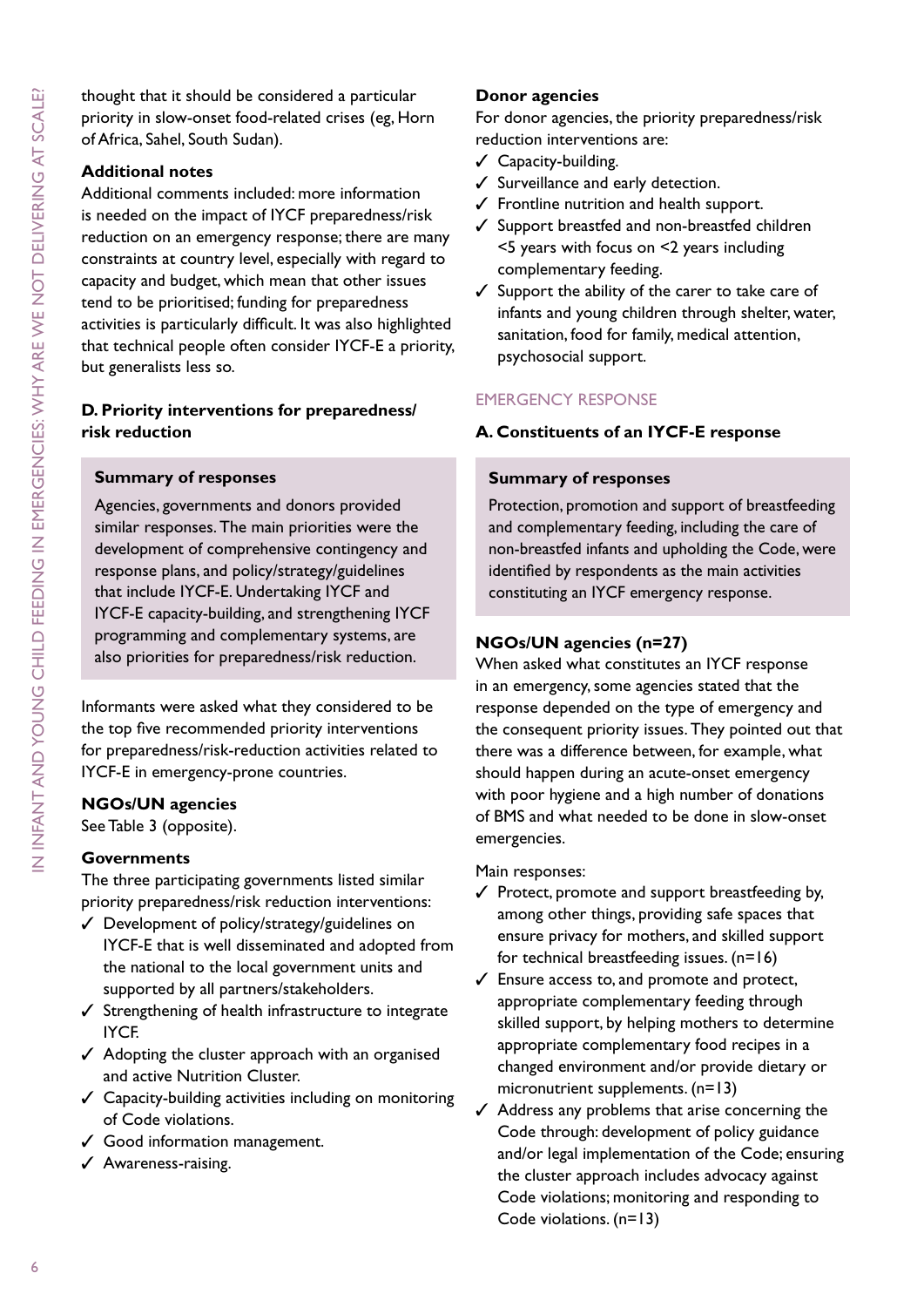thought that it should be considered a particular priority in slow-onset food-related crises (eg, Horn of Africa, Sahel, South Sudan).

**Additional notes**

Additional comments included: more information is needed on the impact of IYCF preparedness/risk reduction on an emergency response; there are many constraints at country level, especially with regard to capacity and budget, which mean that other issues tend to be prioritised; funding for preparedness activities is particularly difficult. It was also highlighted that technical people often consider IYCF-E a priority, but generalists less so.

### D. Priority interventions for preparedness/ risk reduction

> **Summary of responses**
>
> Agencies, governments and donors provided similar responses. The main priorities were the development of comprehensive contingency and response plans, and policy/strategy/guidelines that include IYCF-E. Undertaking IYCF and IYCF-E capacity-building, and strengthening IYCF programming and complementary systems, are also priorities for preparedness/risk reduction.

Informants were asked what they considered to be the top five recommended priority interventions for preparedness/risk-reduction activities related to IYCF-E in emergency-prone countries.

**NGOs/UN agencies**

See Table 3 (opposite).

**Governments**

The three participating governments listed similar priority preparedness/risk reduction interventions:

- ✓ Development of policy/strategy/guidelines on IYCF-E that is well disseminated and adopted from the national to the local government units and supported by all partners/stakeholders.
- ✓ Strengthening of health infrastructure to integrate IYCF.
- ✓ Adopting the cluster approach with an organised and active Nutrition Cluster.
- ✓ Capacity-building activities including on monitoring of Code violations.
- ✓ Good information management.
- ✓ Awareness-raising.

**Donor agencies**

For donor agencies, the priority preparedness/risk reduction interventions are:

- ✓ Capacity-building.
- ✓ Surveillance and early detection.
- ✓ Frontline nutrition and health support.
- ✓ Support breastfed and non-breastfed children <5 years with focus on <2 years including complementary feeding.
- ✓ Support the ability of the carer to take care of infants and young children through shelter, water, sanitation, food for family, medical attention, psychosocial support.

## EMERGENCY RESPONSE

### A. Constituents of an IYCF-E response

> **Summary of responses**
>
> Protection, promotion and support of breastfeeding and complementary feeding, including the care of non-breastfed infants and upholding the Code, were identified by respondents as the main activities constituting an IYCF emergency response.

**NGOs/UN agencies (n=27)**

When asked what constitutes an IYCF response in an emergency, some agencies stated that the response depended on the type of emergency and the consequent priority issues. They pointed out that there was a difference between, for example, what should happen during an acute-onset emergency with poor hygiene and a high number of donations of BMS and what needed to be done in slow-onset emergencies.

Main responses:

- ✓ Protect, promote and support breastfeeding by, among other things, providing safe spaces that ensure privacy for mothers, and skilled support for technical breastfeeding issues. (n=16)
- ✓ Ensure access to, and promote and protect, appropriate complementary feeding through skilled support, by helping mothers to determine appropriate complementary food recipes in a changed environment and/or provide dietary or micronutrient supplements. (n=13)
- ✓ Address any problems that arise concerning the Code through: development of policy guidance and/or legal implementation of the Code; ensuring the cluster approach includes advocacy against Code violations; monitoring and responding to Code violations. (n=13)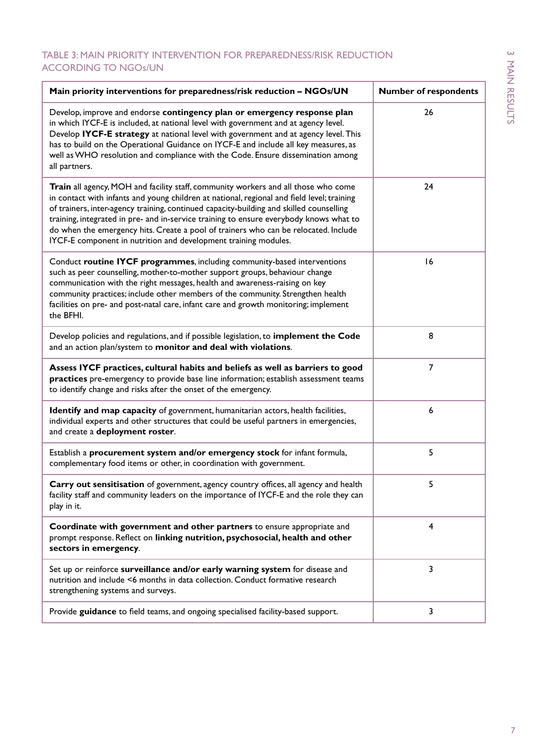TABLE 3: MAIN PRIORITY INTERVENTION FOR PREPAREDNESS/RISK REDUCTION ACCORDING TO NGOs/UN

| Main priority interventions for preparedness/risk reduction – NGOs/UN | Number of respondents |
|---|---|
| Develop, improve and endorse **contingency plan or emergency response plan** in which IYCF-E is included, at national level with government and at agency level. Develop **IYCF-E strategy** at national level with government and at agency level. This has to build on the Operational Guidance on IYCF-E and include all key measures, as well as WHO resolution and compliance with the Code. Ensure dissemination among all partners. | 26 |
| **Train** all agency, MOH and facility staff, community workers and all those who come in contact with infants and young children at national, regional and field level; training of trainers, inter-agency training, continued capacity-building and skilled counselling training, integrated in pre- and in-service training to ensure everybody knows what to do when the emergency hits. Create a pool of trainers who can be relocated. Include IYCF-E component in nutrition and development training modules. | 24 |
| Conduct **routine IYCF programmes**, including community-based interventions such as peer counselling, mother-to-mother support groups, behaviour change communication with the right messages, health and awareness-raising on key community practices; include other members of the community. Strengthen health facilities on pre- and post-natal care, infant care and growth monitoring; implement the BFHI. | 16 |
| Develop policies and regulations, and if possible legislation, to **implement the Code** and an action plan/system to **monitor and deal with violations**. | 8 |
| **Assess IYCF practices, cultural habits and beliefs as well as barriers to good practices** pre-emergency to provide base line information; establish assessment teams to identify change and risks after the onset of the emergency. | 7 |
| **Identify and map capacity** of government, humanitarian actors, health facilities, individual experts and other structures that could be useful partners in emergencies, and create a **deployment roster**. | 6 |
| Establish a **procurement system and/or emergency stock** for infant formula, complementary food items or other, in coordination with government. | 5 |
| **Carry out sensitisation** of government, agency country offices, all agency and health facility staff and community leaders on the importance of IYCF-E and the role they can play in it. | 5 |
| **Coordinate with government and other partners** to ensure appropriate and prompt response. Reflect on **linking nutrition, psychosocial, health and other sectors in emergency**. | 4 |
| Set up or reinforce **surveillance and/or early warning system** for disease and nutrition and include <6 months in data collection. Conduct formative research strengthening systems and surveys. | 3 |
| Provide **guidance** to field teams, and ongoing specialised facility-based support. | 3 |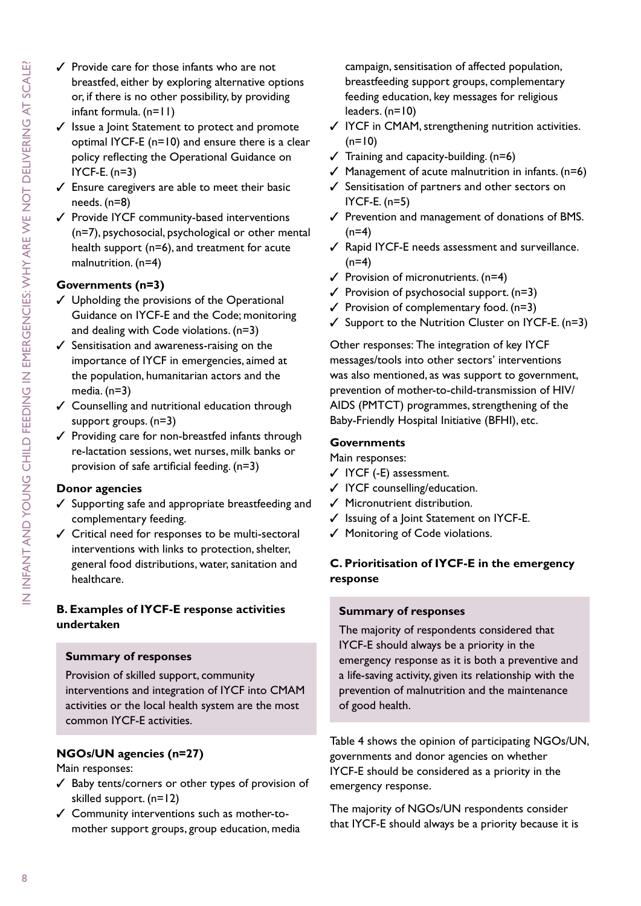- ✓ Provide care for those infants who are not breastfed, either by exploring alternative options or, if there is no other possibility, by providing infant formula. (n=11)
- ✓ Issue a Joint Statement to protect and promote optimal IYCF-E (n=10) and ensure there is a clear policy reflecting the Operational Guidance on IYCF-E. (n=3)
- ✓ Ensure caregivers are able to meet their basic needs. (n=8)
- ✓ Provide IYCF community-based interventions (n=7), psychosocial, psychological or other mental health support (n=6), and treatment for acute malnutrition. (n=4)

**Governments (n=3)**

- ✓ Upholding the provisions of the Operational Guidance on IYCF-E and the Code; monitoring and dealing with Code violations. (n=3)
- ✓ Sensitisation and awareness-raising on the importance of IYCF in emergencies, aimed at the population, humanitarian actors and the media. (n=3)
- ✓ Counselling and nutritional education through support groups. (n=3)
- ✓ Providing care for non-breastfed infants through re-lactation sessions, wet nurses, milk banks or provision of safe artificial feeding. (n=3)

**Donor agencies**

- ✓ Supporting safe and appropriate breastfeeding and complementary feeding.
- ✓ Critical need for responses to be multi-sectoral interventions with links to protection, shelter, general food distributions, water, sanitation and healthcare.

### B. Examples of IYCF-E response activities undertaken

**Summary of responses**

Provision of skilled support, community interventions and integration of IYCF into CMAM activities or the local health system are the most common IYCF-E activities.

**NGOs/UN agencies (n=27)**

Main responses:

- ✓ Baby tents/corners or other types of provision of skilled support. (n=12)
- ✓ Community interventions such as mother-to-mother support groups, group education, media campaign, sensitisation of affected population, breastfeeding support groups, complementary feeding education, key messages for religious leaders. (n=10)
- ✓ IYCF in CMAM, strengthening nutrition activities. (n=10)
- ✓ Training and capacity-building. (n=6)
- ✓ Management of acute malnutrition in infants. (n=6)
- ✓ Sensitisation of partners and other sectors on IYCF-E. (n=5)
- ✓ Prevention and management of donations of BMS. (n=4)
- ✓ Rapid IYCF-E needs assessment and surveillance. (n=4)
- ✓ Provision of micronutrients. (n=4)
- ✓ Provision of psychosocial support. (n=3)
- ✓ Provision of complementary food. (n=3)
- ✓ Support to the Nutrition Cluster on IYCF-E. (n=3)

Other responses: The integration of key IYCF messages/tools into other sectors' interventions was also mentioned, as was support to government, prevention of mother-to-child-transmission of HIV/AIDS (PMTCT) programmes, strengthening of the Baby-Friendly Hospital Initiative (BFHI), etc.

**Governments**

Main responses:

- ✓ IYCF (-E) assessment.
- ✓ IYCF counselling/education.
- ✓ Micronutrient distribution.
- ✓ Issuing of a Joint Statement on IYCF-E.
- ✓ Monitoring of Code violations.

### C. Prioritisation of IYCF-E in the emergency response

**Summary of responses**

The majority of respondents considered that IYCF-E should always be a priority in the emergency response as it is both a preventive and a life-saving activity, given its relationship with the prevention of malnutrition and the maintenance of good health.

Table 4 shows the opinion of participating NGOs/UN, governments and donor agencies on whether IYCF-E should be considered as a priority in the emergency response.

The majority of NGOs/UN respondents consider that IYCF-E should always be a priority because it is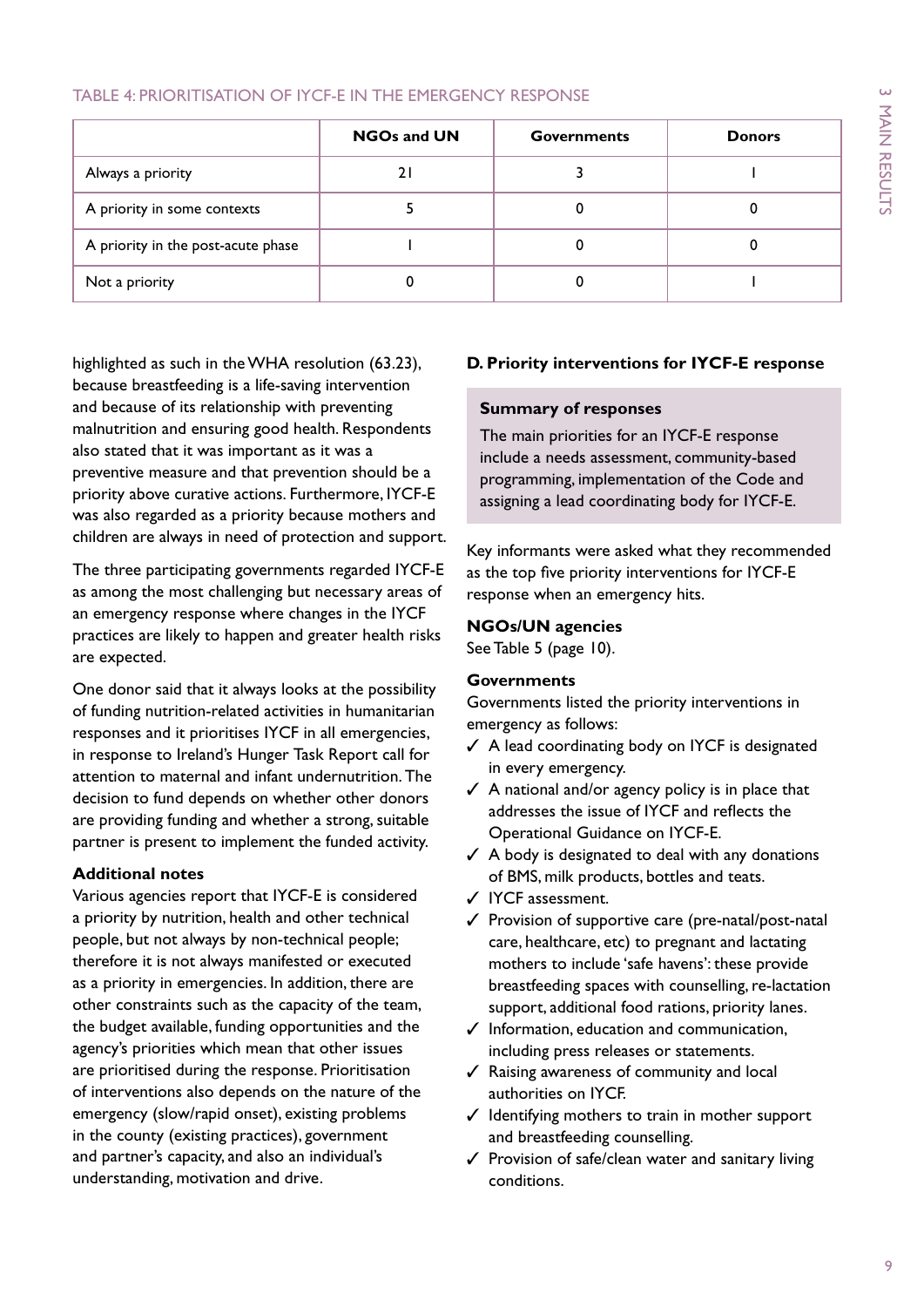TABLE 4: PRIORITISATION OF IYCF-E IN THE EMERGENCY RESPONSE

| | NGOs and UN | Governments | Donors |
|---|---|---|---|
| Always a priority | 21 | 3 | 1 |
| A priority in some contexts | 5 | 0 | 0 |
| A priority in the post-acute phase | 1 | 0 | 0 |
| Not a priority | 0 | 0 | 1 |

highlighted as such in the WHA resolution (63.23), because breastfeeding is a life-saving intervention and because of its relationship with preventing malnutrition and ensuring good health. Respondents also stated that it was important as it was a preventive measure and that prevention should be a priority above curative actions. Furthermore, IYCF-E was also regarded as a priority because mothers and children are always in need of protection and support.

The three participating governments regarded IYCF-E as among the most challenging but necessary areas of an emergency response where changes in the IYCF practices are likely to happen and greater health risks are expected.

One donor said that it always looks at the possibility of funding nutrition-related activities in humanitarian responses and it prioritises IYCF in all emergencies, in response to Ireland's Hunger Task Report call for attention to maternal and infant undernutrition. The decision to fund depends on whether other donors are providing funding and whether a strong, suitable partner is present to implement the funded activity.

**Additional notes**

Various agencies report that IYCF-E is considered a priority by nutrition, health and other technical people, but not always by non-technical people; therefore it is not always manifested or executed as a priority in emergencies. In addition, there are other constraints such as the capacity of the team, the budget available, funding opportunities and the agency's priorities which mean that other issues are prioritised during the response. Prioritisation of interventions also depends on the nature of the emergency (slow/rapid onset), existing problems in the county (existing practices), government and partner's capacity, and also an individual's understanding, motivation and drive.

**D. Priority interventions for IYCF-E response**

**Summary of responses**

The main priorities for an IYCF-E response include a needs assessment, community-based programming, implementation of the Code and assigning a lead coordinating body for IYCF-E.

Key informants were asked what they recommended as the top five priority interventions for IYCF-E response when an emergency hits.

**NGOs/UN agencies**

See Table 5 (page 10).

**Governments**

Governments listed the priority interventions in emergency as follows:

- ✓ A lead coordinating body on IYCF is designated in every emergency.
- ✓ A national and/or agency policy is in place that addresses the issue of IYCF and reflects the Operational Guidance on IYCF-E.
- ✓ A body is designated to deal with any donations of BMS, milk products, bottles and teats.
- ✓ IYCF assessment.
- ✓ Provision of supportive care (pre-natal/post-natal care, healthcare, etc) to pregnant and lactating mothers to include 'safe havens': these provide breastfeeding spaces with counselling, re-lactation support, additional food rations, priority lanes.
- ✓ Information, education and communication, including press releases or statements.
- ✓ Raising awareness of community and local authorities on IYCF.
- ✓ Identifying mothers to train in mother support and breastfeeding counselling.
- ✓ Provision of safe/clean water and sanitary living conditions.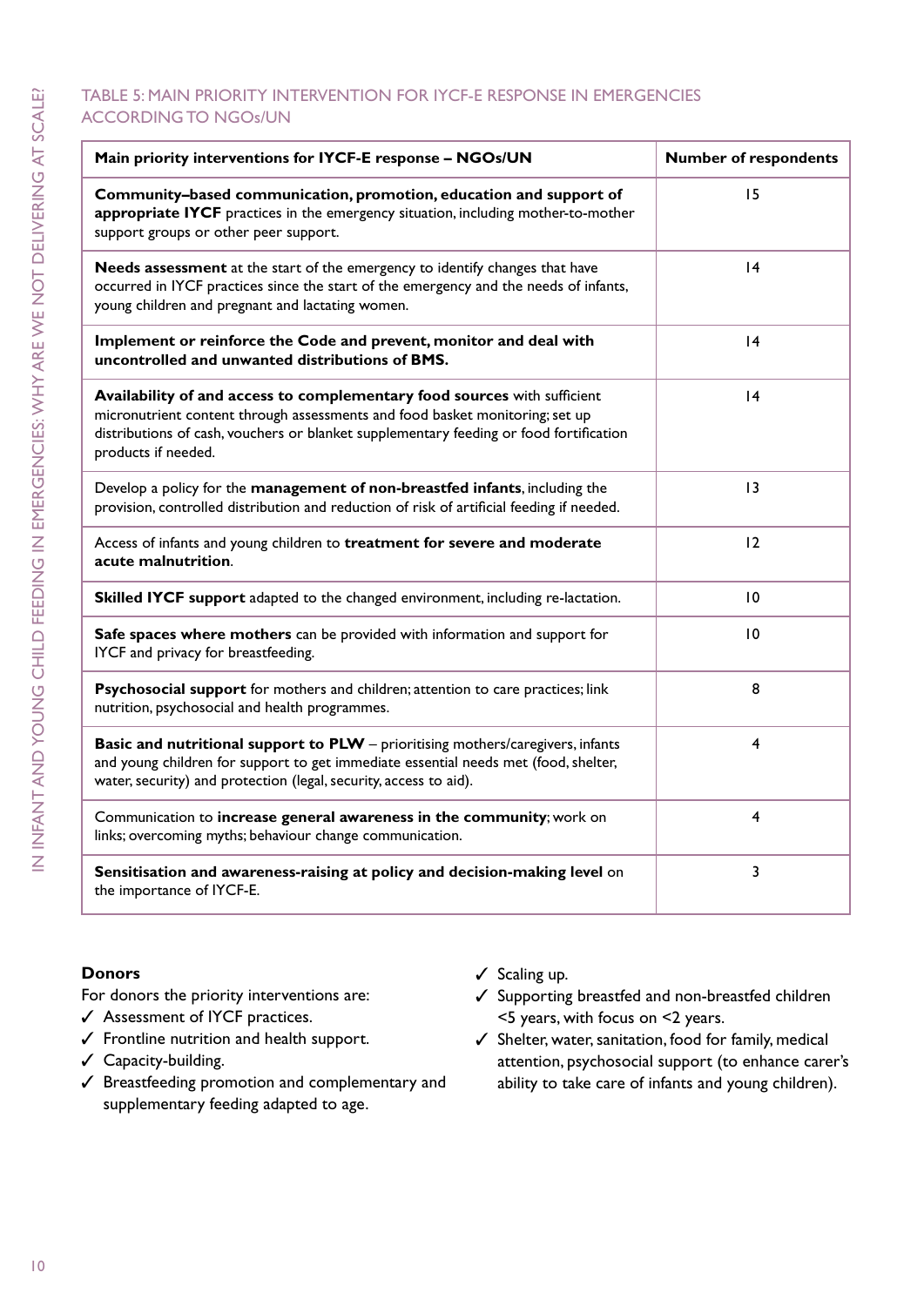TABLE 5: MAIN PRIORITY INTERVENTION FOR IYCF-E RESPONSE IN EMERGENCIES ACCORDING TO NGOs/UN

| Main priority interventions for IYCF-E response – NGOs/UN | Number of respondents |
|---|---|
| **Community–based communication, promotion, education and support of appropriate IYCF** practices in the emergency situation, including mother-to-mother support groups or other peer support. | 15 |
| **Needs assessment** at the start of the emergency to identify changes that have occurred in IYCF practices since the start of the emergency and the needs of infants, young children and pregnant and lactating women. | 14 |
| **Implement or reinforce the Code and prevent, monitor and deal with uncontrolled and unwanted distributions of BMS.** | 14 |
| **Availability of and access to complementary food sources** with sufficient micronutrient content through assessments and food basket monitoring; set up distributions of cash, vouchers or blanket supplementary feeding or food fortification products if needed. | 14 |
| Develop a policy for the **management of non-breastfed infants**, including the provision, controlled distribution and reduction of risk of artificial feeding if needed. | 13 |
| Access of infants and young children to **treatment for severe and moderate acute malnutrition**. | 12 |
| **Skilled IYCF support** adapted to the changed environment, including re-lactation. | 10 |
| **Safe spaces where mothers** can be provided with information and support for IYCF and privacy for breastfeeding. | 10 |
| **Psychosocial support** for mothers and children; attention to care practices; link nutrition, psychosocial and health programmes. | 8 |
| **Basic and nutritional support to PLW** – prioritising mothers/caregivers, infants and young children for support to get immediate essential needs met (food, shelter, water, security) and protection (legal, security, access to aid). | 4 |
| Communication to **increase general awareness in the community**; work on links; overcoming myths; behaviour change communication. | 4 |
| **Sensitisation and awareness-raising at policy and decision-making level** on the importance of IYCF-E. | 3 |

**Donors**

For donors the priority interventions are:

- ✓ Assessment of IYCF practices.
- ✓ Frontline nutrition and health support.
- ✓ Capacity-building.
- ✓ Breastfeeding promotion and complementary and supplementary feeding adapted to age.
- ✓ Scaling up.
- ✓ Supporting breastfed and non-breastfed children <5 years, with focus on <2 years.
- ✓ Shelter, water, sanitation, food for family, medical attention, psychosocial support (to enhance carer's ability to take care of infants and young children).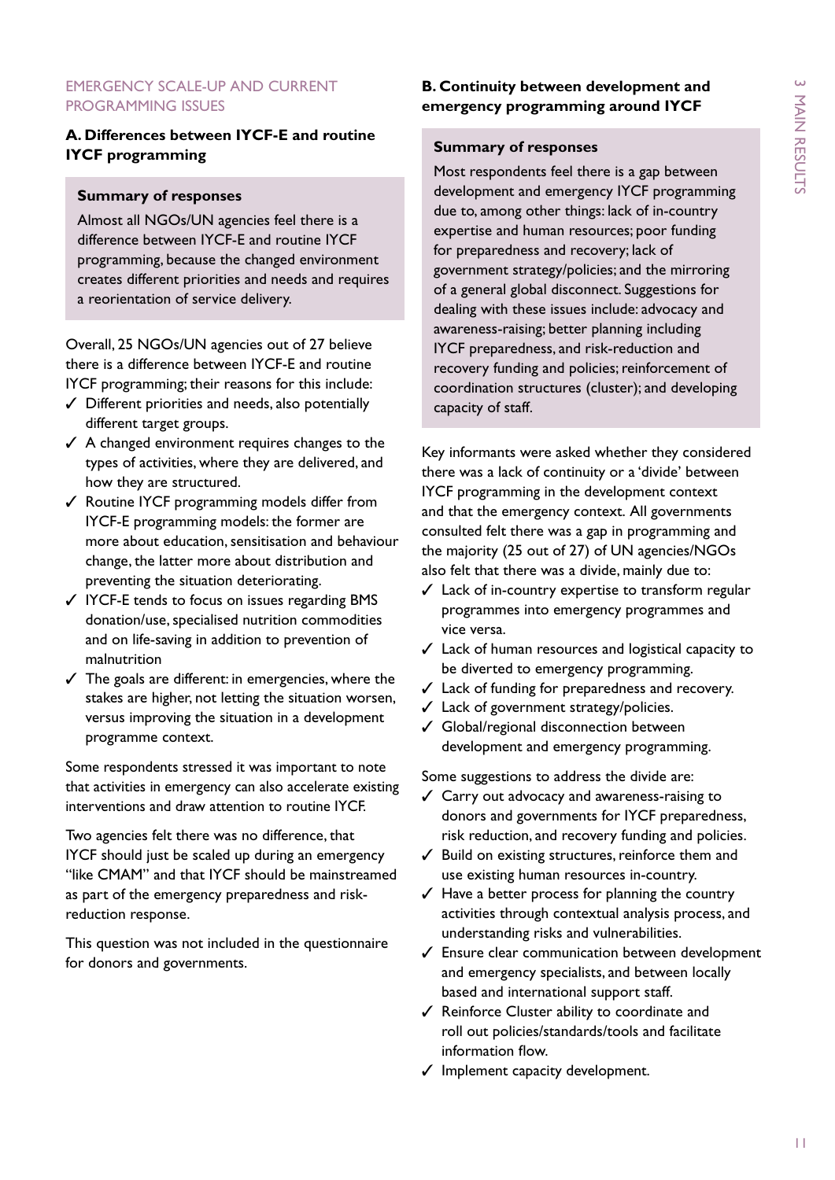## EMERGENCY SCALE-UP AND CURRENT PROGRAMMING ISSUES

### A. Differences between IYCF-E and routine IYCF programming

**Summary of responses**

Almost all NGOs/UN agencies feel there is a difference between IYCF-E and routine IYCF programming, because the changed environment creates different priorities and needs and requires a reorientation of service delivery.

Overall, 25 NGOs/UN agencies out of 27 believe there is a difference between IYCF-E and routine IYCF programming; their reasons for this include:

- ✓ Different priorities and needs, also potentially different target groups.
- ✓ A changed environment requires changes to the types of activities, where they are delivered, and how they are structured.
- ✓ Routine IYCF programming models differ from IYCF-E programming models: the former are more about education, sensitisation and behaviour change, the latter more about distribution and preventing the situation deteriorating.
- ✓ IYCF-E tends to focus on issues regarding BMS donation/use, specialised nutrition commodities and on life-saving in addition to prevention of malnutrition
- ✓ The goals are different: in emergencies, where the stakes are higher, not letting the situation worsen, versus improving the situation in a development programme context.

Some respondents stressed it was important to note that activities in emergency can also accelerate existing interventions and draw attention to routine IYCF.

Two agencies felt there was no difference, that IYCF should just be scaled up during an emergency "like CMAM" and that IYCF should be mainstreamed as part of the emergency preparedness and risk-reduction response.

This question was not included in the questionnaire for donors and governments.

### B. Continuity between development and emergency programming around IYCF

**Summary of responses**

Most respondents feel there is a gap between development and emergency IYCF programming due to, among other things: lack of in-country expertise and human resources; poor funding for preparedness and recovery; lack of government strategy/policies; and the mirroring of a general global disconnect. Suggestions for dealing with these issues include: advocacy and awareness-raising; better planning including IYCF preparedness, and risk-reduction and recovery funding and policies; reinforcement of coordination structures (cluster); and developing capacity of staff.

Key informants were asked whether they considered there was a lack of continuity or a 'divide' between IYCF programming in the development context and that the emergency context. All governments consulted felt there was a gap in programming and the majority (25 out of 27) of UN agencies/NGOs also felt that there was a divide, mainly due to:

- ✓ Lack of in-country expertise to transform regular programmes into emergency programmes and vice versa.
- ✓ Lack of human resources and logistical capacity to be diverted to emergency programming.
- ✓ Lack of funding for preparedness and recovery.
- ✓ Lack of government strategy/policies.
- ✓ Global/regional disconnection between development and emergency programming.

Some suggestions to address the divide are:

- ✓ Carry out advocacy and awareness-raising to donors and governments for IYCF preparedness, risk reduction, and recovery funding and policies.
- ✓ Build on existing structures, reinforce them and use existing human resources in-country.
- ✓ Have a better process for planning the country activities through contextual analysis process, and understanding risks and vulnerabilities.
- ✓ Ensure clear communication between development and emergency specialists, and between locally based and international support staff.
- ✓ Reinforce Cluster ability to coordinate and roll out policies/standards/tools and facilitate information flow.
- ✓ Implement capacity development.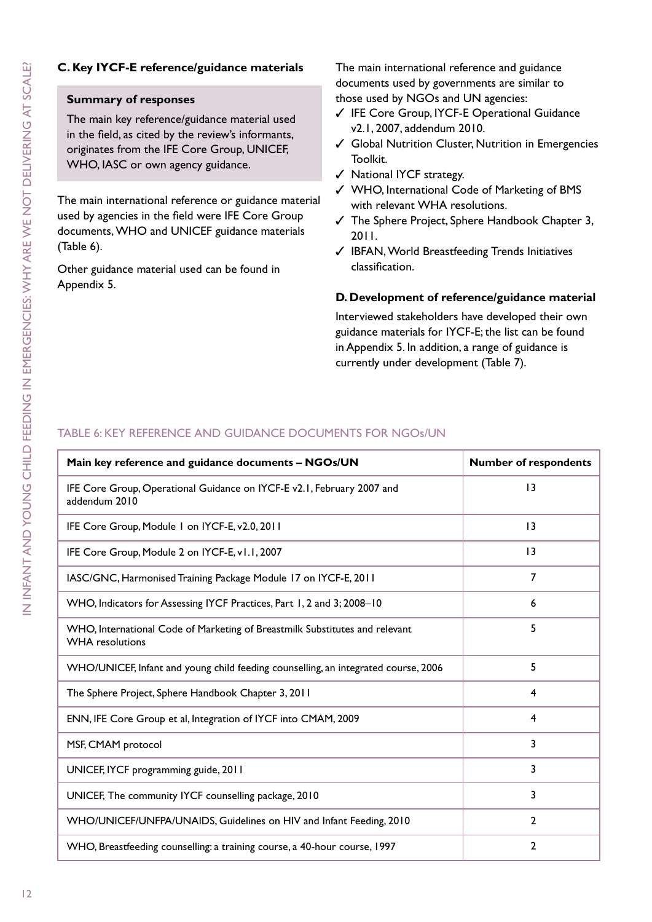### C. Key IYCF-E reference/guidance materials

**Summary of responses**

The main key reference/guidance material used in the field, as cited by the review's informants, originates from the IFE Core Group, UNICEF, WHO, IASC or own agency guidance.

The main international reference or guidance material used by agencies in the field were IFE Core Group documents, WHO and UNICEF guidance materials (Table 6).

Other guidance material used can be found in Appendix 5.

The main international reference and guidance documents used by governments are similar to those used by NGOs and UN agencies:

- ✓ IFE Core Group, IYCF-E Operational Guidance v2.1, 2007, addendum 2010.
- ✓ Global Nutrition Cluster, Nutrition in Emergencies Toolkit.
- ✓ National IYCF strategy.
- ✓ WHO, International Code of Marketing of BMS with relevant WHA resolutions.
- ✓ The Sphere Project, Sphere Handbook Chapter 3, 2011.
- ✓ IBFAN, World Breastfeeding Trends Initiatives classification.

### D. Development of reference/guidance material

Interviewed stakeholders have developed their own guidance materials for IYCF-E; the list can be found in Appendix 5. In addition, a range of guidance is currently under development (Table 7).

TABLE 6: KEY REFERENCE AND GUIDANCE DOCUMENTS FOR NGOs/UN

| Main key reference and guidance documents – NGOs/UN | Number of respondents |
|---|---|
| IFE Core Group, Operational Guidance on IYCF-E v2.1, February 2007 and addendum 2010 | 13 |
| IFE Core Group, Module 1 on IYCF-E, v2.0, 2011 | 13 |
| IFE Core Group, Module 2 on IYCF-E, v1.1, 2007 | 13 |
| IASC/GNC, Harmonised Training Package Module 17 on IYCF-E, 2011 | 7 |
| WHO, Indicators for Assessing IYCF Practices, Part 1, 2 and 3; 2008–10 | 6 |
| WHO, International Code of Marketing of Breastmilk Substitutes and relevant WHA resolutions | 5 |
| WHO/UNICEF, Infant and young child feeding counselling, an integrated course, 2006 | 5 |
| The Sphere Project, Sphere Handbook Chapter 3, 2011 | 4 |
| ENN, IFE Core Group et al, Integration of IYCF into CMAM, 2009 | 4 |
| MSF, CMAM protocol | 3 |
| UNICEF, IYCF programming guide, 2011 | 3 |
| UNICEF, The community IYCF counselling package, 2010 | 3 |
| WHO/UNICEF/UNFPA/UNAIDS, Guidelines on HIV and Infant Feeding, 2010 | 2 |
| WHO, Breastfeeding counselling: a training course, a 40-hour course, 1997 | 2 |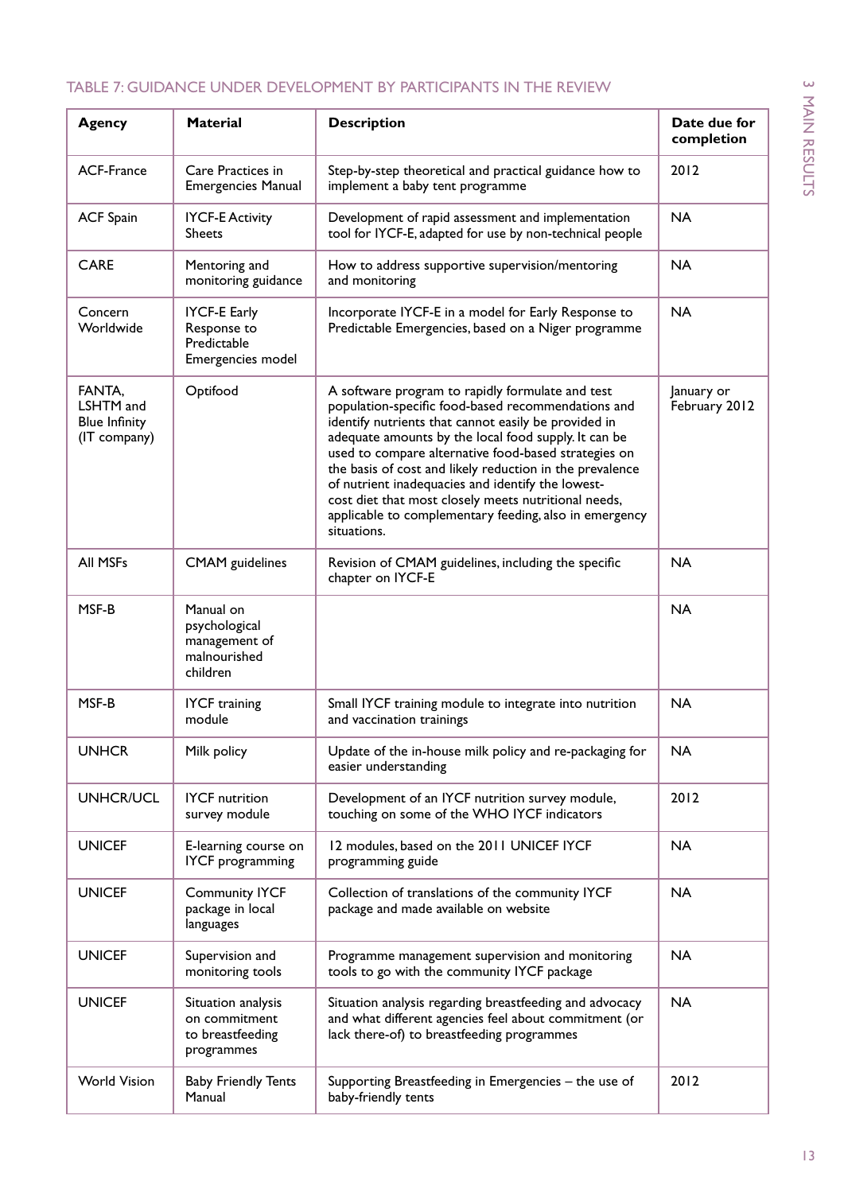### TABLE 7: GUIDANCE UNDER DEVELOPMENT BY PARTICIPANTS IN THE REVIEW

| Agency | Material | Description | Date due for completion |
|---|---|---|---|
| ACF-France | Care Practices in Emergencies Manual | Step-by-step theoretical and practical guidance how to implement a baby tent programme | 2012 |
| ACF Spain | IYCF-E Activity Sheets | Development of rapid assessment and implementation tool for IYCF-E, adapted for use by non-technical people | NA |
| CARE | Mentoring and monitoring guidance | How to address supportive supervision/mentoring and monitoring | NA |
| Concern Worldwide | IYCF-E Early Response to Predictable Emergencies model | Incorporate IYCF-E in a model for Early Response to Predictable Emergencies, based on a Niger programme | NA |
| FANTA, LSHTM and Blue Infinity (IT company) | Optifood | A software program to rapidly formulate and test population-specific food-based recommendations and identify nutrients that cannot easily be provided in adequate amounts by the local food supply. It can be used to compare alternative food-based strategies on the basis of cost and likely reduction in the prevalence of nutrient inadequacies and identify the lowest-cost diet that most closely meets nutritional needs, applicable to complementary feeding, also in emergency situations. | January or February 2012 |
| All MSFs | CMAM guidelines | Revision of CMAM guidelines, including the specific chapter on IYCF-E | NA |
| MSF-B | Manual on psychological management of malnourished children | | NA |
| MSF-B | IYCF training module | Small IYCF training module to integrate into nutrition and vaccination trainings | NA |
| UNHCR | Milk policy | Update of the in-house milk policy and re-packaging for easier understanding | NA |
| UNHCR/UCL | IYCF nutrition survey module | Development of an IYCF nutrition survey module, touching on some of the WHO IYCF indicators | 2012 |
| UNICEF | E-learning course on IYCF programming | 12 modules, based on the 2011 UNICEF IYCF programming guide | NA |
| UNICEF | Community IYCF package in local languages | Collection of translations of the community IYCF package and made available on website | NA |
| UNICEF | Supervision and monitoring tools | Programme management supervision and monitoring tools to go with the community IYCF package | NA |
| UNICEF | Situation analysis on commitment to breastfeeding programmes | Situation analysis regarding breastfeeding and advocacy and what different agencies feel about commitment (or lack there-of) to breastfeeding programmes | NA |
| World Vision | Baby Friendly Tents Manual | Supporting Breastfeeding in Emergencies – the use of baby-friendly tents | 2012 |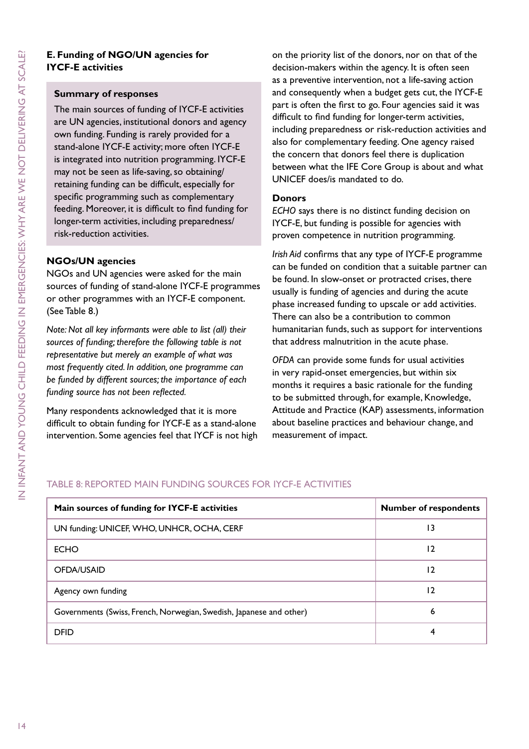### E. Funding of NGO/UN agencies for IYCF-E activities

**Summary of responses**

The main sources of funding of IYCF-E activities are UN agencies, institutional donors and agency own funding. Funding is rarely provided for a stand-alone IYCF-E activity; more often IYCF-E is integrated into nutrition programming. IYCF-E may not be seen as life-saving, so obtaining/retaining funding can be difficult, especially for specific programming such as complementary feeding. Moreover, it is difficult to find funding for longer-term activities, including preparedness/risk-reduction activities.

**NGOs/UN agencies**

NGOs and UN agencies were asked for the main sources of funding of stand-alone IYCF-E programmes or other programmes with an IYCF-E component. (See Table 8.)

*Note: Not all key informants were able to list (all) their sources of funding; therefore the following table is not representative but merely an example of what was most frequently cited. In addition, one programme can be funded by different sources; the importance of each funding source has not been reflected.*

Many respondents acknowledged that it is more difficult to obtain funding for IYCF-E as a stand-alone intervention. Some agencies feel that IYCF is not high on the priority list of the donors, nor on that of the decision-makers within the agency. It is often seen as a preventive intervention, not a life-saving action and consequently when a budget gets cut, the IYCF-E part is often the first to go. Four agencies said it was difficult to find funding for longer-term activities, including preparedness or risk-reduction activities and also for complementary feeding. One agency raised the concern that donors feel there is duplication between what the IFE Core Group is about and what UNICEF does/is mandated to do.

**Donors**

*ECHO* says there is no distinct funding decision on IYCF-E, but funding is possible for agencies with proven competence in nutrition programming.

*Irish Aid* confirms that any type of IYCF-E programme can be funded on condition that a suitable partner can be found. In slow-onset or protracted crises, there usually is funding of agencies and during the acute phase increased funding to upscale or add activities. There can also be a contribution to common humanitarian funds, such as support for interventions that address malnutrition in the acute phase.

*OFDA* can provide some funds for usual activities in very rapid-onset emergencies, but within six months it requires a basic rationale for the funding to be submitted through, for example, Knowledge, Attitude and Practice (KAP) assessments, information about baseline practices and behaviour change, and measurement of impact.

TABLE 8: REPORTED MAIN FUNDING SOURCES FOR IYCF-E ACTIVITIES

| Main sources of funding for IYCF-E activities | Number of respondents |
| --- | --- |
| UN funding: UNICEF, WHO, UNHCR, OCHA, CERF | 13 |
| ECHO | 12 |
| OFDA/USAID | 12 |
| Agency own funding | 12 |
| Governments (Swiss, French, Norwegian, Swedish, Japanese and other) | 6 |
| DFID | 4 |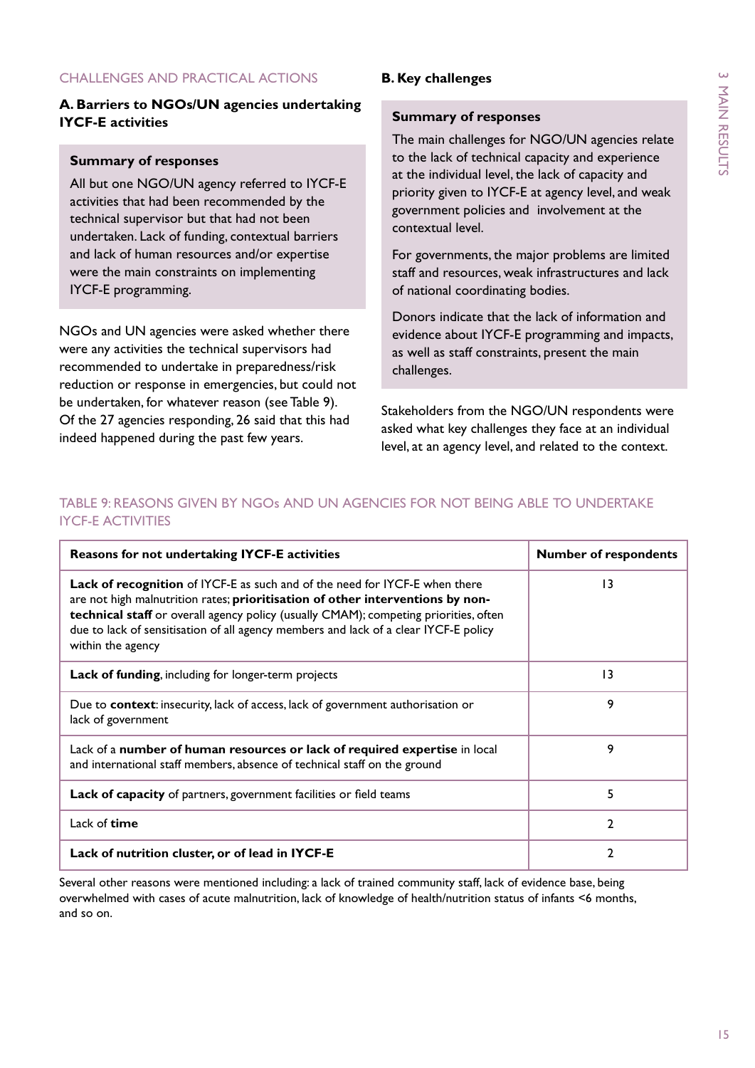## CHALLENGES AND PRACTICAL ACTIONS

### A. Barriers to NGOs/UN agencies undertaking IYCF-E activities

**Summary of responses**

All but one NGO/UN agency referred to IYCF-E activities that had been recommended by the technical supervisor but that had not been undertaken. Lack of funding, contextual barriers and lack of human resources and/or expertise were the main constraints on implementing IYCF-E programming.

NGOs and UN agencies were asked whether there were any activities the technical supervisors had recommended to undertake in preparedness/risk reduction or response in emergencies, but could not be undertaken, for whatever reason (see Table 9). Of the 27 agencies responding, 26 said that this had indeed happened during the past few years.

### B. Key challenges

**Summary of responses**

The main challenges for NGO/UN agencies relate to the lack of technical capacity and experience at the individual level, the lack of capacity and priority given to IYCF-E at agency level, and weak government policies and involvement at the contextual level.

For governments, the major problems are limited staff and resources, weak infrastructures and lack of national coordinating bodies.

Donors indicate that the lack of information and evidence about IYCF-E programming and impacts, as well as staff constraints, present the main challenges.

Stakeholders from the NGO/UN respondents were asked what key challenges they face at an individual level, at an agency level, and related to the context.

TABLE 9: REASONS GIVEN BY NGOs AND UN AGENCIES FOR NOT BEING ABLE TO UNDERTAKE IYCF-E ACTIVITIES

| Reasons for not undertaking IYCF-E activities | Number of respondents |
|---|---|
| **Lack of recognition** of IYCF-E as such and of the need for IYCF-E when there are not high malnutrition rates; **prioritisation of other interventions by non-technical staff** or overall agency policy (usually CMAM); competing priorities, often due to lack of sensitisation of all agency members and lack of a clear IYCF-E policy within the agency | 13 |
| **Lack of funding**, including for longer-term projects | 13 |
| Due to **context**: insecurity, lack of access, lack of government authorisation or lack of government | 9 |
| Lack of a **number of human resources or lack of required expertise** in local and international staff members, absence of technical staff on the ground | 9 |
| **Lack of capacity** of partners, government facilities or field teams | 5 |
| Lack of **time** | 2 |
| **Lack of nutrition cluster, or of lead in IYCF-E** | 2 |

Several other reasons were mentioned including: a lack of trained community staff, lack of evidence base, being overwhelmed with cases of acute malnutrition, lack of knowledge of health/nutrition status of infants <6 months, and so on.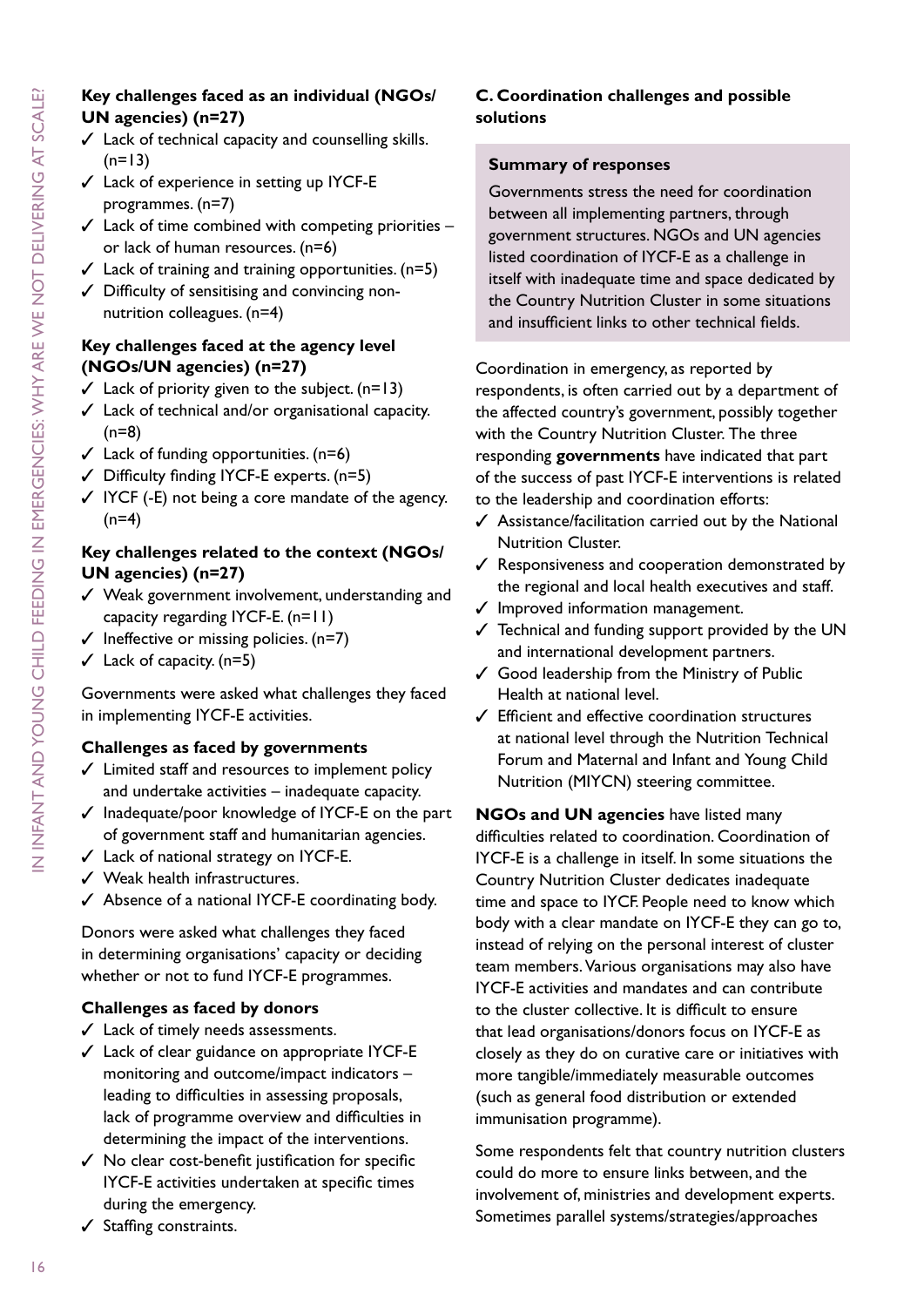**Key challenges faced as an individual (NGOs/ UN agencies) (n=27)**

- ✓ Lack of technical capacity and counselling skills. (n=13)
- ✓ Lack of experience in setting up IYCF-E programmes. (n=7)
- ✓ Lack of time combined with competing priorities – or lack of human resources. (n=6)
- ✓ Lack of training and training opportunities. (n=5)
- ✓ Difficulty of sensitising and convincing non-nutrition colleagues. (n=4)

**Key challenges faced at the agency level (NGOs/UN agencies) (n=27)**

- ✓ Lack of priority given to the subject. (n=13)
- ✓ Lack of technical and/or organisational capacity. (n=8)
- ✓ Lack of funding opportunities. (n=6)
- ✓ Difficulty finding IYCF-E experts. (n=5)
- ✓ IYCF (-E) not being a core mandate of the agency. (n=4)

**Key challenges related to the context (NGOs/ UN agencies) (n=27)**

- ✓ Weak government involvement, understanding and capacity regarding IYCF-E. (n=11)
- ✓ Ineffective or missing policies. (n=7)
- ✓ Lack of capacity. (n=5)

Governments were asked what challenges they faced in implementing IYCF-E activities.

**Challenges as faced by governments**

- ✓ Limited staff and resources to implement policy and undertake activities – inadequate capacity.
- ✓ Inadequate/poor knowledge of IYCF-E on the part of government staff and humanitarian agencies.
- ✓ Lack of national strategy on IYCF-E.
- ✓ Weak health infrastructures.
- ✓ Absence of a national IYCF-E coordinating body.

Donors were asked what challenges they faced in determining organisations' capacity or deciding whether or not to fund IYCF-E programmes.

**Challenges as faced by donors**

- ✓ Lack of timely needs assessments.
- ✓ Lack of clear guidance on appropriate IYCF-E monitoring and outcome/impact indicators – leading to difficulties in assessing proposals, lack of programme overview and difficulties in determining the impact of the interventions.
- ✓ No clear cost-benefit justification for specific IYCF-E activities undertaken at specific times during the emergency.
- ✓ Staffing constraints.

## C. Coordination challenges and possible solutions

**Summary of responses**

Governments stress the need for coordination between all implementing partners, through government structures. NGOs and UN agencies listed coordination of IYCF-E as a challenge in itself with inadequate time and space dedicated by the Country Nutrition Cluster in some situations and insufficient links to other technical fields.

Coordination in emergency, as reported by respondents, is often carried out by a department of the affected country's government, possibly together with the Country Nutrition Cluster. The three responding **governments** have indicated that part of the success of past IYCF-E interventions is related to the leadership and coordination efforts:

- ✓ Assistance/facilitation carried out by the National Nutrition Cluster.
- ✓ Responsiveness and cooperation demonstrated by the regional and local health executives and staff.
- ✓ Improved information management.
- ✓ Technical and funding support provided by the UN and international development partners.
- ✓ Good leadership from the Ministry of Public Health at national level.
- ✓ Efficient and effective coordination structures at national level through the Nutrition Technical Forum and Maternal and Infant and Young Child Nutrition (MIYCN) steering committee.

**NGOs and UN agencies** have listed many difficulties related to coordination. Coordination of IYCF-E is a challenge in itself. In some situations the Country Nutrition Cluster dedicates inadequate time and space to IYCF. People need to know which body with a clear mandate on IYCF-E they can go to, instead of relying on the personal interest of cluster team members. Various organisations may also have IYCF-E activities and mandates and can contribute to the cluster collective. It is difficult to ensure that lead organisations/donors focus on IYCF-E as closely as they do on curative care or initiatives with more tangible/immediately measurable outcomes (such as general food distribution or extended immunisation programme).

Some respondents felt that country nutrition clusters could do more to ensure links between, and the involvement of, ministries and development experts. Sometimes parallel systems/strategies/approaches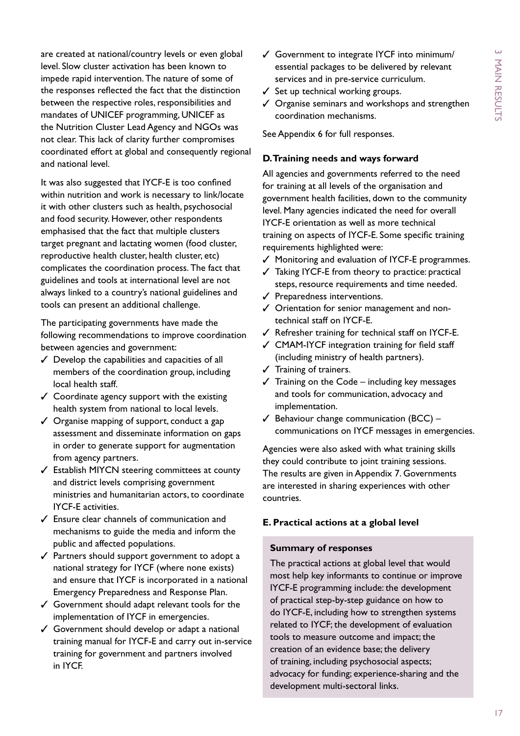are created at national/country levels or even global level. Slow cluster activation has been known to impede rapid intervention. The nature of some of the responses reflected the fact that the distinction between the respective roles, responsibilities and mandates of UNICEF programming, UNICEF as the Nutrition Cluster Lead Agency and NGOs was not clear. This lack of clarity further compromises coordinated effort at global and consequently regional and national level.

It was also suggested that IYCF-E is too confined within nutrition and work is necessary to link/locate it with other clusters such as health, psychosocial and food security. However, other respondents emphasised that the fact that multiple clusters target pregnant and lactating women (food cluster, reproductive health cluster, health cluster, etc) complicates the coordination process. The fact that guidelines and tools at international level are not always linked to a country's national guidelines and tools can present an additional challenge.

The participating governments have made the following recommendations to improve coordination between agencies and government:

- ✓ Develop the capabilities and capacities of all members of the coordination group, including local health staff.
- ✓ Coordinate agency support with the existing health system from national to local levels.
- ✓ Organise mapping of support, conduct a gap assessment and disseminate information on gaps in order to generate support for augmentation from agency partners.
- ✓ Establish MIYCN steering committees at county and district levels comprising government ministries and humanitarian actors, to coordinate IYCF-E activities.
- ✓ Ensure clear channels of communication and mechanisms to guide the media and inform the public and affected populations.
- ✓ Partners should support government to adopt a national strategy for IYCF (where none exists) and ensure that IYCF is incorporated in a national Emergency Preparedness and Response Plan.
- ✓ Government should adapt relevant tools for the implementation of IYCF in emergencies.
- ✓ Government should develop or adapt a national training manual for IYCF-E and carry out in-service training for government and partners involved in IYCF.
- ✓ Government to integrate IYCF into minimum/essential packages to be delivered by relevant services and in pre-service curriculum.
- ✓ Set up technical working groups.
- ✓ Organise seminars and workshops and strengthen coordination mechanisms.

See Appendix 6 for full responses.

### D. Training needs and ways forward

All agencies and governments referred to the need for training at all levels of the organisation and government health facilities, down to the community level. Many agencies indicated the need for overall IYCF-E orientation as well as more technical training on aspects of IYCF-E. Some specific training requirements highlighted were:

- ✓ Monitoring and evaluation of IYCF-E programmes.
- ✓ Taking IYCF-E from theory to practice: practical steps, resource requirements and time needed.
- ✓ Preparedness interventions.
- ✓ Orientation for senior management and non-technical staff on IYCF-E.
- ✓ Refresher training for technical staff on IYCF-E.
- ✓ CMAM-IYCF integration training for field staff (including ministry of health partners).
- ✓ Training of trainers.
- ✓ Training on the Code – including key messages and tools for communication, advocacy and implementation.
- ✓ Behaviour change communication (BCC) – communications on IYCF messages in emergencies.

Agencies were also asked with what training skills they could contribute to joint training sessions. The results are given in Appendix 7. Governments are interested in sharing experiences with other countries.

### E. Practical actions at a global level

**Summary of responses**

The practical actions at global level that would most help key informants to continue or improve IYCF-E programming include: the development of practical step-by-step guidance on how to do IYCF-E, including how to strengthen systems related to IYCF; the development of evaluation tools to measure outcome and impact; the creation of an evidence base; the delivery of training, including psychosocial aspects; advocacy for funding; experience-sharing and the development multi-sectoral links.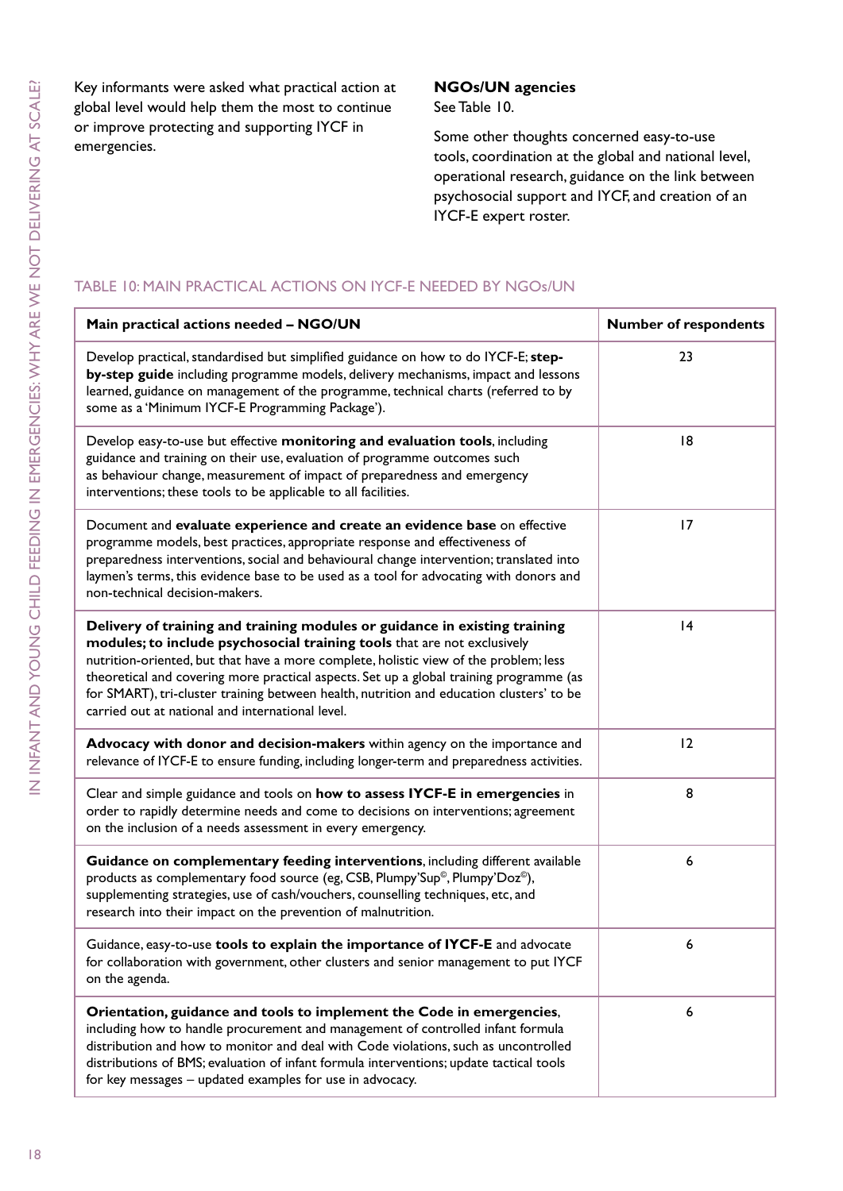Key informants were asked what practical action at global level would help them the most to continue or improve protecting and supporting IYCF in emergencies.

**NGOs/UN agencies**
See Table 10.

Some other thoughts concerned easy-to-use tools, coordination at the global and national level, operational research, guidance on the link between psychosocial support and IYCF, and creation of an IYCF-E expert roster.

TABLE 10: MAIN PRACTICAL ACTIONS ON IYCF-E NEEDED BY NGOs/UN

| Main practical actions needed – NGO/UN | Number of respondents |
|---|---|
| Develop practical, standardised but simplified guidance on how to do IYCF-E; **step-by-step guide** including programme models, delivery mechanisms, impact and lessons learned, guidance on management of the programme, technical charts (referred to by some as a 'Minimum IYCF-E Programming Package'). | 23 |
| Develop easy-to-use but effective **monitoring and evaluation tools**, including guidance and training on their use, evaluation of programme outcomes such as behaviour change, measurement of impact of preparedness and emergency interventions; these tools to be applicable to all facilities. | 18 |
| Document and **evaluate experience and create an evidence base** on effective programme models, best practices, appropriate response and effectiveness of preparedness interventions, social and behavioural change intervention; translated into laymen's terms, this evidence base to be used as a tool for advocating with donors and non-technical decision-makers. | 17 |
| **Delivery of training and training modules or guidance in existing training modules; to include psychosocial training tools** that are not exclusively nutrition-oriented, but that have a more complete, holistic view of the problem; less theoretical and covering more practical aspects. Set up a global training programme (as for SMART), tri-cluster training between health, nutrition and education clusters' to be carried out at national and international level. | 14 |
| **Advocacy with donor and decision-makers** within agency on the importance and relevance of IYCF-E to ensure funding, including longer-term and preparedness activities. | 12 |
| Clear and simple guidance and tools on **how to assess IYCF-E in emergencies** in order to rapidly determine needs and come to decisions on interventions; agreement on the inclusion of a needs assessment in every emergency. | 8 |
| **Guidance on complementary feeding interventions**, including different available products as complementary food source (eg, CSB, Plumpy'Sup©, Plumpy'Doz©), supplementing strategies, use of cash/vouchers, counselling techniques, etc, and research into their impact on the prevention of malnutrition. | 6 |
| Guidance, easy-to-use **tools to explain the importance of IYCF-E** and advocate for collaboration with government, other clusters and senior management to put IYCF on the agenda. | 6 |
| **Orientation, guidance and tools to implement the Code in emergencies**, including how to handle procurement and management of controlled infant formula distribution and how to monitor and deal with Code violations, such as uncontrolled distributions of BMS; evaluation of infant formula interventions; update tactical tools for key messages – updated examples for use in advocacy. | 6 |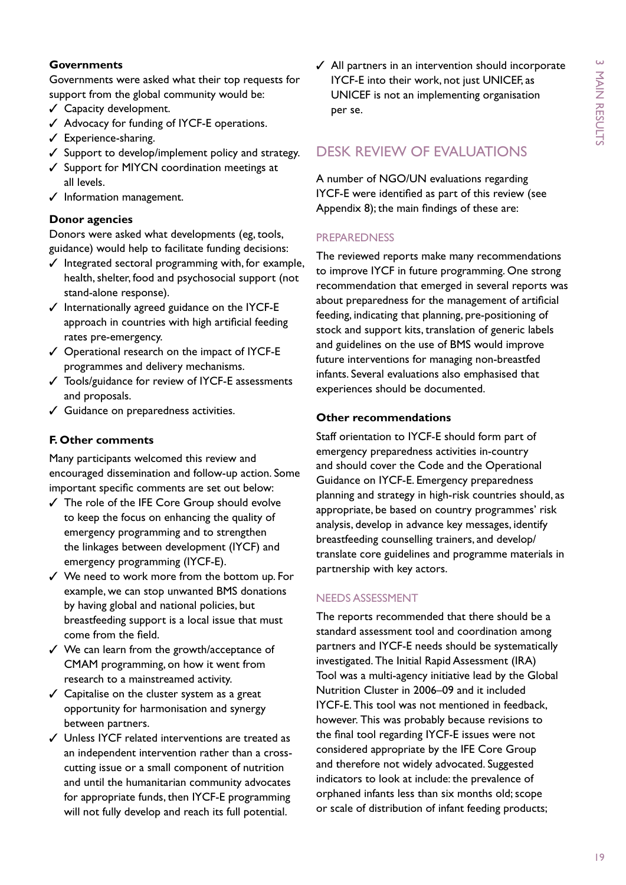**Governments**

Governments were asked what their top requests for support from the global community would be:

- ✓ Capacity development.
- ✓ Advocacy for funding of IYCF-E operations.
- ✓ Experience-sharing.
- ✓ Support to develop/implement policy and strategy.
- ✓ Support for MIYCN coordination meetings at all levels.
- ✓ Information management.

**Donor agencies**

Donors were asked what developments (eg, tools, guidance) would help to facilitate funding decisions:

- ✓ Integrated sectoral programming with, for example, health, shelter, food and psychosocial support (not stand-alone response).
- ✓ Internationally agreed guidance on the IYCF-E approach in countries with high artificial feeding rates pre-emergency.
- ✓ Operational research on the impact of IYCF-E programmes and delivery mechanisms.
- ✓ Tools/guidance for review of IYCF-E assessments and proposals.
- ✓ Guidance on preparedness activities.

**F. Other comments**

Many participants welcomed this review and encouraged dissemination and follow-up action. Some important specific comments are set out below:

- ✓ The role of the IFE Core Group should evolve to keep the focus on enhancing the quality of emergency programming and to strengthen the linkages between development (IYCF) and emergency programming (IYCF-E).
- ✓ We need to work more from the bottom up. For example, we can stop unwanted BMS donations by having global and national policies, but breastfeeding support is a local issue that must come from the field.
- ✓ We can learn from the growth/acceptance of CMAM programming, on how it went from research to a mainstreamed activity.
- ✓ Capitalise on the cluster system as a great opportunity for harmonisation and synergy between partners.
- ✓ Unless IYCF related interventions are treated as an independent intervention rather than a cross-cutting issue or a small component of nutrition and until the humanitarian community advocates for appropriate funds, then IYCF-E programming will not fully develop and reach its full potential.
- ✓ All partners in an intervention should incorporate IYCF-E into their work, not just UNICEF, as UNICEF is not an implementing organisation per se.

## DESK REVIEW OF EVALUATIONS

A number of NGO/UN evaluations regarding IYCF-E were identified as part of this review (see Appendix 8); the main findings of these are:

### PREPAREDNESS

The reviewed reports make many recommendations to improve IYCF in future programming. One strong recommendation that emerged in several reports was about preparedness for the management of artificial feeding, indicating that planning, pre-positioning of stock and support kits, translation of generic labels and guidelines on the use of BMS would improve future interventions for managing non-breastfed infants. Several evaluations also emphasised that experiences should be documented.

**Other recommendations**

Staff orientation to IYCF-E should form part of emergency preparedness activities in-country and should cover the Code and the Operational Guidance on IYCF-E. Emergency preparedness planning and strategy in high-risk countries should, as appropriate, be based on country programmes' risk analysis, develop in advance key messages, identify breastfeeding counselling trainers, and develop/translate core guidelines and programme materials in partnership with key actors.

### NEEDS ASSESSMENT

The reports recommended that there should be a standard assessment tool and coordination among partners and IYCF-E needs should be systematically investigated. The Initial Rapid Assessment (IRA) Tool was a multi-agency initiative lead by the Global Nutrition Cluster in 2006–09 and it included IYCF-E. This tool was not mentioned in feedback, however. This was probably because revisions to the final tool regarding IYCF-E issues were not considered appropriate by the IFE Core Group and therefore not widely advocated. Suggested indicators to look at include: the prevalence of orphaned infants less than six months old; scope or scale of distribution of infant feeding products;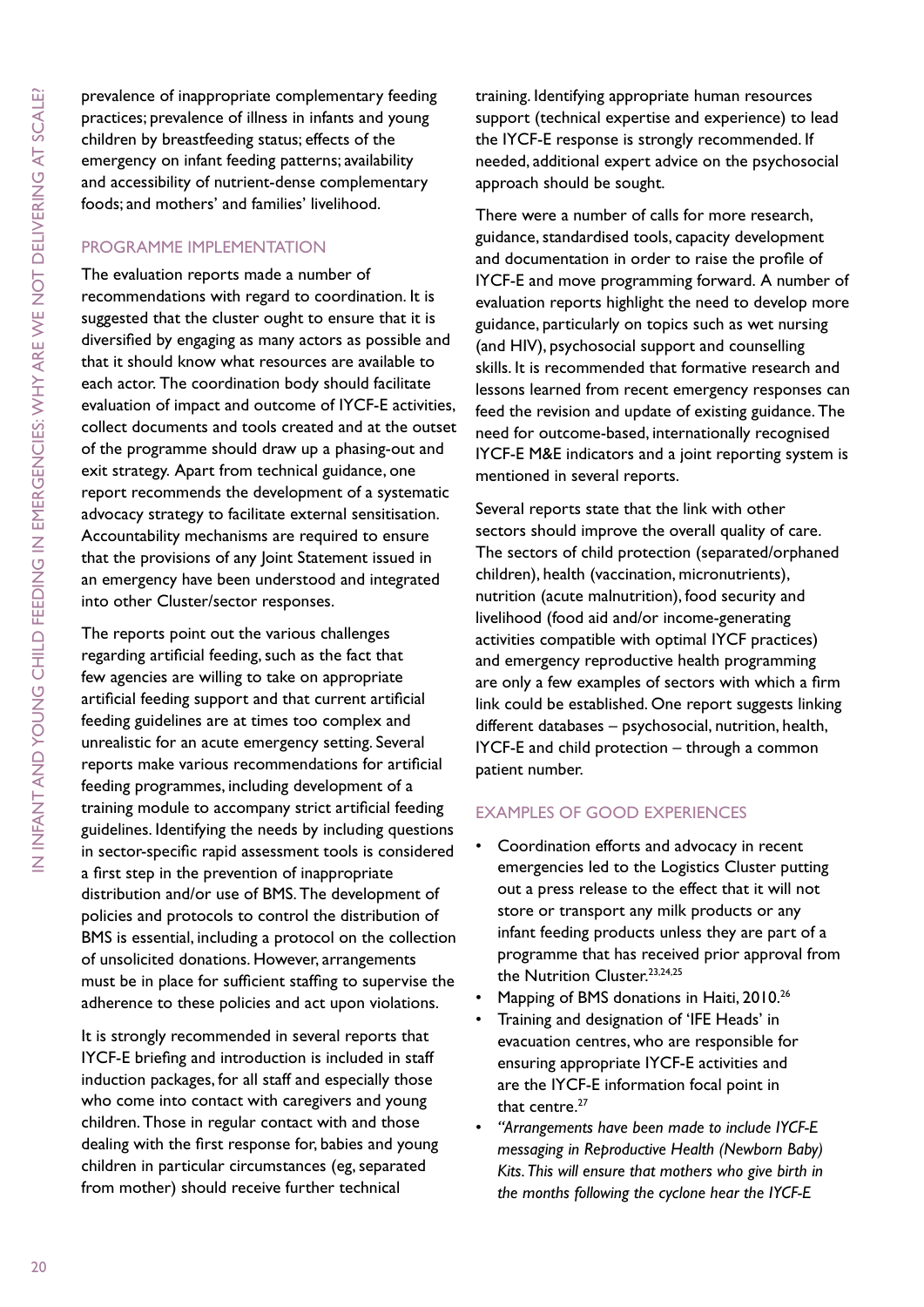prevalence of inappropriate complementary feeding practices; prevalence of illness in infants and young children by breastfeeding status; effects of the emergency on infant feeding patterns; availability and accessibility of nutrient-dense complementary foods; and mothers' and families' livelihood.

## PROGRAMME IMPLEMENTATION

The evaluation reports made a number of recommendations with regard to coordination. It is suggested that the cluster ought to ensure that it is diversified by engaging as many actors as possible and that it should know what resources are available to each actor. The coordination body should facilitate evaluation of impact and outcome of IYCF-E activities, collect documents and tools created and at the outset of the programme should draw up a phasing-out and exit strategy. Apart from technical guidance, one report recommends the development of a systematic advocacy strategy to facilitate external sensitisation. Accountability mechanisms are required to ensure that the provisions of any Joint Statement issued in an emergency have been understood and integrated into other Cluster/sector responses.

The reports point out the various challenges regarding artificial feeding, such as the fact that few agencies are willing to take on appropriate artificial feeding support and that current artificial feeding guidelines are at times too complex and unrealistic for an acute emergency setting. Several reports make various recommendations for artificial feeding programmes, including development of a training module to accompany strict artificial feeding guidelines. Identifying the needs by including questions in sector-specific rapid assessment tools is considered a first step in the prevention of inappropriate distribution and/or use of BMS. The development of policies and protocols to control the distribution of BMS is essential, including a protocol on the collection of unsolicited donations. However, arrangements must be in place for sufficient staffing to supervise the adherence to these policies and act upon violations.

It is strongly recommended in several reports that IYCF-E briefing and introduction is included in staff induction packages, for all staff and especially those who come into contact with caregivers and young children. Those in regular contact with and those dealing with the first response for, babies and young children in particular circumstances (eg, separated from mother) should receive further technical training. Identifying appropriate human resources support (technical expertise and experience) to lead the IYCF-E response is strongly recommended. If needed, additional expert advice on the psychosocial approach should be sought.

There were a number of calls for more research, guidance, standardised tools, capacity development and documentation in order to raise the profile of IYCF-E and move programming forward. A number of evaluation reports highlight the need to develop more guidance, particularly on topics such as wet nursing (and HIV), psychosocial support and counselling skills. It is recommended that formative research and lessons learned from recent emergency responses can feed the revision and update of existing guidance. The need for outcome-based, internationally recognised IYCF-E M&E indicators and a joint reporting system is mentioned in several reports.

Several reports state that the link with other sectors should improve the overall quality of care. The sectors of child protection (separated/orphaned children), health (vaccination, micronutrients), nutrition (acute malnutrition), food security and livelihood (food aid and/or income-generating activities compatible with optimal IYCF practices) and emergency reproductive health programming are only a few examples of sectors with which a firm link could be established. One report suggests linking different databases – psychosocial, nutrition, health, IYCF-E and child protection – through a common patient number.

## EXAMPLES OF GOOD EXPERIENCES

- Coordination efforts and advocacy in recent emergencies led to the Logistics Cluster putting out a press release to the effect that it will not store or transport any milk products or any infant feeding products unless they are part of a programme that has received prior approval from the Nutrition Cluster.[23,24,25]
- Mapping of BMS donations in Haiti, 2010.[26]
- Training and designation of 'IFE Heads' in evacuation centres, who are responsible for ensuring appropriate IYCF-E activities and are the IYCF-E information focal point in that centre.[27]
- *"Arrangements have been made to include IYCF-E messaging in Reproductive Health (Newborn Baby) Kits. This will ensure that mothers who give birth in the months following the cyclone hear the IYCF-E*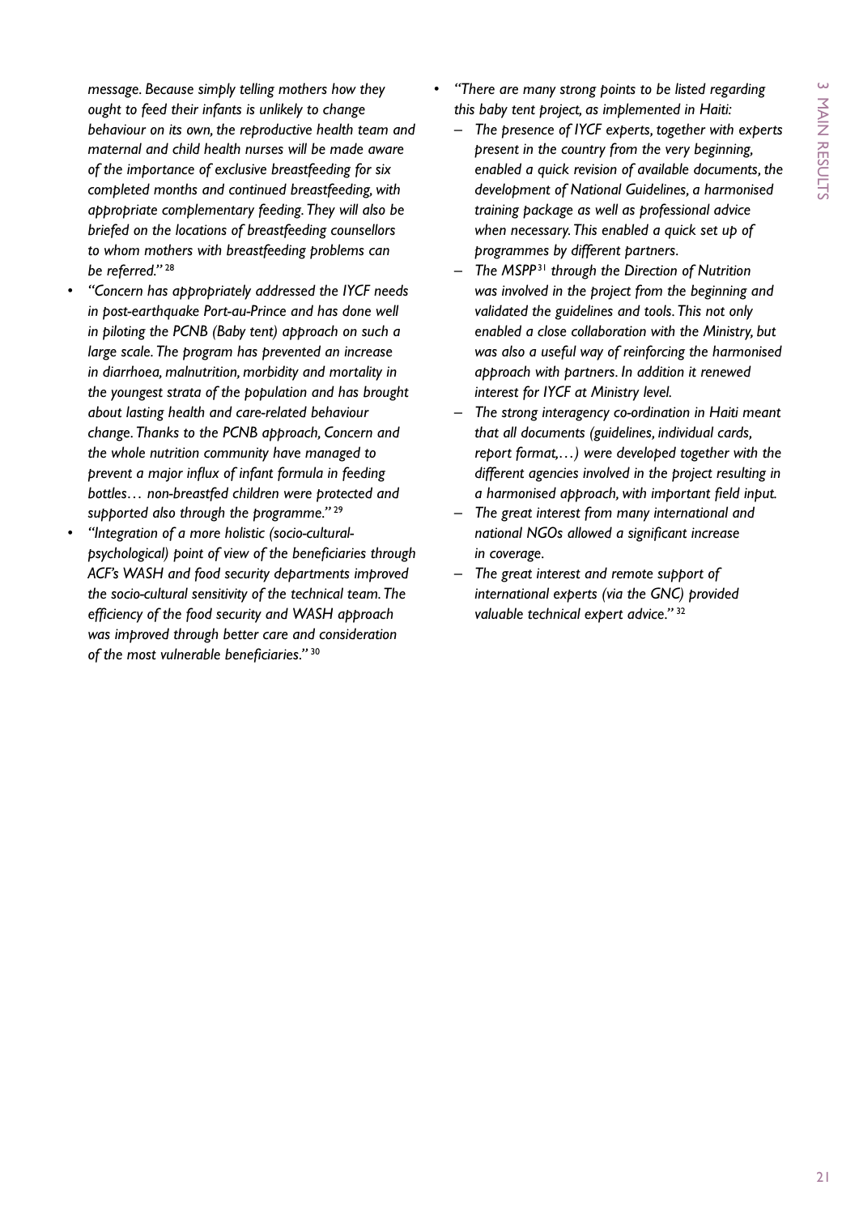*message. Because simply telling mothers how they ought to feed their infants is unlikely to change behaviour on its own, the reproductive health team and maternal and child health nurses will be made aware of the importance of exclusive breastfeeding for six completed months and continued breastfeeding, with appropriate complementary feeding. They will also be briefed on the locations of breastfeeding counsellors to whom mothers with breastfeeding problems can be referred."* [28]

- *"Concern has appropriately addressed the IYCF needs in post-earthquake Port-au-Prince and has done well in piloting the PCNB (Baby tent) approach on such a large scale. The program has prevented an increase in diarrhoea, malnutrition, morbidity and mortality in the youngest strata of the population and has brought about lasting health and care-related behaviour change. Thanks to the PCNB approach, Concern and the whole nutrition community have managed to prevent a major influx of infant formula in feeding bottles… non-breastfed children were protected and supported also through the programme."* [29]
- *"Integration of a more holistic (socio-cultural-psychological) point of view of the beneficiaries through ACF's WASH and food security departments improved the socio-cultural sensitivity of the technical team. The efficiency of the food security and WASH approach was improved through better care and consideration of the most vulnerable beneficiaries."* [30]
- *"There are many strong points to be listed regarding this baby tent project, as implemented in Haiti:*
  - *The presence of IYCF experts, together with experts present in the country from the very beginning, enabled a quick revision of available documents, the development of National Guidelines, a harmonised training package as well as professional advice when necessary. This enabled a quick set up of programmes by different partners.*
  - *The MSPP[31] through the Direction of Nutrition was involved in the project from the beginning and validated the guidelines and tools. This not only enabled a close collaboration with the Ministry, but was also a useful way of reinforcing the harmonised approach with partners. In addition it renewed interest for IYCF at Ministry level.*
  - *The strong interagency co-ordination in Haiti meant that all documents (guidelines, individual cards, report format,…) were developed together with the different agencies involved in the project resulting in a harmonised approach, with important field input.*
  - *The great interest from many international and national NGOs allowed a significant increase in coverage.*
  - *The great interest and remote support of international experts (via the GNC) provided valuable technical expert advice."* [32]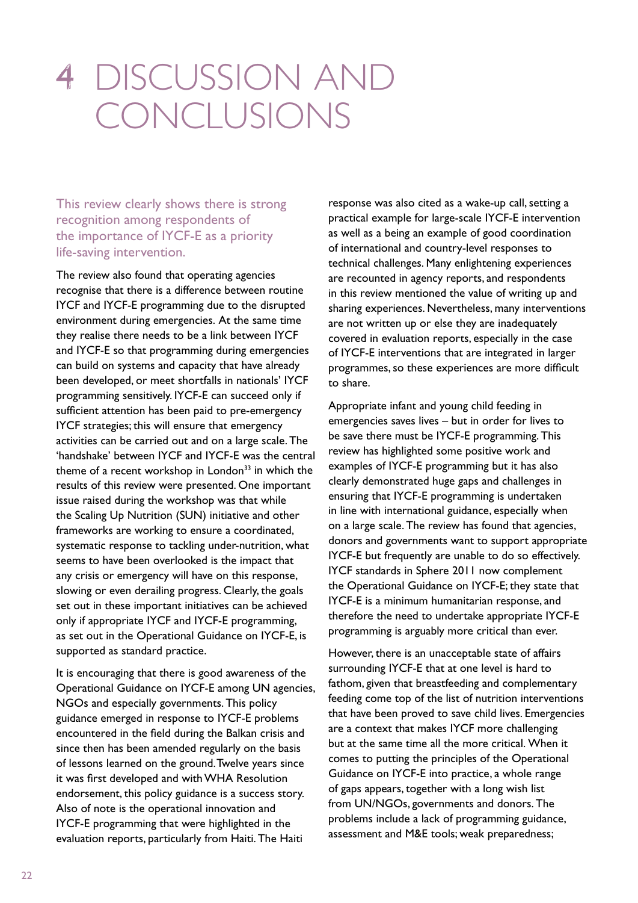# 4 DISCUSSION AND CONCLUSIONS

This review clearly shows there is strong recognition among respondents of the importance of IYCF-E as a priority life-saving intervention.

The review also found that operating agencies recognise that there is a difference between routine IYCF and IYCF-E programming due to the disrupted environment during emergencies. At the same time they realise there needs to be a link between IYCF and IYCF-E so that programming during emergencies can build on systems and capacity that have already been developed, or meet shortfalls in nationals' IYCF programming sensitively. IYCF-E can succeed only if sufficient attention has been paid to pre-emergency IYCF strategies; this will ensure that emergency activities can be carried out and on a large scale. The 'handshake' between IYCF and IYCF-E was the central theme of a recent workshop in London[33] in which the results of this review were presented. One important issue raised during the workshop was that while the Scaling Up Nutrition (SUN) initiative and other frameworks are working to ensure a coordinated, systematic response to tackling under-nutrition, what seems to have been overlooked is the impact that any crisis or emergency will have on this response, slowing or even derailing progress. Clearly, the goals set out in these important initiatives can be achieved only if appropriate IYCF and IYCF-E programming, as set out in the Operational Guidance on IYCF-E, is supported as standard practice.

It is encouraging that there is good awareness of the Operational Guidance on IYCF-E among UN agencies, NGOs and especially governments. This policy guidance emerged in response to IYCF-E problems encountered in the field during the Balkan crisis and since then has been amended regularly on the basis of lessons learned on the ground. Twelve years since it was first developed and with WHA Resolution endorsement, this policy guidance is a success story. Also of note is the operational innovation and IYCF-E programming that were highlighted in the evaluation reports, particularly from Haiti. The Haiti response was also cited as a wake-up call, setting a practical example for large-scale IYCF-E intervention as well as a being an example of good coordination of international and country-level responses to technical challenges. Many enlightening experiences are recounted in agency reports, and respondents in this review mentioned the value of writing up and sharing experiences. Nevertheless, many interventions are not written up or else they are inadequately covered in evaluation reports, especially in the case of IYCF-E interventions that are integrated in larger programmes, so these experiences are more difficult to share.

Appropriate infant and young child feeding in emergencies saves lives – but in order for lives to be save there must be IYCF-E programming. This review has highlighted some positive work and examples of IYCF-E programming but it has also clearly demonstrated huge gaps and challenges in ensuring that IYCF-E programming is undertaken in line with international guidance, especially when on a large scale. The review has found that agencies, donors and governments want to support appropriate IYCF-E but frequently are unable to do so effectively. IYCF standards in Sphere 2011 now complement the Operational Guidance on IYCF-E; they state that IYCF-E is a minimum humanitarian response, and therefore the need to undertake appropriate IYCF-E programming is arguably more critical than ever.

However, there is an unacceptable state of affairs surrounding IYCF-E that at one level is hard to fathom, given that breastfeeding and complementary feeding come top of the list of nutrition interventions that have been proved to save child lives. Emergencies are a context that makes IYCF more challenging but at the same time all the more critical. When it comes to putting the principles of the Operational Guidance on IYCF-E into practice, a whole range of gaps appears, together with a long wish list from UN/NGOs, governments and donors. The problems include a lack of programming guidance, assessment and M&E tools; weak preparedness;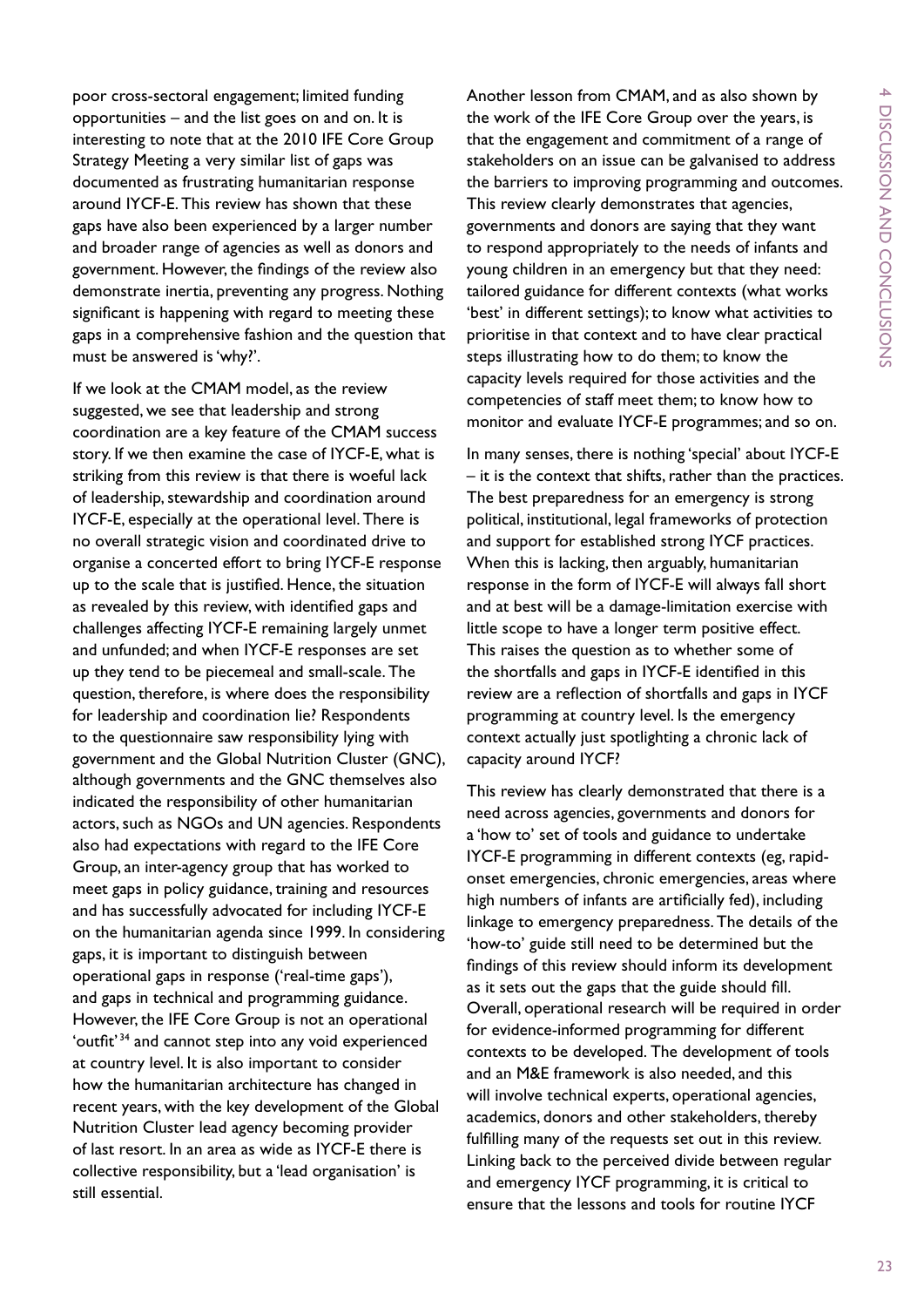poor cross-sectoral engagement; limited funding opportunities – and the list goes on and on. It is interesting to note that at the 2010 IFE Core Group Strategy Meeting a very similar list of gaps was documented as frustrating humanitarian response around IYCF-E. This review has shown that these gaps have also been experienced by a larger number and broader range of agencies as well as donors and government. However, the findings of the review also demonstrate inertia, preventing any progress. Nothing significant is happening with regard to meeting these gaps in a comprehensive fashion and the question that must be answered is 'why?'.

If we look at the CMAM model, as the review suggested, we see that leadership and strong coordination are a key feature of the CMAM success story. If we then examine the case of IYCF-E, what is striking from this review is that there is woeful lack of leadership, stewardship and coordination around IYCF-E, especially at the operational level. There is no overall strategic vision and coordinated drive to organise a concerted effort to bring IYCF-E response up to the scale that is justified. Hence, the situation as revealed by this review, with identified gaps and challenges affecting IYCF-E remaining largely unmet and unfunded; and when IYCF-E responses are set up they tend to be piecemeal and small-scale. The question, therefore, is where does the responsibility for leadership and coordination lie? Respondents to the questionnaire saw responsibility lying with government and the Global Nutrition Cluster (GNC), although governments and the GNC themselves also indicated the responsibility of other humanitarian actors, such as NGOs and UN agencies. Respondents also had expectations with regard to the IFE Core Group, an inter-agency group that has worked to meet gaps in policy guidance, training and resources and has successfully advocated for including IYCF-E on the humanitarian agenda since 1999. In considering gaps, it is important to distinguish between operational gaps in response ('real-time gaps'), and gaps in technical and programming guidance. However, the IFE Core Group is not an operational 'outfit'[34] and cannot step into any void experienced at country level. It is also important to consider how the humanitarian architecture has changed in recent years, with the key development of the Global Nutrition Cluster lead agency becoming provider of last resort. In an area as wide as IYCF-E there is collective responsibility, but a 'lead organisation' is still essential.

Another lesson from CMAM, and as also shown by the work of the IFE Core Group over the years, is that the engagement and commitment of a range of stakeholders on an issue can be galvanised to address the barriers to improving programming and outcomes. This review clearly demonstrates that agencies, governments and donors are saying that they want to respond appropriately to the needs of infants and young children in an emergency but that they need: tailored guidance for different contexts (what works 'best' in different settings); to know what activities to prioritise in that context and to have clear practical steps illustrating how to do them; to know the capacity levels required for those activities and the competencies of staff meet them; to know how to monitor and evaluate IYCF-E programmes; and so on.

In many senses, there is nothing 'special' about IYCF-E – it is the context that shifts, rather than the practices. The best preparedness for an emergency is strong political, institutional, legal frameworks of protection and support for established strong IYCF practices. When this is lacking, then arguably, humanitarian response in the form of IYCF-E will always fall short and at best will be a damage-limitation exercise with little scope to have a longer term positive effect. This raises the question as to whether some of the shortfalls and gaps in IYCF-E identified in this review are a reflection of shortfalls and gaps in IYCF programming at country level. Is the emergency context actually just spotlighting a chronic lack of capacity around IYCF?

This review has clearly demonstrated that there is a need across agencies, governments and donors for a 'how to' set of tools and guidance to undertake IYCF-E programming in different contexts (eg, rapid-onset emergencies, chronic emergencies, areas where high numbers of infants are artificially fed), including linkage to emergency preparedness. The details of the 'how-to' guide still need to be determined but the findings of this review should inform its development as it sets out the gaps that the guide should fill. Overall, operational research will be required in order for evidence-informed programming for different contexts to be developed. The development of tools and an M&E framework is also needed, and this will involve technical experts, operational agencies, academics, donors and other stakeholders, thereby fulfilling many of the requests set out in this review. Linking back to the perceived divide between regular and emergency IYCF programming, it is critical to ensure that the lessons and tools for routine IYCF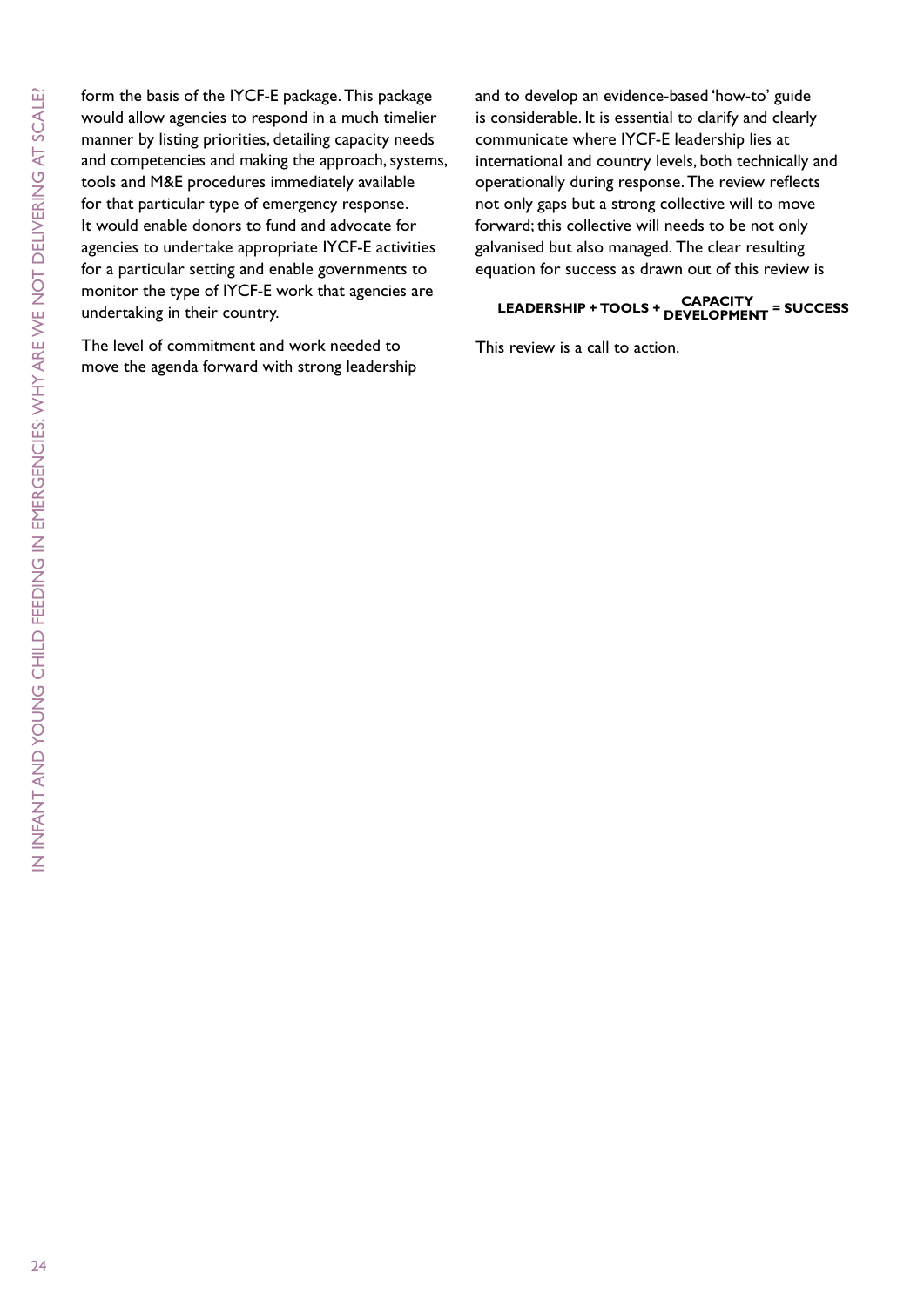form the basis of the IYCF-E package. This package would allow agencies to respond in a much timelier manner by listing priorities, detailing capacity needs and competencies and making the approach, systems, tools and M&E procedures immediately available for that particular type of emergency response. It would enable donors to fund and advocate for agencies to undertake appropriate IYCF-E activities for a particular setting and enable governments to monitor the type of IYCF-E work that agencies are undertaking in their country.

The level of commitment and work needed to move the agenda forward with strong leadership and to develop an evidence-based 'how-to' guide is considerable. It is essential to clarify and clearly communicate where IYCF-E leadership lies at international and country levels, both technically and operationally during response. The review reflects not only gaps but a strong collective will to move forward; this collective will needs to be not only galvanised but also managed. The clear resulting equation for success as drawn out of this review is

**LEADERSHIP + TOOLS + CAPACITY DEVELOPMENT = SUCCESS**

This review is a call to action.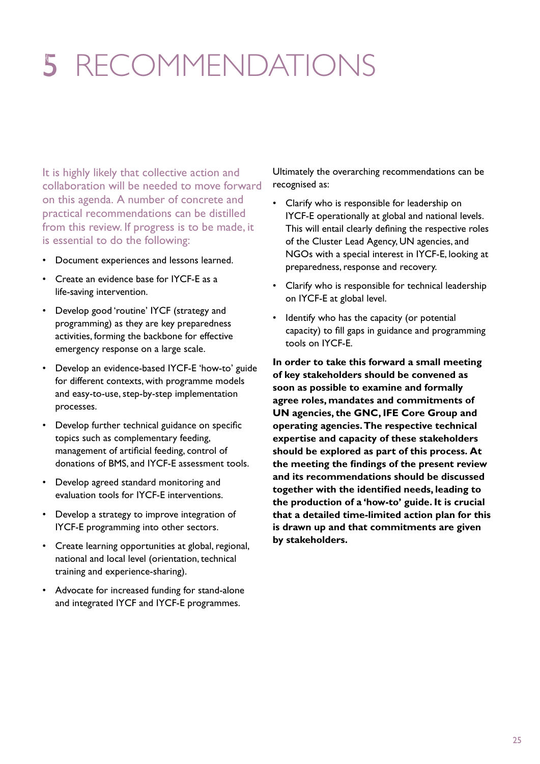# 5 RECOMMENDATIONS

It is highly likely that collective action and collaboration will be needed to move forward on this agenda. A number of concrete and practical recommendations can be distilled from this review. If progress is to be made, it is essential to do the following:

- Document experiences and lessons learned.
- Create an evidence base for IYCF-E as a life-saving intervention.
- Develop good 'routine' IYCF (strategy and programming) as they are key preparedness activities, forming the backbone for effective emergency response on a large scale.
- Develop an evidence-based IYCF-E 'how-to' guide for different contexts, with programme models and easy-to-use, step-by-step implementation processes.
- Develop further technical guidance on specific topics such as complementary feeding, management of artificial feeding, control of donations of BMS, and IYCF-E assessment tools.
- Develop agreed standard monitoring and evaluation tools for IYCF-E interventions.
- Develop a strategy to improve integration of IYCF-E programming into other sectors.
- Create learning opportunities at global, regional, national and local level (orientation, technical training and experience-sharing).
- Advocate for increased funding for stand-alone and integrated IYCF and IYCF-E programmes.

Ultimately the overarching recommendations can be recognised as:

- Clarify who is responsible for leadership on IYCF-E operationally at global and national levels. This will entail clearly defining the respective roles of the Cluster Lead Agency, UN agencies, and NGOs with a special interest in IYCF-E, looking at preparedness, response and recovery.
- Clarify who is responsible for technical leadership on IYCF-E at global level.
- Identify who has the capacity (or potential capacity) to fill gaps in guidance and programming tools on IYCF-E.

**In order to take this forward a small meeting of key stakeholders should be convened as soon as possible to examine and formally agree roles, mandates and commitments of UN agencies, the GNC, IFE Core Group and operating agencies. The respective technical expertise and capacity of these stakeholders should be explored as part of this process. At the meeting the findings of the present review and its recommendations should be discussed together with the identified needs, leading to the production of a 'how-to' guide. It is crucial that a detailed time-limited action plan for this is drawn up and that commitments are given by stakeholders.**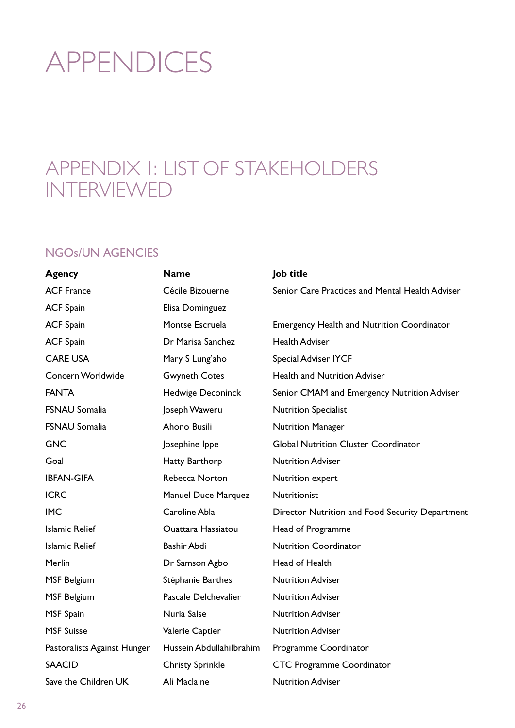# APPENDICES

## APPENDIX I: LIST OF STAKEHOLDERS INTERVIEWED

### NGOs/UN AGENCIES

| Agency | Name | Job title |
|---|---|---|
| ACF France | Cécile Bizouerne | Senior Care Practices and Mental Health Adviser |
| ACF Spain | Elisa Dominguez | |
| ACF Spain | Montse Escruela | Emergency Health and Nutrition Coordinator |
| ACF Spain | Dr Marisa Sanchez | Health Adviser |
| CARE USA | Mary S Lung'aho | Special Adviser IYCF |
| Concern Worldwide | Gwyneth Cotes | Health and Nutrition Adviser |
| FANTA | Hedwige Deconinck | Senior CMAM and Emergency Nutrition Adviser |
| FSNAU Somalia | Joseph Waweru | Nutrition Specialist |
| FSNAU Somalia | Ahono Busili | Nutrition Manager |
| GNC | Josephine Ippe | Global Nutrition Cluster Coordinator |
| Goal | Hatty Barthorp | Nutrition Adviser |
| IBFAN-GIFA | Rebecca Norton | Nutrition expert |
| ICRC | Manuel Duce Marquez | Nutritionist |
| IMC | Caroline Abla | Director Nutrition and Food Security Department |
| Islamic Relief | Ouattara Hassiatou | Head of Programme |
| Islamic Relief | Bashir Abdi | Nutrition Coordinator |
| Merlin | Dr Samson Agbo | Head of Health |
| MSF Belgium | Stéphanie Barthes | Nutrition Adviser |
| MSF Belgium | Pascale Delchevalier | Nutrition Adviser |
| MSF Spain | Nuria Salse | Nutrition Adviser |
| MSF Suisse | Valerie Captier | Nutrition Adviser |
| Pastoralists Against Hunger | Hussein AbdullahiIbrahim | Programme Coordinator |
| SAACID | Christy Sprinkle | CTC Programme Coordinator |
| Save the Children UK | Ali Maclaine | Nutrition Adviser |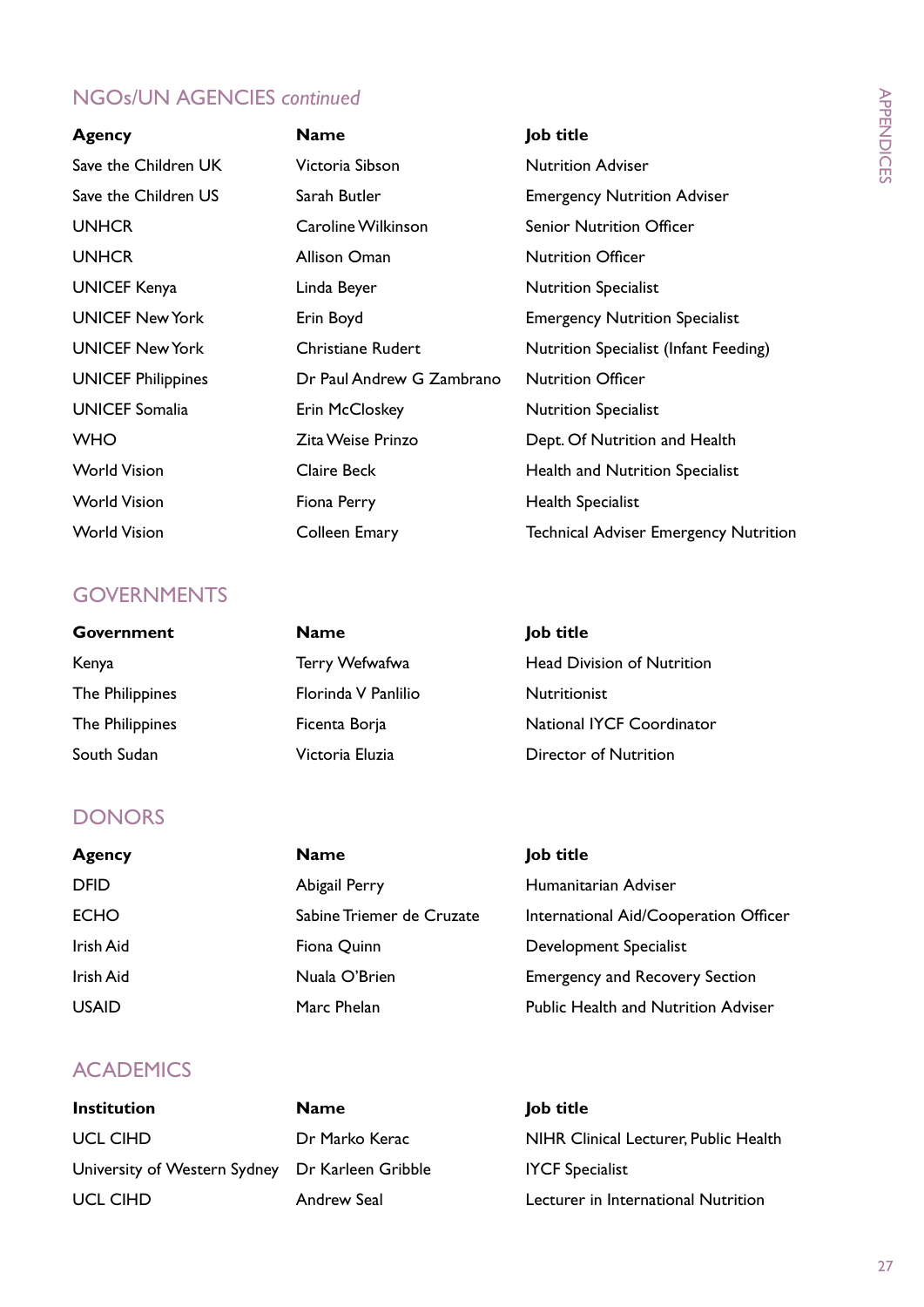## NGOs/UN AGENCIES *continued*

| Agency | Name | Job title |
|---|---|---|
| Save the Children UK | Victoria Sibson | Nutrition Adviser |
| Save the Children US | Sarah Butler | Emergency Nutrition Adviser |
| UNHCR | Caroline Wilkinson | Senior Nutrition Officer |
| UNHCR | Allison Oman | Nutrition Officer |
| UNICEF Kenya | Linda Beyer | Nutrition Specialist |
| UNICEF New York | Erin Boyd | Emergency Nutrition Specialist |
| UNICEF New York | Christiane Rudert | Nutrition Specialist (Infant Feeding) |
| UNICEF Philippines | Dr Paul Andrew G Zambrano | Nutrition Officer |
| UNICEF Somalia | Erin McCloskey | Nutrition Specialist |
| WHO | Zita Weise Prinzo | Dept. Of Nutrition and Health |
| World Vision | Claire Beck | Health and Nutrition Specialist |
| World Vision | Fiona Perry | Health Specialist |
| World Vision | Colleen Emary | Technical Adviser Emergency Nutrition |

## GOVERNMENTS

| Government | Name | Job title |
|---|---|---|
| Kenya | Terry Wefwafwa | Head Division of Nutrition |
| The Philippines | Florinda V Panlilio | Nutritionist |
| The Philippines | Ficenta Borja | National IYCF Coordinator |
| South Sudan | Victoria Eluzia | Director of Nutrition |

## DONORS

| Agency | Name | Job title |
|---|---|---|
| DFID | Abigail Perry | Humanitarian Adviser |
| ECHO | Sabine Triemer de Cruzate | International Aid/Cooperation Officer |
| Irish Aid | Fiona Quinn | Development Specialist |
| Irish Aid | Nuala O'Brien | Emergency and Recovery Section |
| USAID | Marc Phelan | Public Health and Nutrition Adviser |

## ACADEMICS

| Institution | Name | Job title |
|---|---|---|
| UCL CIHD | Dr Marko Kerac | NIHR Clinical Lecturer, Public Health |
| University of Western Sydney | Dr Karleen Gribble | IYCF Specialist |
| UCL CIHD | Andrew Seal | Lecturer in International Nutrition |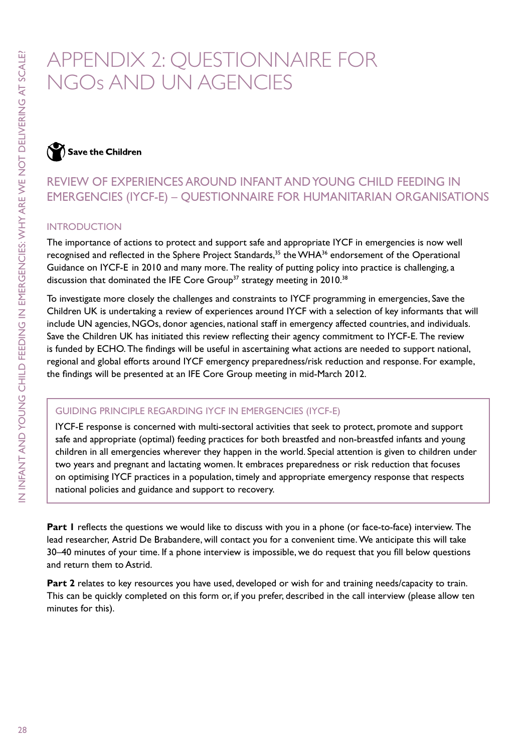# APPENDIX 2: QUESTIONNAIRE FOR NGOs AND UN AGENCIES

**Save the Children**

## REVIEW OF EXPERIENCES AROUND INFANT AND YOUNG CHILD FEEDING IN EMERGENCIES (IYCF-E) – QUESTIONNAIRE FOR HUMANITARIAN ORGANISATIONS

### INTRODUCTION

The importance of actions to protect and support safe and appropriate IYCF in emergencies is now well recognised and reflected in the Sphere Project Standards,[35] the WHA[36] endorsement of the Operational Guidance on IYCF-E in 2010 and many more. The reality of putting policy into practice is challenging, a discussion that dominated the IFE Core Group[37] strategy meeting in 2010.[38]

To investigate more closely the challenges and constraints to IYCF programming in emergencies, Save the Children UK is undertaking a review of experiences around IYCF with a selection of key informants that will include UN agencies, NGOs, donor agencies, national staff in emergency affected countries, and individuals. Save the Children UK has initiated this review reflecting their agency commitment to IYCF-E. The review is funded by ECHO. The findings will be useful in ascertaining what actions are needed to support national, regional and global efforts around IYCF emergency preparedness/risk reduction and response. For example, the findings will be presented at an IFE Core Group meeting in mid-March 2012.

> **GUIDING PRINCIPLE REGARDING IYCF IN EMERGENCIES (IYCF-E)**
>
> IYCF-E response is concerned with multi-sectoral activities that seek to protect, promote and support safe and appropriate (optimal) feeding practices for both breastfed and non-breastfed infants and young children in all emergencies wherever they happen in the world. Special attention is given to children under two years and pregnant and lactating women. It embraces preparedness or risk reduction that focuses on optimising IYCF practices in a population, timely and appropriate emergency response that respects national policies and guidance and support to recovery.

**Part 1** reflects the questions we would like to discuss with you in a phone (or face-to-face) interview. The lead researcher, Astrid De Brabandere, will contact you for a convenient time. We anticipate this will take 30–40 minutes of your time. If a phone interview is impossible, we do request that you fill below questions and return them to Astrid.

**Part 2** relates to key resources you have used, developed or wish for and training needs/capacity to train. This can be quickly completed on this form or, if you prefer, described in the call interview (please allow ten minutes for this).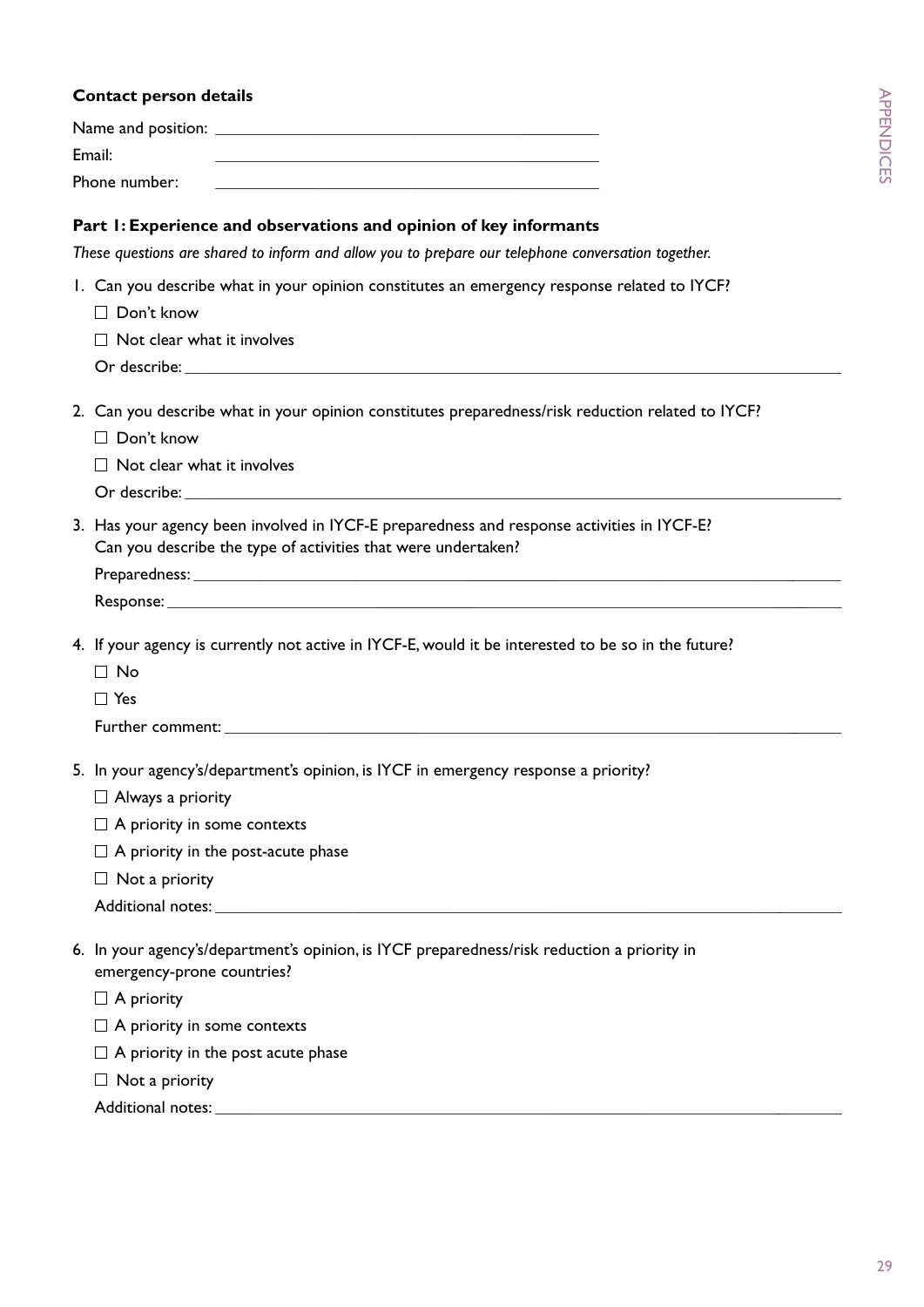**Contact person details**

Name and position: \_\_\_\_\_\_\_\_\_\_\_\_\_\_\_\_\_\_\_\_\_\_\_\_\_\_\_\_\_\_\_\_\_\_\_\_\_\_\_\_

Email: \_\_\_\_\_\_\_\_\_\_\_\_\_\_\_\_\_\_\_\_\_\_\_\_\_\_\_\_\_\_\_\_\_\_\_\_\_\_\_\_

Phone number: \_\_\_\_\_\_\_\_\_\_\_\_\_\_\_\_\_\_\_\_\_\_\_\_\_\_\_\_\_\_\_\_\_\_\_\_\_\_\_\_

**Part 1: Experience and observations and opinion of key informants**

*These questions are shared to inform and allow you to prepare our telephone conversation together.*

1. Can you describe what in your opinion constitutes an emergency response related to IYCF?
   - ☐ Don't know
   - ☐ Not clear what it involves

   Or describe: \_\_\_\_\_\_\_\_\_\_\_\_\_\_\_\_\_\_\_\_\_\_\_\_\_\_\_\_\_\_\_\_\_\_\_\_\_\_\_\_

2. Can you describe what in your opinion constitutes preparedness/risk reduction related to IYCF?
   - ☐ Don't know
   - ☐ Not clear what it involves

   Or describe: \_\_\_\_\_\_\_\_\_\_\_\_\_\_\_\_\_\_\_\_\_\_\_\_\_\_\_\_\_\_\_\_\_\_\_\_\_\_\_\_

3. Has your agency been involved in IYCF-E preparedness and response activities in IYCF-E?
   Can you describe the type of activities that were undertaken?

   Preparedness: \_\_\_\_\_\_\_\_\_\_\_\_\_\_\_\_\_\_\_\_\_\_\_\_\_\_\_\_\_\_\_\_\_\_\_\_\_\_\_\_

   Response: \_\_\_\_\_\_\_\_\_\_\_\_\_\_\_\_\_\_\_\_\_\_\_\_\_\_\_\_\_\_\_\_\_\_\_\_\_\_\_\_

4. If your agency is currently not active in IYCF-E, would it be interested to be so in the future?
   - ☐ No
   - ☐ Yes

   Further comment: \_\_\_\_\_\_\_\_\_\_\_\_\_\_\_\_\_\_\_\_\_\_\_\_\_\_\_\_\_\_\_\_\_\_\_\_\_\_\_\_

5. In your agency's/department's opinion, is IYCF in emergency response a priority?
   - ☐ Always a priority
   - ☐ A priority in some contexts
   - ☐ A priority in the post-acute phase
   - ☐ Not a priority

   Additional notes: \_\_\_\_\_\_\_\_\_\_\_\_\_\_\_\_\_\_\_\_\_\_\_\_\_\_\_\_\_\_\_\_\_\_\_\_\_\_\_\_

6. In your agency's/department's opinion, is IYCF preparedness/risk reduction a priority in emergency-prone countries?
   - ☐ A priority
   - ☐ A priority in some contexts
   - ☐ A priority in the post acute phase
   - ☐ Not a priority

   Additional notes: \_\_\_\_\_\_\_\_\_\_\_\_\_\_\_\_\_\_\_\_\_\_\_\_\_\_\_\_\_\_\_\_\_\_\_\_\_\_\_\_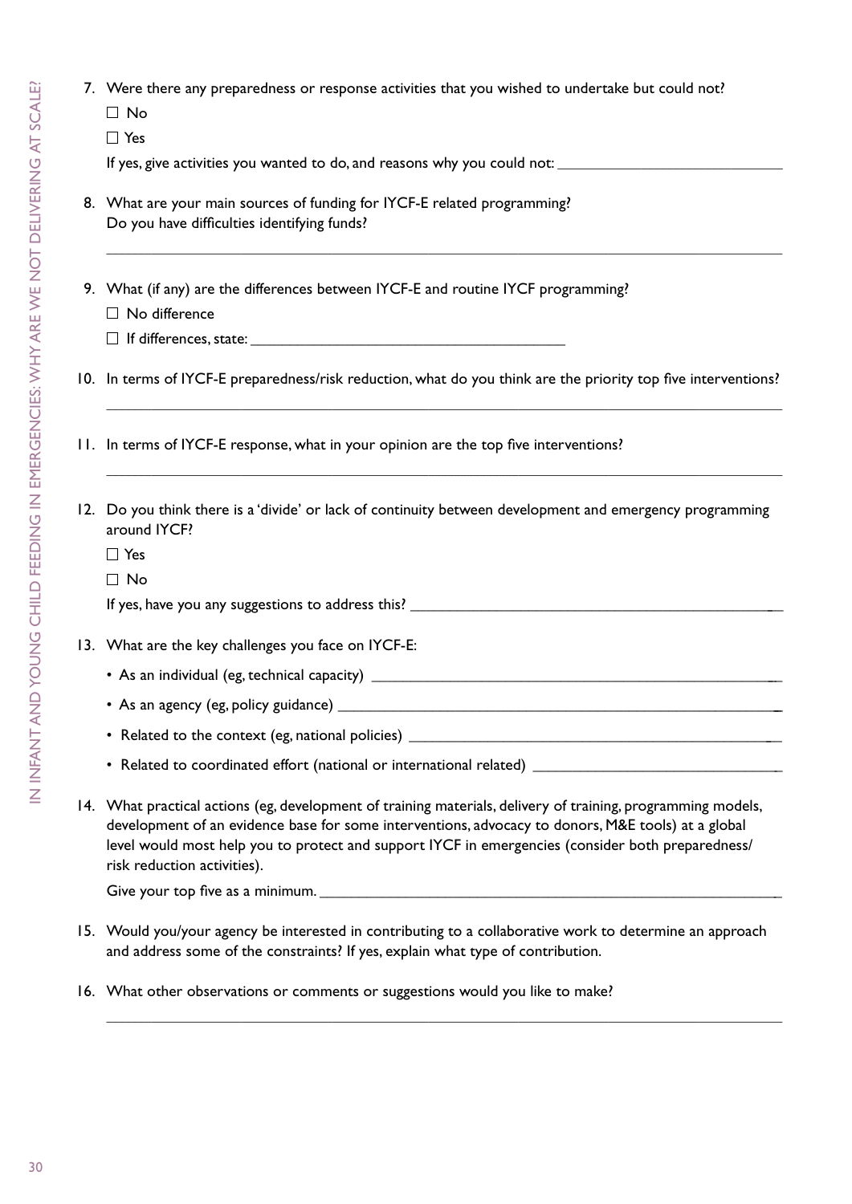7. Were there any preparedness or response activities that you wished to undertake but could not?

   ☐ No

   ☐ Yes

   If yes, give activities you wanted to do, and reasons why you could not: ___________________________

8. What are your main sources of funding for IYCF-E related programming?
   Do you have difficulties identifying funds?

   ___________________________________________________________________________

9. What (if any) are the differences between IYCF-E and routine IYCF programming?

   ☐ No difference

   ☐ If differences, state: ______________________________________

10. In terms of IYCF-E preparedness/risk reduction, what do you think are the priority top five interventions?

    ___________________________________________________________________________

11. In terms of IYCF-E response, what in your opinion are the top five interventions?

    ___________________________________________________________________________

12. Do you think there is a 'divide' or lack of continuity between development and emergency programming around IYCF?

    ☐ Yes

    ☐ No

    If yes, have you any suggestions to address this? ______________________________________________

13. What are the key challenges you face on IYCF-E:

    - As an individual (eg, technical capacity) ____________________________________________________
    - As an agency (eg, policy guidance) ________________________________________________________
    - Related to the context (eg, national policies) ______________________________________________
    - Related to coordinated effort (national or international related) ______________________________

14. What practical actions (eg, development of training materials, delivery of training, programming models, development of an evidence base for some interventions, advocacy to donors, M&E tools) at a global level would most help you to protect and support IYCF in emergencies (consider both preparedness/risk reduction activities).

    Give your top five as a minimum. ___________________________________________________________

15. Would you/your agency be interested in contributing to a collaborative work to determine an approach and address some of the constraints? If yes, explain what type of contribution.

16. What other observations or comments or suggestions would you like to make?

    ___________________________________________________________________________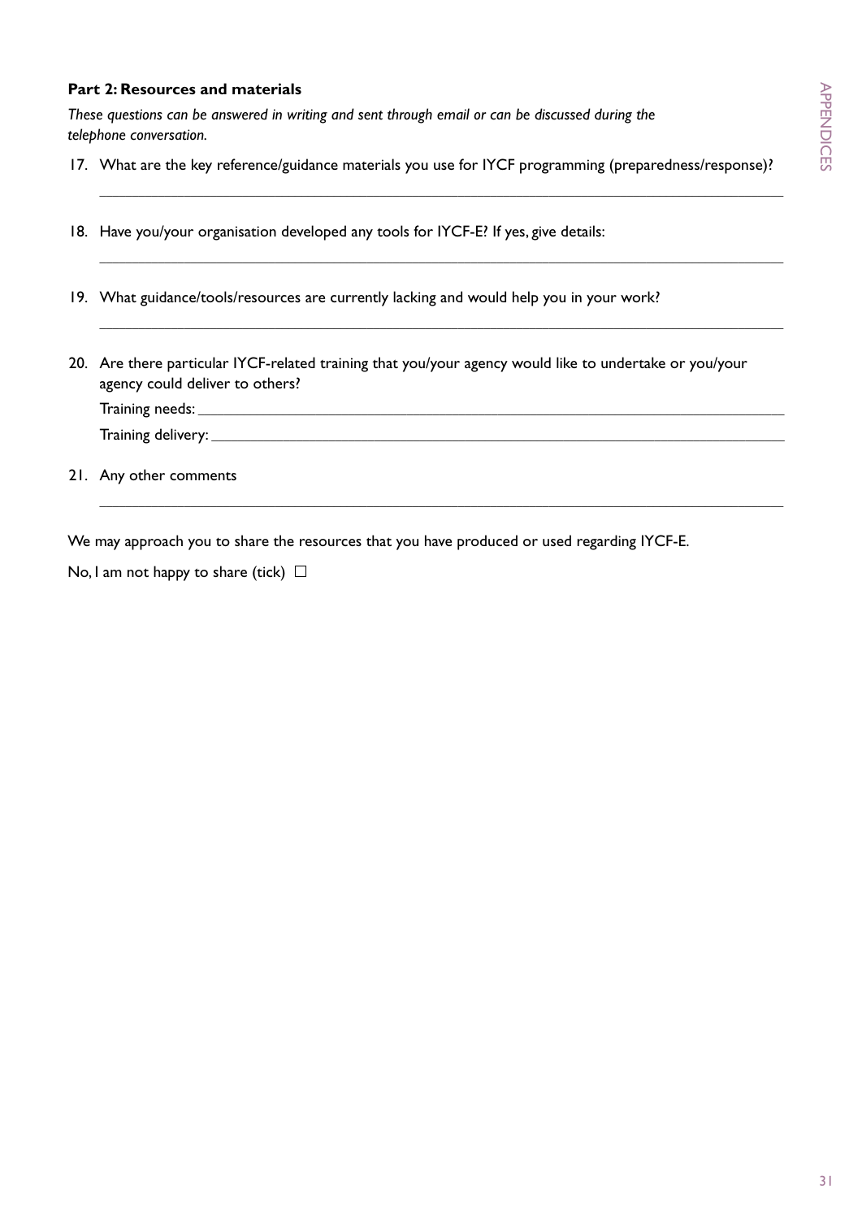**Part 2: Resources and materials**

*These questions can be answered in writing and sent through email or can be discussed during the telephone conversation.*

17. What are the key reference/guidance materials you use for IYCF programming (preparedness/response)?

    ___________________________________________________________________________

18. Have you/your organisation developed any tools for IYCF-E? If yes, give details:

    ___________________________________________________________________________

19. What guidance/tools/resources are currently lacking and would help you in your work?

    ___________________________________________________________________________

20. Are there particular IYCF-related training that you/your agency would like to undertake or you/your agency could deliver to others?

    Training needs: ___________________________________________________________

    Training delivery: _________________________________________________________

21. Any other comments

    ___________________________________________________________________________

We may approach you to share the resources that you have produced or used regarding IYCF-E.

No, I am not happy to share (tick) ☐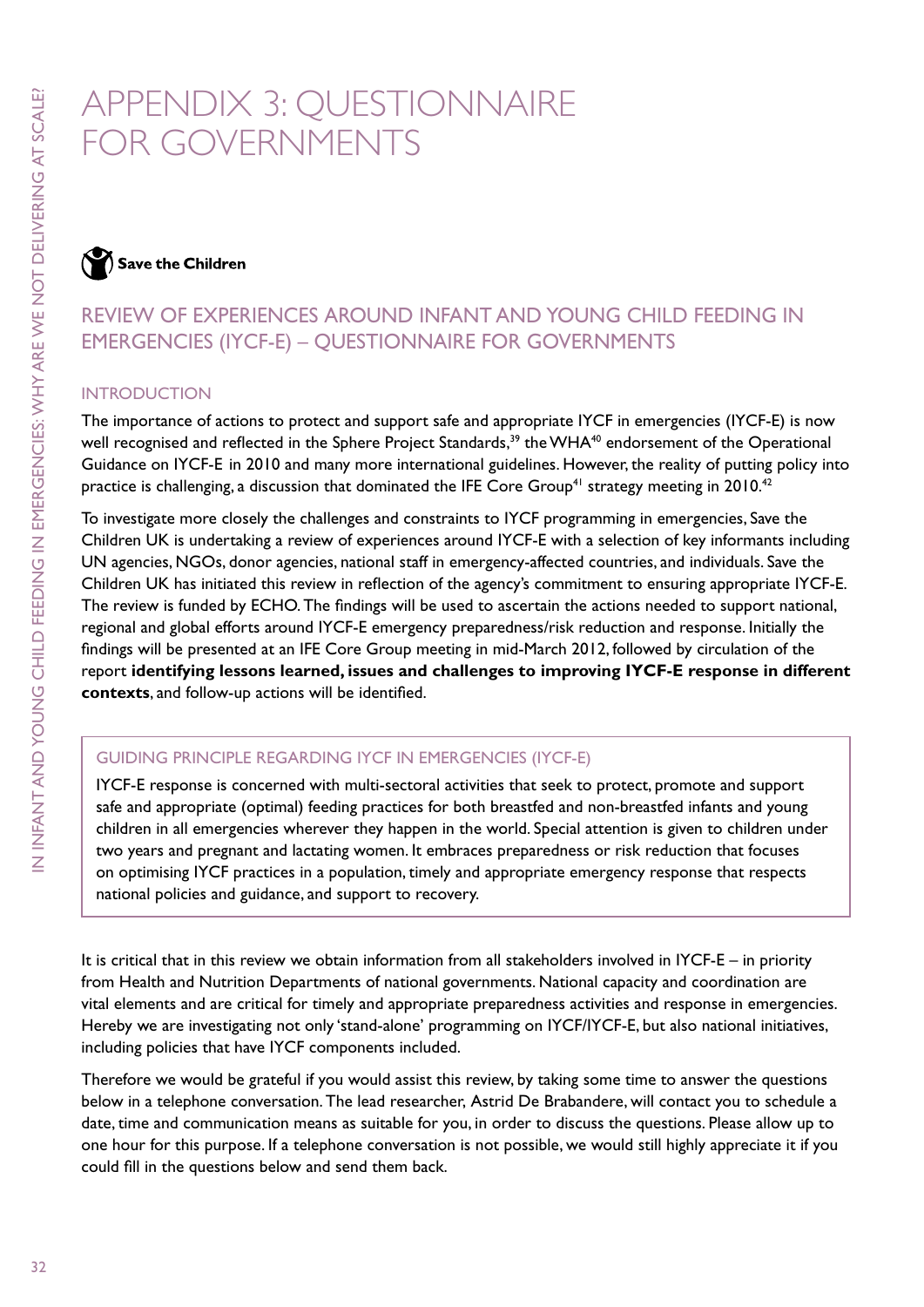# APPENDIX 3: QUESTIONNAIRE FOR GOVERNMENTS

**Save the Children**

## REVIEW OF EXPERIENCES AROUND INFANT AND YOUNG CHILD FEEDING IN EMERGENCIES (IYCF-E) – QUESTIONNAIRE FOR GOVERNMENTS

### INTRODUCTION

The importance of actions to protect and support safe and appropriate IYCF in emergencies (IYCF-E) is now well recognised and reflected in the Sphere Project Standards,[39] the WHA[40] endorsement of the Operational Guidance on IYCF-E in 2010 and many more international guidelines. However, the reality of putting policy into practice is challenging, a discussion that dominated the IFE Core Group[41] strategy meeting in 2010.[42]

To investigate more closely the challenges and constraints to IYCF programming in emergencies, Save the Children UK is undertaking a review of experiences around IYCF-E with a selection of key informants including UN agencies, NGOs, donor agencies, national staff in emergency-affected countries, and individuals. Save the Children UK has initiated this review in reflection of the agency's commitment to ensuring appropriate IYCF-E. The review is funded by ECHO. The findings will be used to ascertain the actions needed to support national, regional and global efforts around IYCF-E emergency preparedness/risk reduction and response. Initially the findings will be presented at an IFE Core Group meeting in mid-March 2012, followed by circulation of the report **identifying lessons learned, issues and challenges to improving IYCF-E response in different contexts**, and follow-up actions will be identified.

### GUIDING PRINCIPLE REGARDING IYCF IN EMERGENCIES (IYCF-E)

IYCF-E response is concerned with multi-sectoral activities that seek to protect, promote and support safe and appropriate (optimal) feeding practices for both breastfed and non-breastfed infants and young children in all emergencies wherever they happen in the world. Special attention is given to children under two years and pregnant and lactating women. It embraces preparedness or risk reduction that focuses on optimising IYCF practices in a population, timely and appropriate emergency response that respects national policies and guidance, and support to recovery.

It is critical that in this review we obtain information from all stakeholders involved in IYCF-E – in priority from Health and Nutrition Departments of national governments. National capacity and coordination are vital elements and are critical for timely and appropriate preparedness activities and response in emergencies. Hereby we are investigating not only 'stand-alone' programming on IYCF/IYCF-E, but also national initiatives, including policies that have IYCF components included.

Therefore we would be grateful if you would assist this review, by taking some time to answer the questions below in a telephone conversation. The lead researcher, Astrid De Brabandere, will contact you to schedule a date, time and communication means as suitable for you, in order to discuss the questions. Please allow up to one hour for this purpose. If a telephone conversation is not possible, we would still highly appreciate it if you could fill in the questions below and send them back.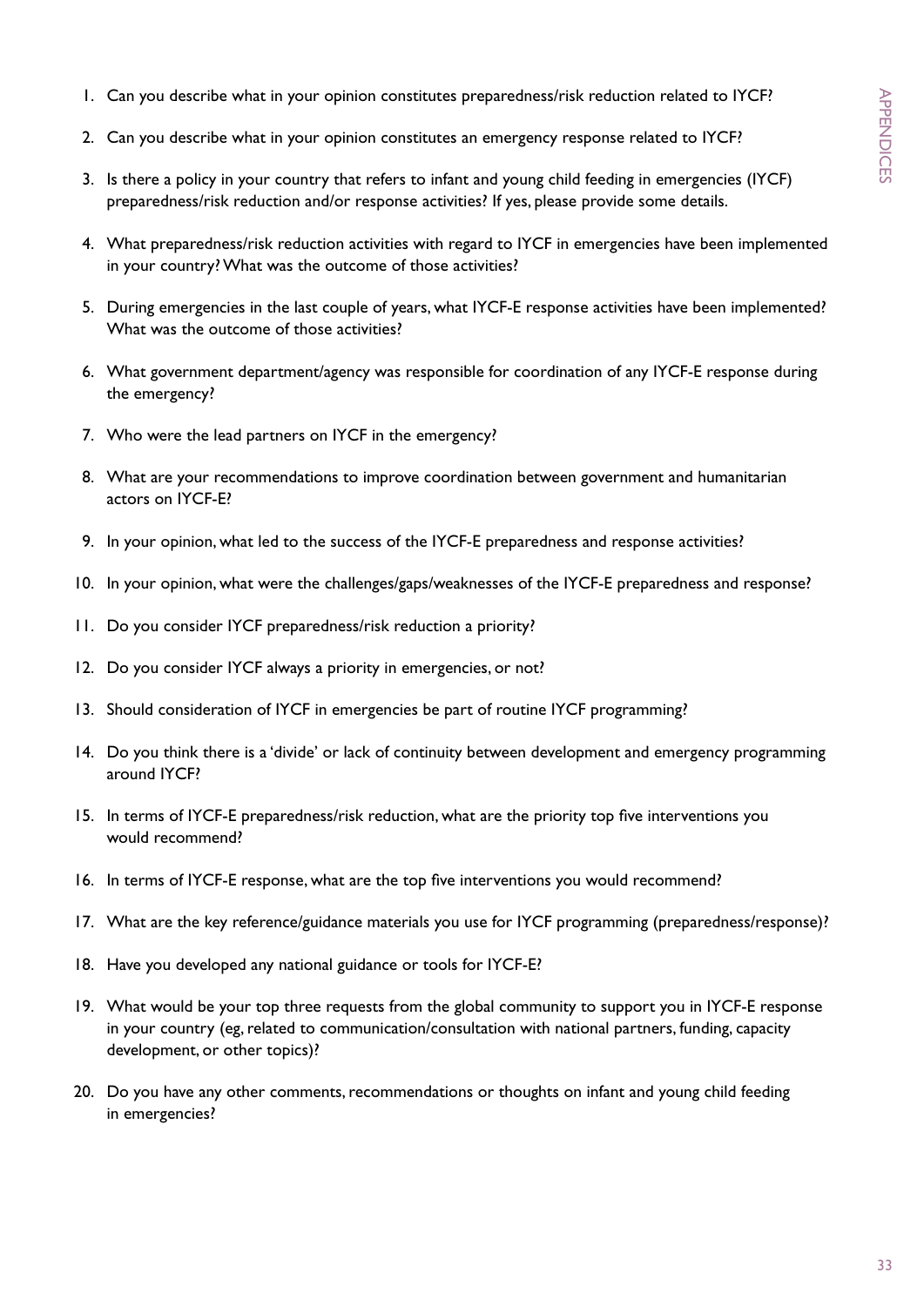1. Can you describe what in your opinion constitutes preparedness/risk reduction related to IYCF?
2. Can you describe what in your opinion constitutes an emergency response related to IYCF?
3. Is there a policy in your country that refers to infant and young child feeding in emergencies (IYCF) preparedness/risk reduction and/or response activities? If yes, please provide some details.
4. What preparedness/risk reduction activities with regard to IYCF in emergencies have been implemented in your country? What was the outcome of those activities?
5. During emergencies in the last couple of years, what IYCF-E response activities have been implemented? What was the outcome of those activities?
6. What government department/agency was responsible for coordination of any IYCF-E response during the emergency?
7. Who were the lead partners on IYCF in the emergency?
8. What are your recommendations to improve coordination between government and humanitarian actors on IYCF-E?
9. In your opinion, what led to the success of the IYCF-E preparedness and response activities?
10. In your opinion, what were the challenges/gaps/weaknesses of the IYCF-E preparedness and response?
11. Do you consider IYCF preparedness/risk reduction a priority?
12. Do you consider IYCF always a priority in emergencies, or not?
13. Should consideration of IYCF in emergencies be part of routine IYCF programming?
14. Do you think there is a 'divide' or lack of continuity between development and emergency programming around IYCF?
15. In terms of IYCF-E preparedness/risk reduction, what are the priority top five interventions you would recommend?
16. In terms of IYCF-E response, what are the top five interventions you would recommend?
17. What are the key reference/guidance materials you use for IYCF programming (preparedness/response)?
18. Have you developed any national guidance or tools for IYCF-E?
19. What would be your top three requests from the global community to support you in IYCF-E response in your country (eg, related to communication/consultation with national partners, funding, capacity development, or other topics)?
20. Do you have any other comments, recommendations or thoughts on infant and young child feeding in emergencies?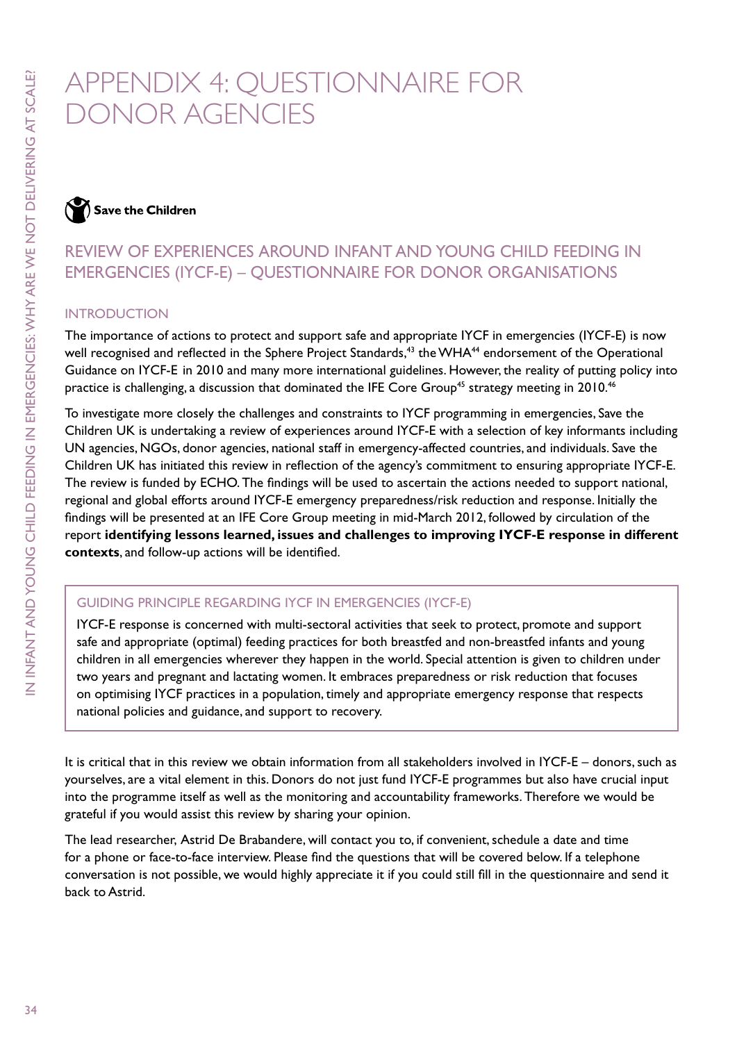# APPENDIX 4: QUESTIONNAIRE FOR DONOR AGENCIES

**Save the Children**

## REVIEW OF EXPERIENCES AROUND INFANT AND YOUNG CHILD FEEDING IN EMERGENCIES (IYCF-E) – QUESTIONNAIRE FOR DONOR ORGANISATIONS

### INTRODUCTION

The importance of actions to protect and support safe and appropriate IYCF in emergencies (IYCF-E) is now well recognised and reflected in the Sphere Project Standards,[43] the WHA[44] endorsement of the Operational Guidance on IYCF-E in 2010 and many more international guidelines. However, the reality of putting policy into practice is challenging, a discussion that dominated the IFE Core Group[45] strategy meeting in 2010.[46]

To investigate more closely the challenges and constraints to IYCF programming in emergencies, Save the Children UK is undertaking a review of experiences around IYCF-E with a selection of key informants including UN agencies, NGOs, donor agencies, national staff in emergency-affected countries, and individuals. Save the Children UK has initiated this review in reflection of the agency's commitment to ensuring appropriate IYCF-E. The review is funded by ECHO. The findings will be used to ascertain the actions needed to support national, regional and global efforts around IYCF-E emergency preparedness/risk reduction and response. Initially the findings will be presented at an IFE Core Group meeting in mid-March 2012, followed by circulation of the report **identifying lessons learned, issues and challenges to improving IYCF-E response in different contexts**, and follow-up actions will be identified.

> **GUIDING PRINCIPLE REGARDING IYCF IN EMERGENCIES (IYCF-E)**
>
> IYCF-E response is concerned with multi-sectoral activities that seek to protect, promote and support safe and appropriate (optimal) feeding practices for both breastfed and non-breastfed infants and young children in all emergencies wherever they happen in the world. Special attention is given to children under two years and pregnant and lactating women. It embraces preparedness or risk reduction that focuses on optimising IYCF practices in a population, timely and appropriate emergency response that respects national policies and guidance, and support to recovery.

It is critical that in this review we obtain information from all stakeholders involved in IYCF-E – donors, such as yourselves, are a vital element in this. Donors do not just fund IYCF-E programmes but also have crucial input into the programme itself as well as the monitoring and accountability frameworks. Therefore we would be grateful if you would assist this review by sharing your opinion.

The lead researcher, Astrid De Brabandere, will contact you to, if convenient, schedule a date and time for a phone or face-to-face interview. Please find the questions that will be covered below. If a telephone conversation is not possible, we would highly appreciate it if you could still fill in the questionnaire and send it back to Astrid.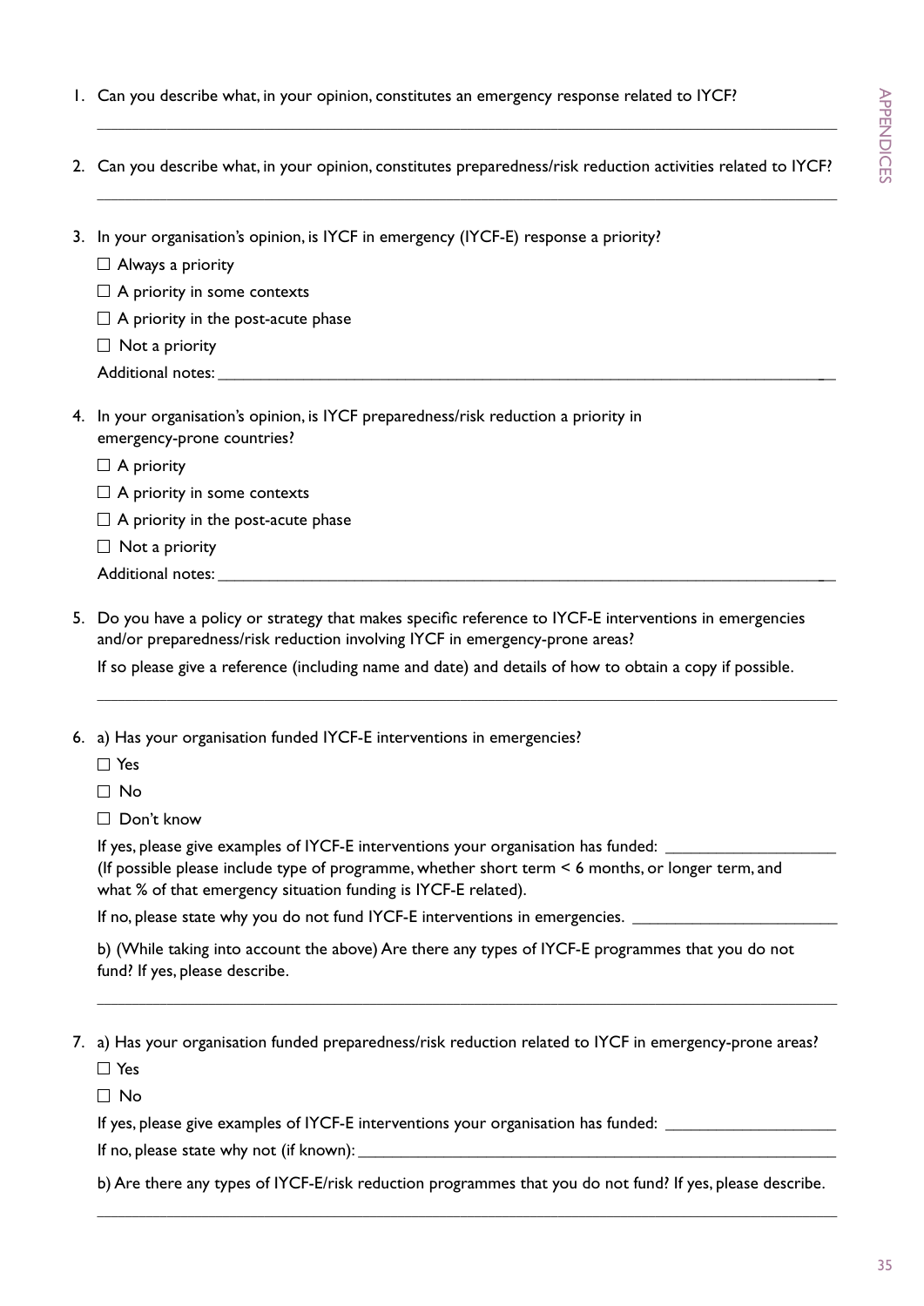1. Can you describe what, in your opinion, constitutes an emergency response related to IYCF?

_______________________________________________________________________________

2. Can you describe what, in your opinion, constitutes preparedness/risk reduction activities related to IYCF?

_______________________________________________________________________________

3. In your organisation's opinion, is IYCF in emergency (IYCF-E) response a priority?

   ☐ Always a priority

   ☐ A priority in some contexts

   ☐ A priority in the post-acute phase

   ☐ Not a priority

   Additional notes: _______________________________________________________________

4. In your organisation's opinion, is IYCF preparedness/risk reduction a priority in emergency-prone countries?

   ☐ A priority

   ☐ A priority in some contexts

   ☐ A priority in the post-acute phase

   ☐ Not a priority

   Additional notes: _______________________________________________________________

5. Do you have a policy or strategy that makes specific reference to IYCF-E interventions in emergencies and/or preparedness/risk reduction involving IYCF in emergency-prone areas?

   If so please give a reference (including name and date) and details of how to obtain a copy if possible.

_______________________________________________________________________________

6. a) Has your organisation funded IYCF-E interventions in emergencies?

   ☐ Yes

   ☐ No

   ☐ Don't know

   If yes, please give examples of IYCF-E interventions your organisation has funded: ___________________
   (If possible please include type of programme, whether short term < 6 months, or longer term, and what % of that emergency situation funding is IYCF-E related).

   If no, please state why you do not fund IYCF-E interventions in emergencies. ______________________

   b) (While taking into account the above) Are there any types of IYCF-E programmes that you do not fund? If yes, please describe.

_______________________________________________________________________________

7. a) Has your organisation funded preparedness/risk reduction related to IYCF in emergency-prone areas?

   ☐ Yes

   ☐ No

   If yes, please give examples of IYCF-E interventions your organisation has funded: ___________________

   If no, please state why not (if known): ________________________________________________

   b) Are there any types of IYCF-E/risk reduction programmes that you do not fund? If yes, please describe.

_______________________________________________________________________________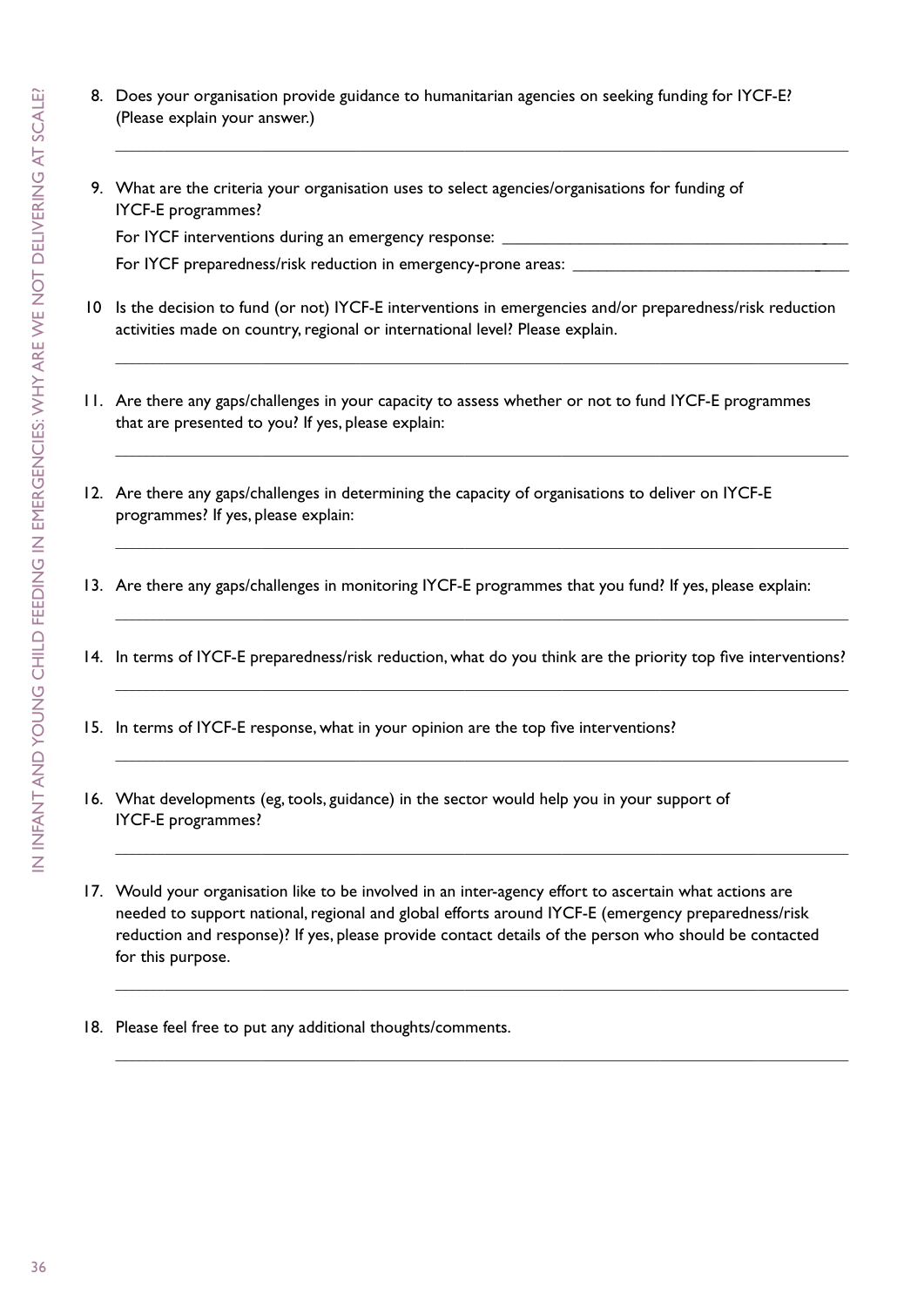8. Does your organisation provide guidance to humanitarian agencies on seeking funding for IYCF-E? (Please explain your answer.)

   ___________________________________________________________________________

9. What are the criteria your organisation uses to select agencies/organisations for funding of IYCF-E programmes?

   For IYCF interventions during an emergency response: ___________________________________

   For IYCF preparedness/risk reduction in emergency-prone areas: ___________________________

10 Is the decision to fund (or not) IYCF-E interventions in emergencies and/or preparedness/risk reduction activities made on country, regional or international level? Please explain.

   ___________________________________________________________________________

11. Are there any gaps/challenges in your capacity to assess whether or not to fund IYCF-E programmes that are presented to you? If yes, please explain:

    ___________________________________________________________________________

12. Are there any gaps/challenges in determining the capacity of organisations to deliver on IYCF-E programmes? If yes, please explain:

    ___________________________________________________________________________

13. Are there any gaps/challenges in monitoring IYCF-E programmes that you fund? If yes, please explain:

    ___________________________________________________________________________

14. In terms of IYCF-E preparedness/risk reduction, what do you think are the priority top five interventions?

    ___________________________________________________________________________

15. In terms of IYCF-E response, what in your opinion are the top five interventions?

    ___________________________________________________________________________

16. What developments (eg, tools, guidance) in the sector would help you in your support of IYCF-E programmes?

    ___________________________________________________________________________

17. Would your organisation like to be involved in an inter-agency effort to ascertain what actions are needed to support national, regional and global efforts around IYCF-E (emergency preparedness/risk reduction and response)? If yes, please provide contact details of the person who should be contacted for this purpose.

    ___________________________________________________________________________

18. Please feel free to put any additional thoughts/comments.

    ___________________________________________________________________________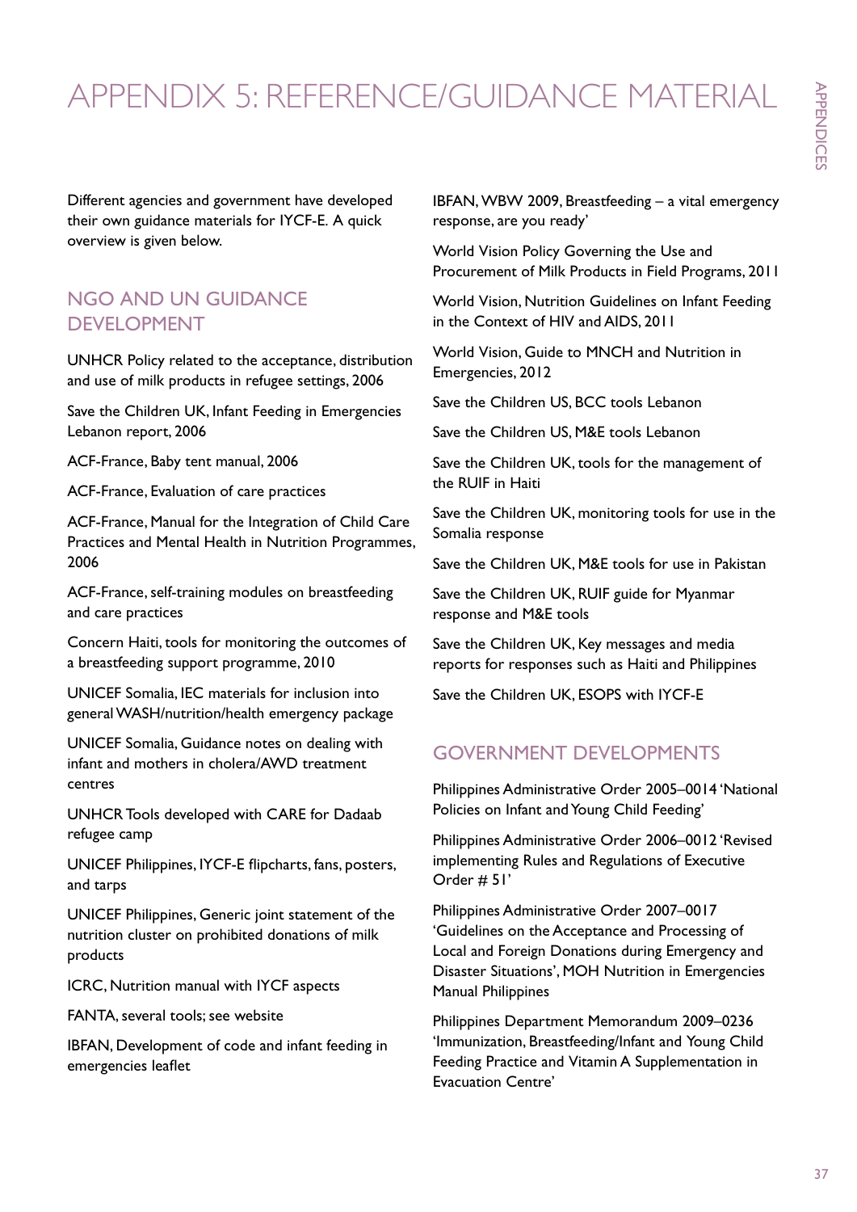# APPENDIX 5: REFERENCE/GUIDANCE MATERIAL

Different agencies and government have developed their own guidance materials for IYCF-E. A quick overview is given below.

## NGO AND UN GUIDANCE DEVELOPMENT

UNHCR Policy related to the acceptance, distribution and use of milk products in refugee settings, 2006

Save the Children UK, Infant Feeding in Emergencies Lebanon report, 2006

ACF-France, Baby tent manual, 2006

ACF-France, Evaluation of care practices

ACF-France, Manual for the Integration of Child Care Practices and Mental Health in Nutrition Programmes, 2006

ACF-France, self-training modules on breastfeeding and care practices

Concern Haiti, tools for monitoring the outcomes of a breastfeeding support programme, 2010

UNICEF Somalia, IEC materials for inclusion into general WASH/nutrition/health emergency package

UNICEF Somalia, Guidance notes on dealing with infant and mothers in cholera/AWD treatment centres

UNHCR Tools developed with CARE for Dadaab refugee camp

UNICEF Philippines, IYCF-E flipcharts, fans, posters, and tarps

UNICEF Philippines, Generic joint statement of the nutrition cluster on prohibited donations of milk products

ICRC, Nutrition manual with IYCF aspects

FANTA, several tools; see website

IBFAN, Development of code and infant feeding in emergencies leaflet

IBFAN, WBW 2009, Breastfeeding – a vital emergency response, are you ready'

World Vision Policy Governing the Use and Procurement of Milk Products in Field Programs, 2011

World Vision, Nutrition Guidelines on Infant Feeding in the Context of HIV and AIDS, 2011

World Vision, Guide to MNCH and Nutrition in Emergencies, 2012

Save the Children US, BCC tools Lebanon

Save the Children US, M&E tools Lebanon

Save the Children UK, tools for the management of the RUIF in Haiti

Save the Children UK, monitoring tools for use in the Somalia response

Save the Children UK, M&E tools for use in Pakistan

Save the Children UK, RUIF guide for Myanmar response and M&E tools

Save the Children UK, Key messages and media reports for responses such as Haiti and Philippines

Save the Children UK, ESOPS with IYCF-E

## GOVERNMENT DEVELOPMENTS

Philippines Administrative Order 2005–0014 'National Policies on Infant and Young Child Feeding'

Philippines Administrative Order 2006–0012 'Revised implementing Rules and Regulations of Executive Order # 51'

Philippines Administrative Order 2007–0017 'Guidelines on the Acceptance and Processing of Local and Foreign Donations during Emergency and Disaster Situations', MOH Nutrition in Emergencies Manual Philippines

Philippines Department Memorandum 2009–0236 'Immunization, Breastfeeding/Infant and Young Child Feeding Practice and Vitamin A Supplementation in Evacuation Centre'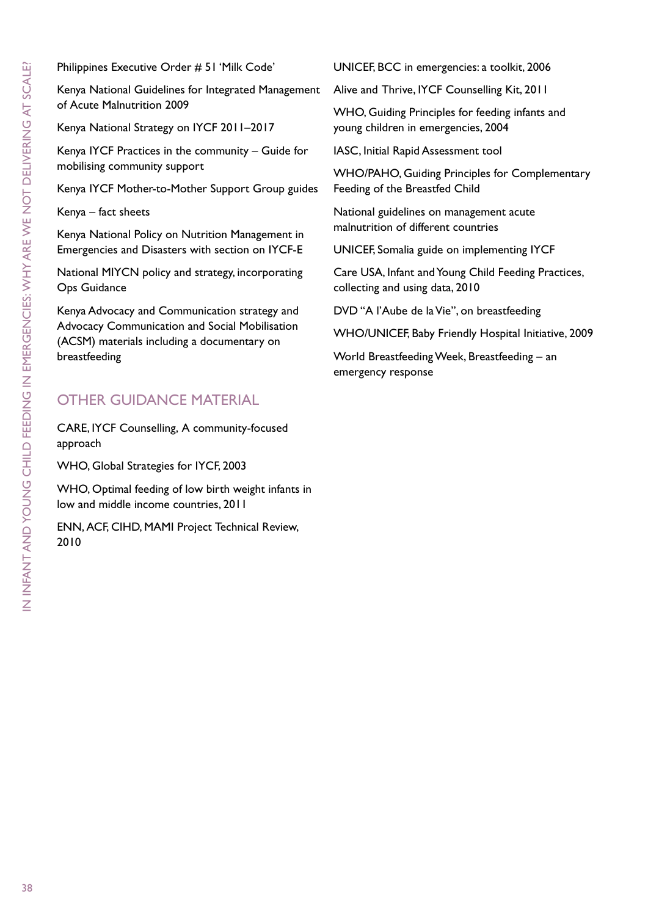Philippines Executive Order # 51 'Milk Code'

Kenya National Guidelines for Integrated Management of Acute Malnutrition 2009

Kenya National Strategy on IYCF 2011–2017

Kenya IYCF Practices in the community – Guide for mobilising community support

Kenya IYCF Mother-to-Mother Support Group guides

Kenya – fact sheets

Kenya National Policy on Nutrition Management in Emergencies and Disasters with section on IYCF-E

National MIYCN policy and strategy, incorporating Ops Guidance

Kenya Advocacy and Communication strategy and Advocacy Communication and Social Mobilisation (ACSM) materials including a documentary on breastfeeding

## OTHER GUIDANCE MATERIAL

CARE, IYCF Counselling, A community-focused approach

WHO, Global Strategies for IYCF, 2003

WHO, Optimal feeding of low birth weight infants in low and middle income countries, 2011

ENN, ACF, CIHD, MAMI Project Technical Review, 2010

UNICEF, BCC in emergencies: a toolkit, 2006

Alive and Thrive, IYCF Counselling Kit, 2011

WHO, Guiding Principles for feeding infants and young children in emergencies, 2004

IASC, Initial Rapid Assessment tool

WHO/PAHO, Guiding Principles for Complementary Feeding of the Breastfed Child

National guidelines on management acute malnutrition of different countries

UNICEF, Somalia guide on implementing IYCF

Care USA, Infant and Young Child Feeding Practices, collecting and using data, 2010

DVD "A l'Aube de la Vie", on breastfeeding

WHO/UNICEF, Baby Friendly Hospital Initiative, 2009

World Breastfeeding Week, Breastfeeding – an emergency response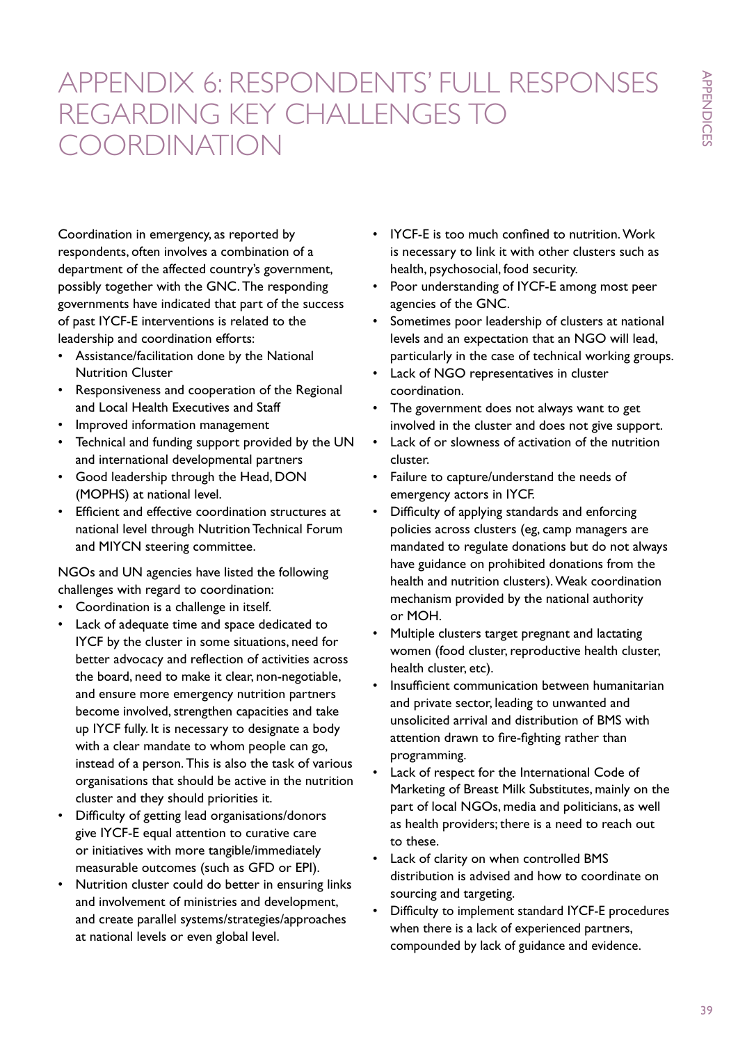# APPENDIX 6: RESPONDENTS' FULL RESPONSES REGARDING KEY CHALLENGES TO COORDINATION

Coordination in emergency, as reported by respondents, often involves a combination of a department of the affected country's government, possibly together with the GNC. The responding governments have indicated that part of the success of past IYCF-E interventions is related to the leadership and coordination efforts:

- Assistance/facilitation done by the National Nutrition Cluster
- Responsiveness and cooperation of the Regional and Local Health Executives and Staff
- Improved information management
- Technical and funding support provided by the UN and international developmental partners
- Good leadership through the Head, DON (MOPHS) at national level.
- Efficient and effective coordination structures at national level through Nutrition Technical Forum and MIYCN steering committee.

NGOs and UN agencies have listed the following challenges with regard to coordination:

- Coordination is a challenge in itself.
- Lack of adequate time and space dedicated to IYCF by the cluster in some situations, need for better advocacy and reflection of activities across the board, need to make it clear, non-negotiable, and ensure more emergency nutrition partners become involved, strengthen capacities and take up IYCF fully. It is necessary to designate a body with a clear mandate to whom people can go, instead of a person. This is also the task of various organisations that should be active in the nutrition cluster and they should priorities it.
- Difficulty of getting lead organisations/donors give IYCF-E equal attention to curative care or initiatives with more tangible/immediately measurable outcomes (such as GFD or EPI).
- Nutrition cluster could do better in ensuring links and involvement of ministries and development, and create parallel systems/strategies/approaches at national levels or even global level.
- IYCF-E is too much confined to nutrition. Work is necessary to link it with other clusters such as health, psychosocial, food security.
- Poor understanding of IYCF-E among most peer agencies of the GNC.
- Sometimes poor leadership of clusters at national levels and an expectation that an NGO will lead, particularly in the case of technical working groups.
- Lack of NGO representatives in cluster coordination.
- The government does not always want to get involved in the cluster and does not give support.
- Lack of or slowness of activation of the nutrition cluster.
- Failure to capture/understand the needs of emergency actors in IYCF.
- Difficulty of applying standards and enforcing policies across clusters (eg, camp managers are mandated to regulate donations but do not always have guidance on prohibited donations from the health and nutrition clusters). Weak coordination mechanism provided by the national authority or MOH.
- Multiple clusters target pregnant and lactating women (food cluster, reproductive health cluster, health cluster, etc).
- Insufficient communication between humanitarian and private sector, leading to unwanted and unsolicited arrival and distribution of BMS with attention drawn to fire-fighting rather than programming.
- Lack of respect for the International Code of Marketing of Breast Milk Substitutes, mainly on the part of local NGOs, media and politicians, as well as health providers; there is a need to reach out to these.
- Lack of clarity on when controlled BMS distribution is advised and how to coordinate on sourcing and targeting.
- Difficulty to implement standard IYCF-E procedures when there is a lack of experienced partners, compounded by lack of guidance and evidence.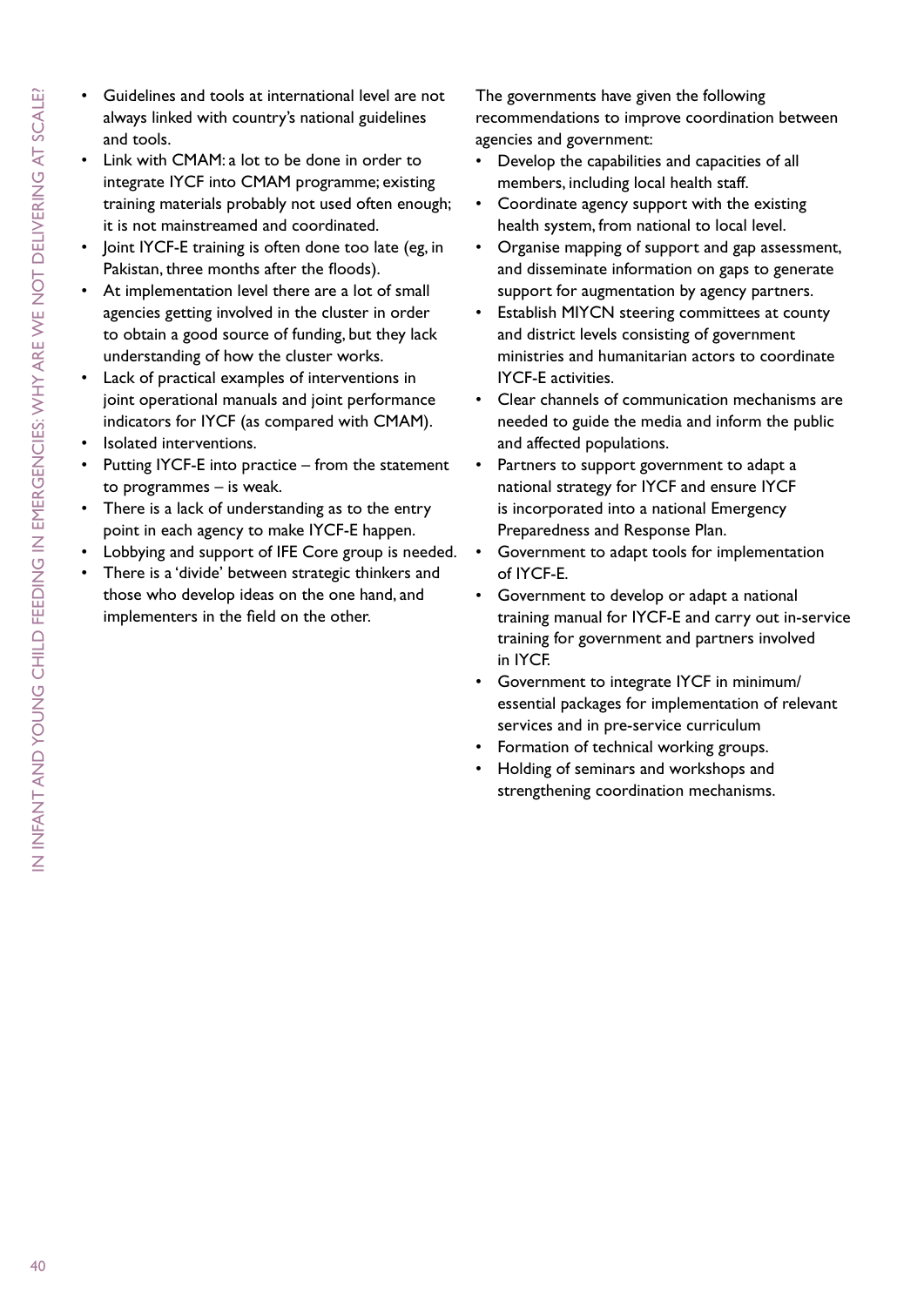- Guidelines and tools at international level are not always linked with country's national guidelines and tools.
- Link with CMAM: a lot to be done in order to integrate IYCF into CMAM programme; existing training materials probably not used often enough; it is not mainstreamed and coordinated.
- Joint IYCF-E training is often done too late (eg, in Pakistan, three months after the floods).
- At implementation level there are a lot of small agencies getting involved in the cluster in order to obtain a good source of funding, but they lack understanding of how the cluster works.
- Lack of practical examples of interventions in joint operational manuals and joint performance indicators for IYCF (as compared with CMAM).
- Isolated interventions.
- Putting IYCF-E into practice – from the statement to programmes – is weak.
- There is a lack of understanding as to the entry point in each agency to make IYCF-E happen.
- Lobbying and support of IFE Core group is needed.
- There is a 'divide' between strategic thinkers and those who develop ideas on the one hand, and implementers in the field on the other.

The governments have given the following recommendations to improve coordination between agencies and government:

- Develop the capabilities and capacities of all members, including local health staff.
- Coordinate agency support with the existing health system, from national to local level.
- Organise mapping of support and gap assessment, and disseminate information on gaps to generate support for augmentation by agency partners.
- Establish MIYCN steering committees at county and district levels consisting of government ministries and humanitarian actors to coordinate IYCF-E activities.
- Clear channels of communication mechanisms are needed to guide the media and inform the public and affected populations.
- Partners to support government to adapt a national strategy for IYCF and ensure IYCF is incorporated into a national Emergency Preparedness and Response Plan.
- Government to adapt tools for implementation of IYCF-E.
- Government to develop or adapt a national training manual for IYCF-E and carry out in-service training for government and partners involved in IYCF.
- Government to integrate IYCF in minimum/ essential packages for implementation of relevant services and in pre-service curriculum
- Formation of technical working groups.
- Holding of seminars and workshops and strengthening coordination mechanisms.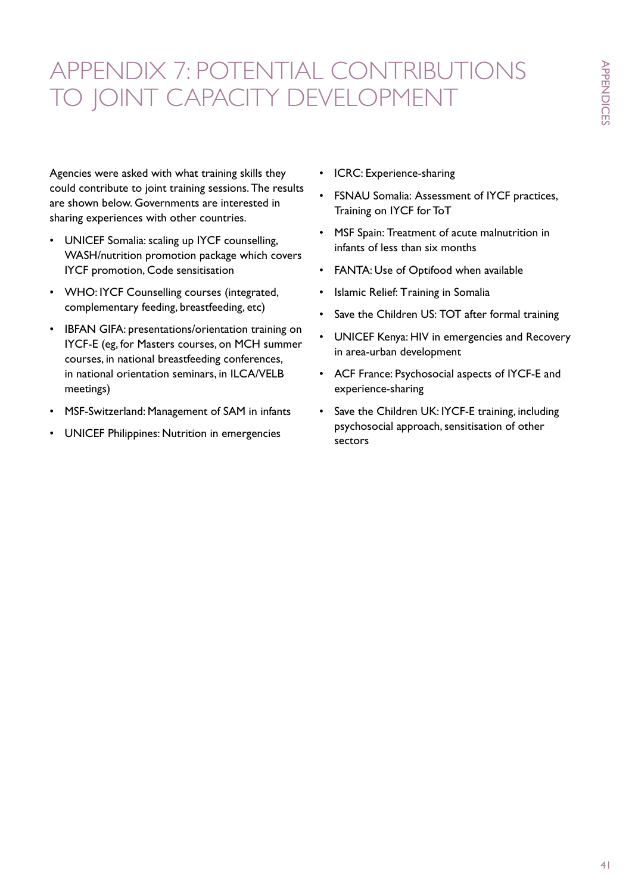# APPENDIX 7: POTENTIAL CONTRIBUTIONS TO JOINT CAPACITY DEVELOPMENT

Agencies were asked with what training skills they could contribute to joint training sessions. The results are shown below. Governments are interested in sharing experiences with other countries.

- UNICEF Somalia: scaling up IYCF counselling, WASH/nutrition promotion package which covers IYCF promotion, Code sensitisation
- WHO: IYCF Counselling courses (integrated, complementary feeding, breastfeeding, etc)
- IBFAN GIFA: presentations/orientation training on IYCF-E (eg, for Masters courses, on MCH summer courses, in national breastfeeding conferences, in national orientation seminars, in ILCA/VELB meetings)
- MSF-Switzerland: Management of SAM in infants
- UNICEF Philippines: Nutrition in emergencies
- ICRC: Experience-sharing
- FSNAU Somalia: Assessment of IYCF practices, Training on IYCF for ToT
- MSF Spain: Treatment of acute malnutrition in infants of less than six months
- FANTA: Use of Optifood when available
- Islamic Relief: Training in Somalia
- Save the Children US: TOT after formal training
- UNICEF Kenya: HIV in emergencies and Recovery in area-urban development
- ACF France: Psychosocial aspects of IYCF-E and experience-sharing
- Save the Children UK: IYCF-E training, including psychosocial approach, sensitisation of other sectors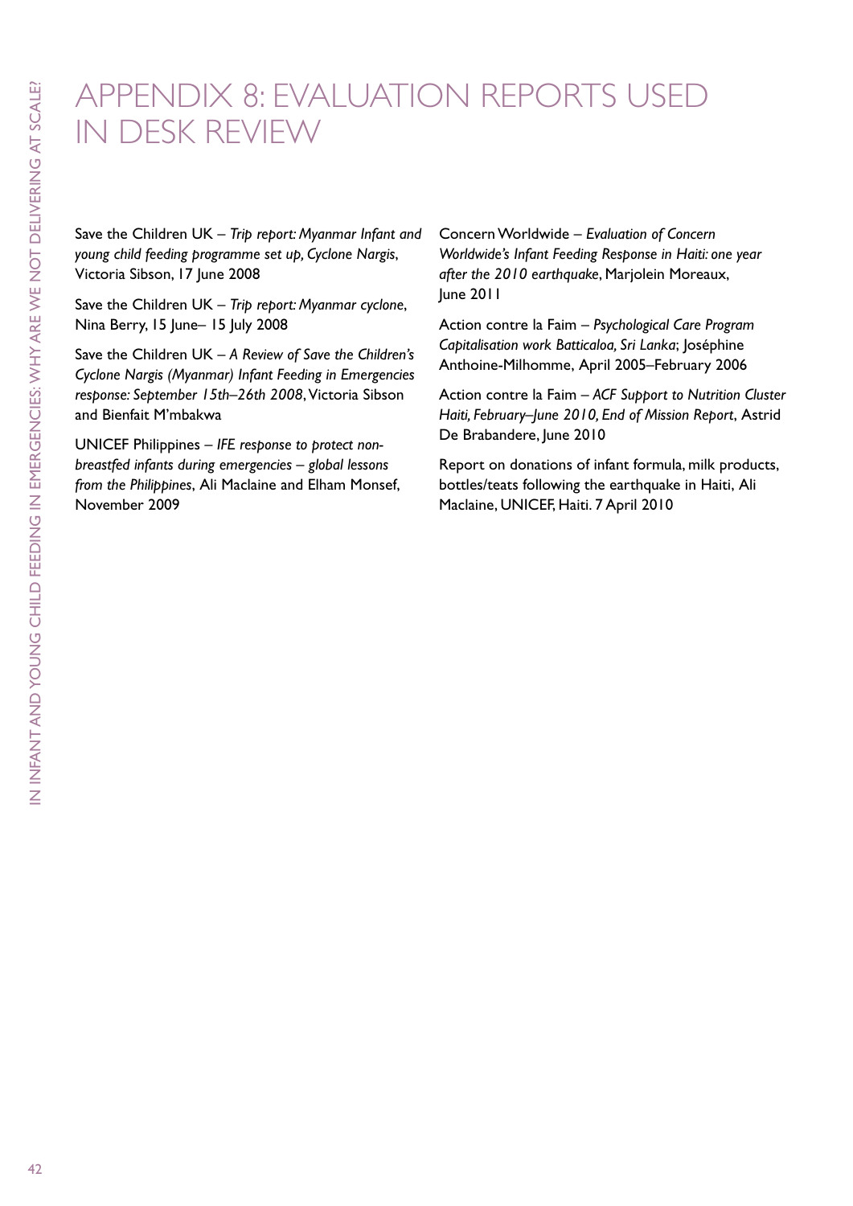# APPENDIX 8: EVALUATION REPORTS USED IN DESK REVIEW

Save the Children UK – *Trip report: Myanmar Infant and young child feeding programme set up, Cyclone Nargis*, Victoria Sibson, 17 June 2008

Save the Children UK – *Trip report: Myanmar cyclone*, Nina Berry, 15 June– 15 July 2008

Save the Children UK – *A Review of Save the Children's Cyclone Nargis (Myanmar) Infant Feeding in Emergencies response: September 15th–26th 2008*, Victoria Sibson and Bienfait M'mbakwa

UNICEF Philippines – *IFE response to protect non-breastfed infants during emergencies – global lessons from the Philippines*, Ali Maclaine and Elham Monsef, November 2009

Concern Worldwide – *Evaluation of Concern Worldwide's Infant Feeding Response in Haiti: one year after the 2010 earthquake*, Marjolein Moreaux, June 2011

Action contre la Faim – *Psychological Care Program Capitalisation work Batticaloa, Sri Lanka*; Joséphine Anthoine-Milhomme, April 2005–February 2006

Action contre la Faim – *ACF Support to Nutrition Cluster Haiti, February–June 2010, End of Mission Report*, Astrid De Brabandere, June 2010

Report on donations of infant formula, milk products, bottles/teats following the earthquake in Haiti, Ali Maclaine, UNICEF, Haiti. 7 April 2010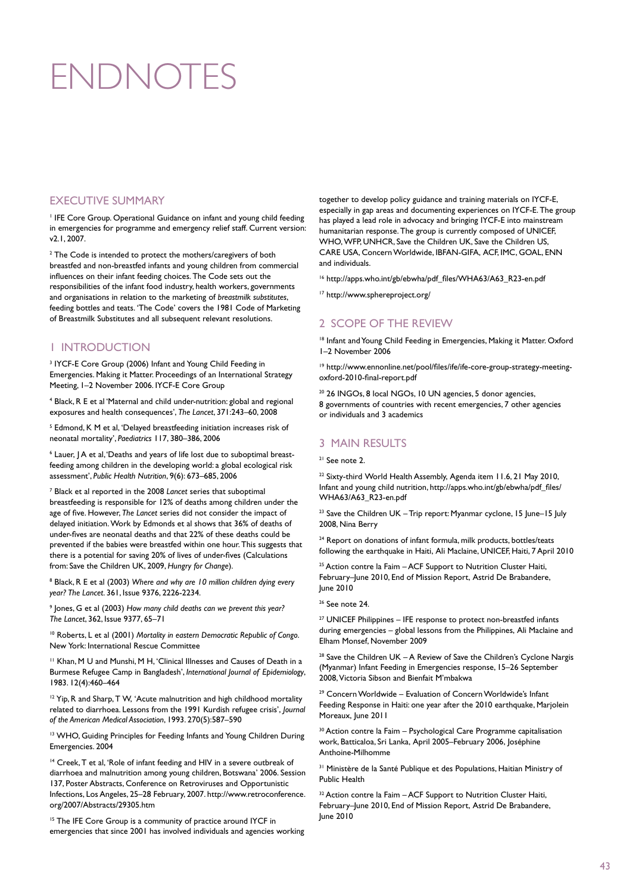# ENDNOTES

## EXECUTIVE SUMMARY

[1] IFE Core Group. Operational Guidance on infant and young child feeding in emergencies for programme and emergency relief staff. Current version: v2.1, 2007.

[2] The Code is intended to protect the mothers/caregivers of both breastfed and non-breastfed infants and young children from commercial influences on their infant feeding choices. The Code sets out the responsibilities of the infant food industry, health workers, governments and organisations in relation to the marketing of *breastmilk substitutes*, feeding bottles and teats. 'The Code' covers the 1981 Code of Marketing of Breastmilk Substitutes and all subsequent relevant resolutions.

## 1 INTRODUCTION

[3] IYCF-E Core Group (2006) Infant and Young Child Feeding in Emergencies. Making it Matter. Proceedings of an International Strategy Meeting, 1–2 November 2006. IYCF-E Core Group

[4] Black, R E et al 'Maternal and child under-nutrition: global and regional exposures and health consequences', *The Lancet*, 371:243–60, 2008

[5] Edmond, K M et al, 'Delayed breastfeeding initiation increases risk of neonatal mortality', *Paediatrics* 117, 380–386, 2006

[6] Lauer, J A et al, 'Deaths and years of life lost due to suboptimal breast-feeding among children in the developing world: a global ecological risk assessment', *Public Health Nutrition*, 9(6): 673–685, 2006

[7] Black et al reported in the 2008 *Lancet* series that suboptimal breastfeeding is responsible for 12% of deaths among children under the age of five. However, *The Lancet* series did not consider the impact of delayed initiation. Work by Edmonds et al shows that 36% of deaths of under-fives are neonatal deaths and that 22% of these deaths could be prevented if the babies were breastfed within one hour. This suggests that there is a potential for saving 20% of lives of under-fives (Calculations from: Save the Children UK, 2009, *Hungry for Change*).

[8] Black, R E et al (2003) *Where and why are 10 million children dying every year? The Lancet*. 361, Issue 9376, 2226-2234.

[9] Jones, G et al (2003) *How many child deaths can we prevent this year? The Lancet*, 362, Issue 9377, 65–71

[10] Roberts, L et al (2001) *Mortality in eastern Democratic Republic of Congo*. New York: International Rescue Committee

[11] Khan, M U and Munshi, M H, 'Clinical Illnesses and Causes of Death in a Burmese Refugee Camp in Bangladesh', *International Journal of Epidemiology*, 1983. 12(4):460–464

[12] Yip, R and Sharp, T W, 'Acute malnutrition and high childhood mortality related to diarrhoea. Lessons from the 1991 Kurdish refugee crisis', *Journal of the American Medical Association*, 1993. 270(5):587–590

[13] WHO, Guiding Principles for Feeding Infants and Young Children During Emergencies. 2004

[14] Creek, T et al, 'Role of infant feeding and HIV in a severe outbreak of diarrhoea and malnutrition among young children, Botswana' 2006. Session 137, Poster Abstracts, Conference on Retroviruses and Opportunistic Infections, Los Angeles, 25–28 February, 2007. http://www.retroconference.org/2007/Abstracts/29305.htm

[15] The IFE Core Group is a community of practice around IYCF in emergencies that since 2001 has involved individuals and agencies working together to develop policy guidance and training materials on IYCF-E, especially in gap areas and documenting experiences on IYCF-E. The group has played a lead role in advocacy and bringing IYCF-E into mainstream humanitarian response. The group is currently composed of UNICEF, WHO, WFP, UNHCR, Save the Children UK, Save the Children US, CARE USA, Concern Worldwide, IBFAN-GIFA, ACF, IMC, GOAL, ENN and individuals.

[16] http://apps.who.int/gb/ebwha/pdf_files/WHA63/A63_R23-en.pdf

[17] http://www.sphereproject.org/

## 2 SCOPE OF THE REVIEW

[18] Infant and Young Child Feeding in Emergencies, Making it Matter. Oxford 1–2 November 2006

[19] http://www.ennonline.net/pool/files/ife/ife-core-group-strategy-meeting-oxford-2010-final-report.pdf

[20] 26 INGOs, 8 local NGOs, 10 UN agencies, 5 donor agencies, 8 governments of countries with recent emergencies, 7 other agencies or individuals and 3 academics

## 3 MAIN RESULTS

[21] See note 2.

[22] Sixty-third World Health Assembly, Agenda item 11.6, 21 May 2010, Infant and young child nutrition, http://apps.who.int/gb/ebwha/pdf_files/WHA63/A63_R23-en.pdf

[23] Save the Children UK – Trip report: Myanmar cyclone, 15 June–15 July 2008, Nina Berry

[24] Report on donations of infant formula, milk products, bottles/teats following the earthquake in Haiti, Ali Maclaine, UNICEF, Haiti, 7 April 2010

[25] Action contre la Faim – ACF Support to Nutrition Cluster Haiti, February–June 2010, End of Mission Report, Astrid De Brabandere, June 2010

[26] See note 24.

[27] UNICEF Philippines – IFE response to protect non-breastfed infants during emergencies – global lessons from the Philippines, Ali Maclaine and Elham Monsef, November 2009

[28] Save the Children UK – A Review of Save the Children's Cyclone Nargis (Myanmar) Infant Feeding in Emergencies response, 15–26 September 2008, Victoria Sibson and Bienfait M'mbakwa

[29] Concern Worldwide – Evaluation of Concern Worldwide's Infant Feeding Response in Haiti: one year after the 2010 earthquake, Marjolein Moreaux, June 2011

[30] Action contre la Faim – Psychological Care Programme capitalisation work, Batticaloa, Sri Lanka, April 2005–February 2006, Joséphine Anthoine-Milhomme

[31] Ministère de la Santé Publique et des Populations, Haitian Ministry of Public Health

[32] Action contre la Faim – ACF Support to Nutrition Cluster Haiti, February–June 2010, End of Mission Report, Astrid De Brabandere, June 2010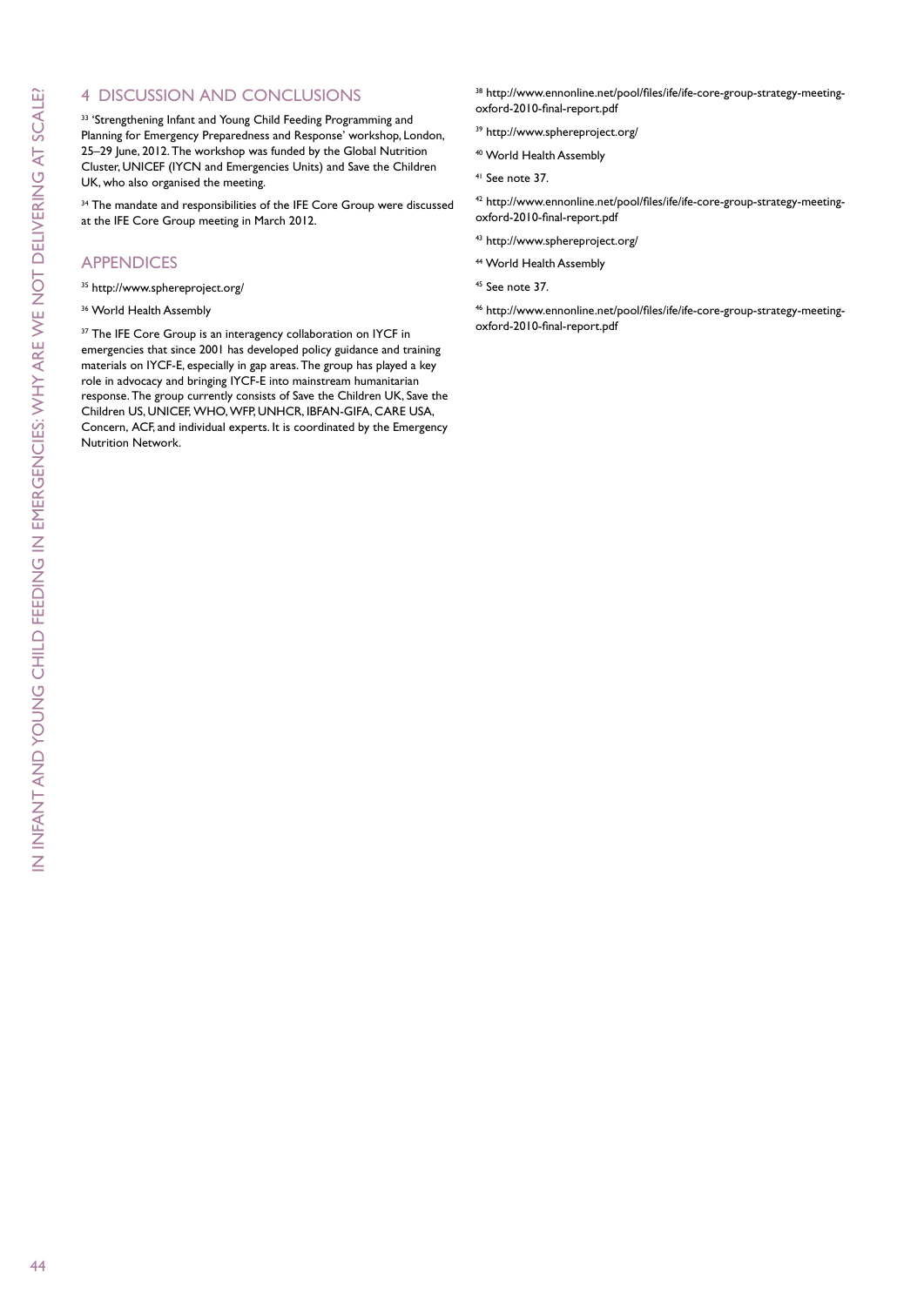## 4 DISCUSSION AND CONCLUSIONS

[33] 'Strengthening Infant and Young Child Feeding Programming and Planning for Emergency Preparedness and Response' workshop, London, 25–29 June, 2012. The workshop was funded by the Global Nutrition Cluster, UNICEF (IYCN and Emergencies Units) and Save the Children UK, who also organised the meeting.

[34] The mandate and responsibilities of the IFE Core Group were discussed at the IFE Core Group meeting in March 2012.

## APPENDICES

[35] http://www.sphereproject.org/

[36] World Health Assembly

[37] The IFE Core Group is an interagency collaboration on IYCF in emergencies that since 2001 has developed policy guidance and training materials on IYCF-E, especially in gap areas. The group has played a key role in advocacy and bringing IYCF-E into mainstream humanitarian response. The group currently consists of Save the Children UK, Save the Children US, UNICEF, WHO, WFP, UNHCR, IBFAN-GIFA, CARE USA, Concern, ACF, and individual experts. It is coordinated by the Emergency Nutrition Network.

[38] http://www.ennonline.net/pool/files/ife/ife-core-group-strategy-meeting-oxford-2010-final-report.pdf

[39] http://www.sphereproject.org/

[40] World Health Assembly

[41] See note 37.

[42] http://www.ennonline.net/pool/files/ife/ife-core-group-strategy-meeting-oxford-2010-final-report.pdf

[43] http://www.sphereproject.org/

[44] World Health Assembly

[45] See note 37.

[46] http://www.ennonline.net/pool/files/ife/ife-core-group-strategy-meeting-oxford-2010-final-report.pdf